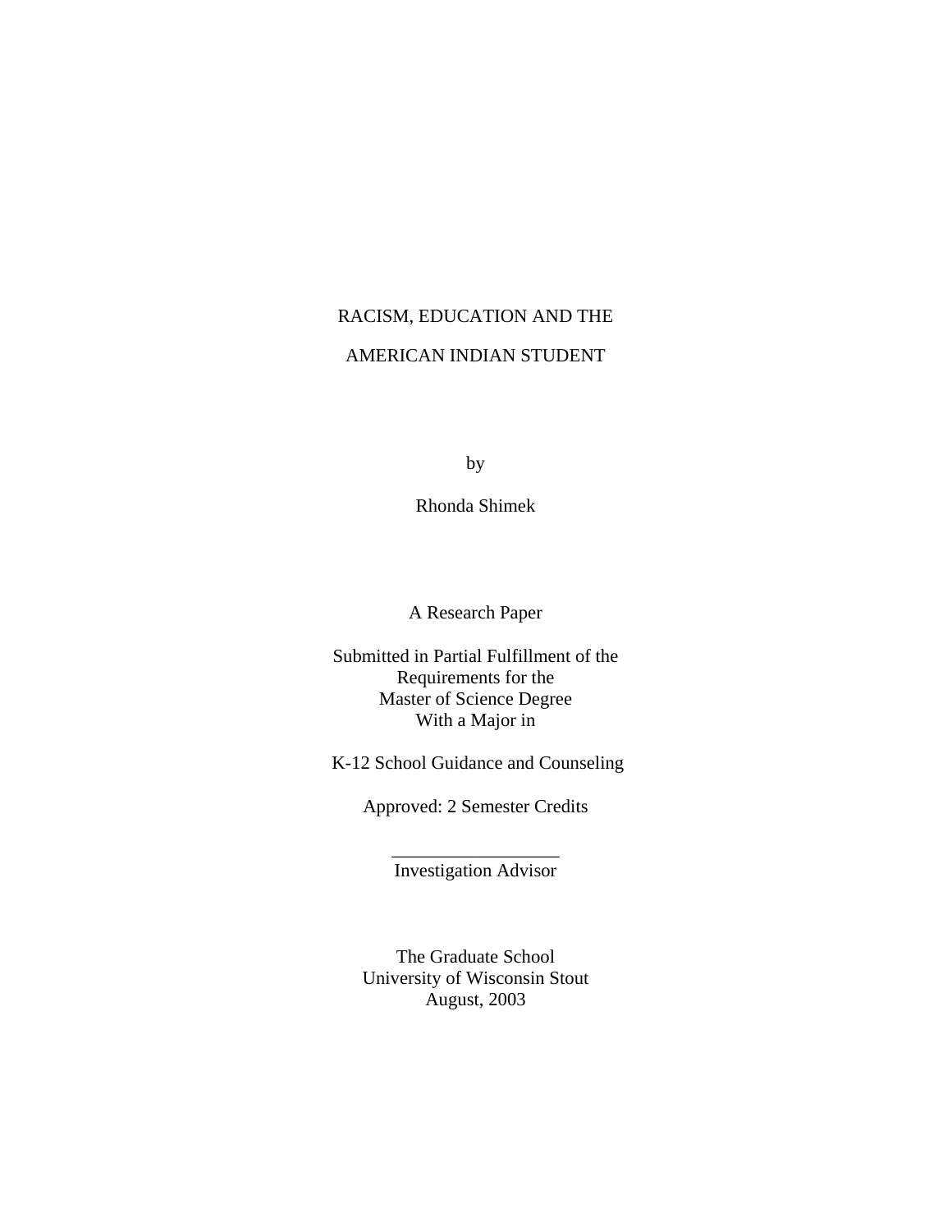# RACISM, EDUCATION AND THE AMERICAN INDIAN STUDENT

by

Rhonda Shimek

A Research Paper

Submitted in Partial Fulfillment of the
Requirements for the
Master of Science Degree
With a Major in

K-12 School Guidance and Counseling

Approved: 2 Semester Credits

__________________
Investigation Advisor

The Graduate School
University of Wisconsin Stout
August, 2003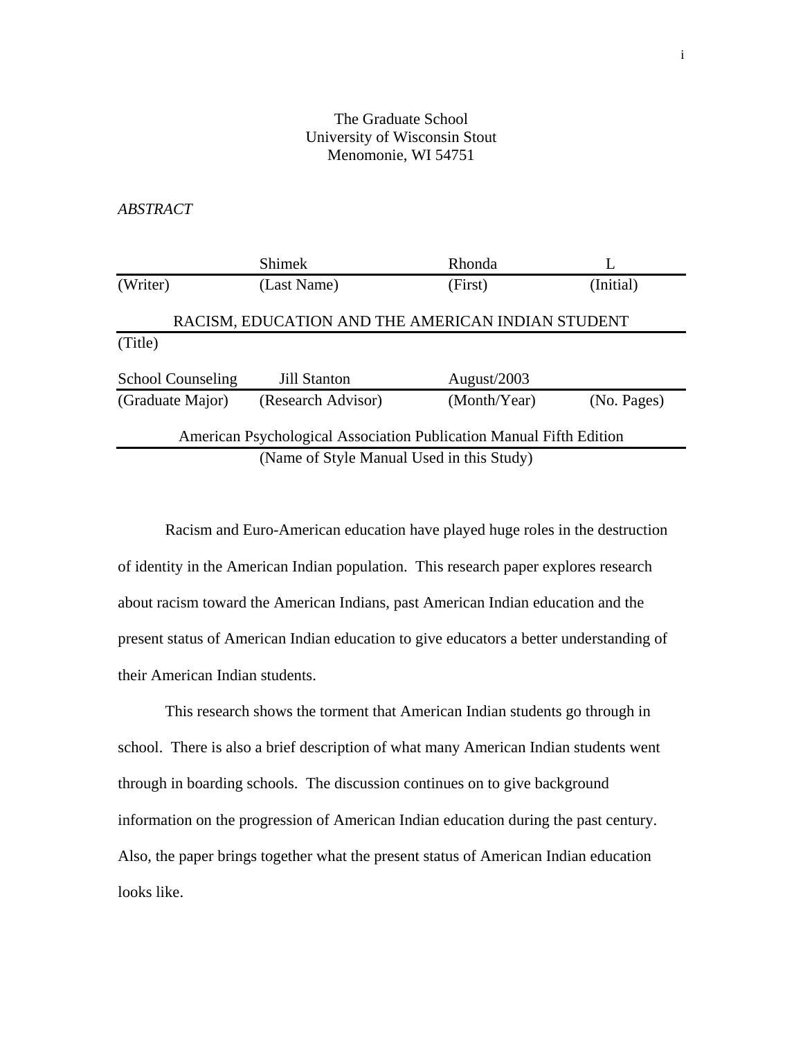The Graduate School
University of Wisconsin Stout
Menomonie, WI 54751

*ABSTRACT*

| | Shimek | Rhonda | L |
|---|---|---|---|
| (Writer) | (Last Name) | (First) | (Initial) |

RACISM, EDUCATION AND THE AMERICAN INDIAN STUDENT
(Title)

| School Counseling | Jill Stanton | August/2003 | |
|---|---|---|---|
| (Graduate Major) | (Research Advisor) | (Month/Year) | (No. Pages) |

American Psychological Association Publication Manual Fifth Edition
(Name of Style Manual Used in this Study)

Racism and Euro-American education have played huge roles in the destruction of identity in the American Indian population. This research paper explores research about racism toward the American Indians, past American Indian education and the present status of American Indian education to give educators a better understanding of their American Indian students.

This research shows the torment that American Indian students go through in school. There is also a brief description of what many American Indian students went through in boarding schools. The discussion continues on to give background information on the progression of American Indian education during the past century. Also, the paper brings together what the present status of American Indian education looks like.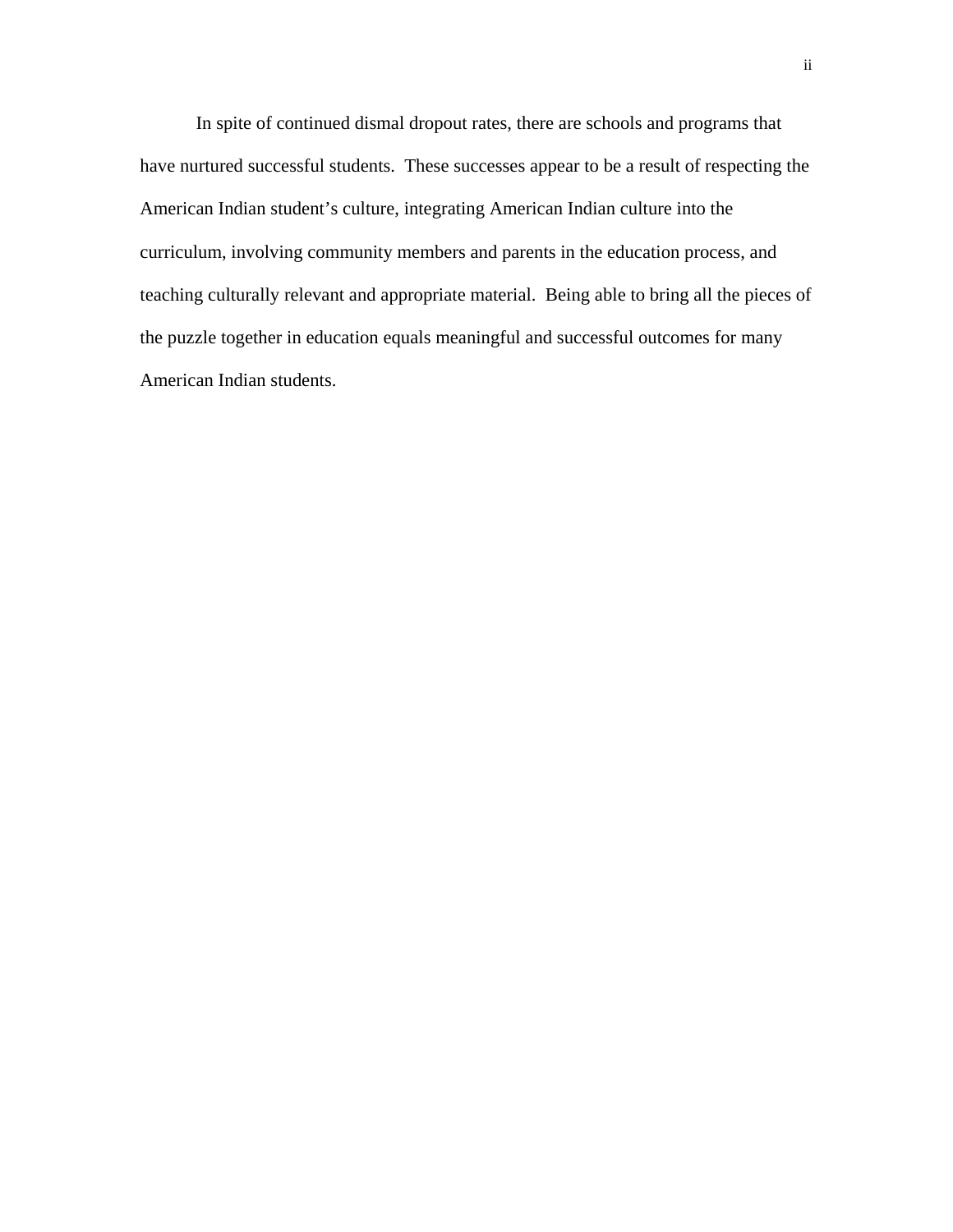In spite of continued dismal dropout rates, there are schools and programs that have nurtured successful students. These successes appear to be a result of respecting the American Indian student's culture, integrating American Indian culture into the curriculum, involving community members and parents in the education process, and teaching culturally relevant and appropriate material. Being able to bring all the pieces of the puzzle together in education equals meaningful and successful outcomes for many American Indian students.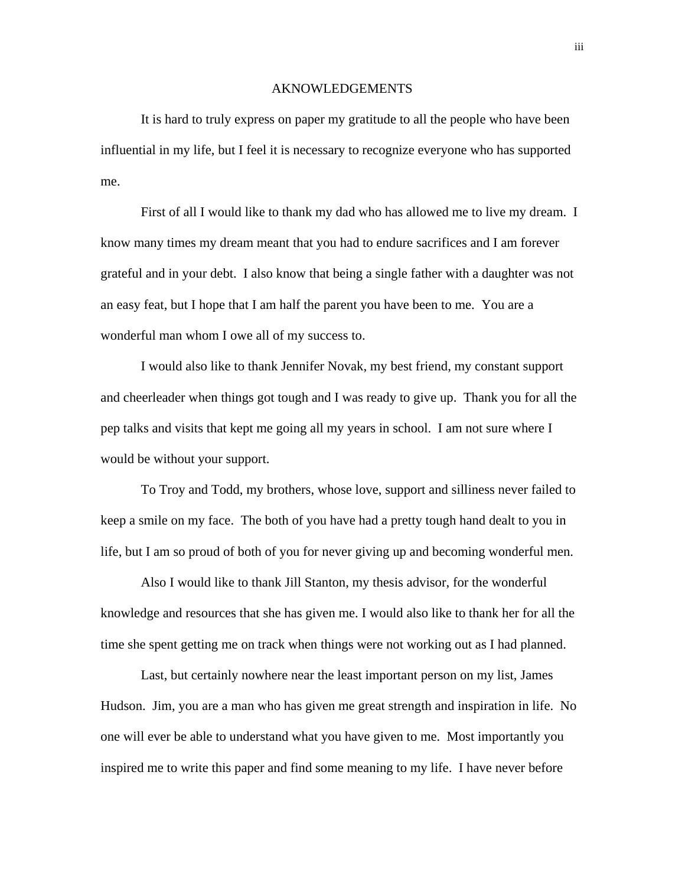# AKNOWLEDGEMENTS

It is hard to truly express on paper my gratitude to all the people who have been influential in my life, but I feel it is necessary to recognize everyone who has supported me.

First of all I would like to thank my dad who has allowed me to live my dream. I know many times my dream meant that you had to endure sacrifices and I am forever grateful and in your debt. I also know that being a single father with a daughter was not an easy feat, but I hope that I am half the parent you have been to me. You are a wonderful man whom I owe all of my success to.

I would also like to thank Jennifer Novak, my best friend, my constant support and cheerleader when things got tough and I was ready to give up. Thank you for all the pep talks and visits that kept me going all my years in school. I am not sure where I would be without your support.

To Troy and Todd, my brothers, whose love, support and silliness never failed to keep a smile on my face. The both of you have had a pretty tough hand dealt to you in life, but I am so proud of both of you for never giving up and becoming wonderful men.

Also I would like to thank Jill Stanton, my thesis advisor, for the wonderful knowledge and resources that she has given me. I would also like to thank her for all the time she spent getting me on track when things were not working out as I had planned.

Last, but certainly nowhere near the least important person on my list, James Hudson. Jim, you are a man who has given me great strength and inspiration in life. No one will ever be able to understand what you have given to me. Most importantly you inspired me to write this paper and find some meaning to my life. I have never before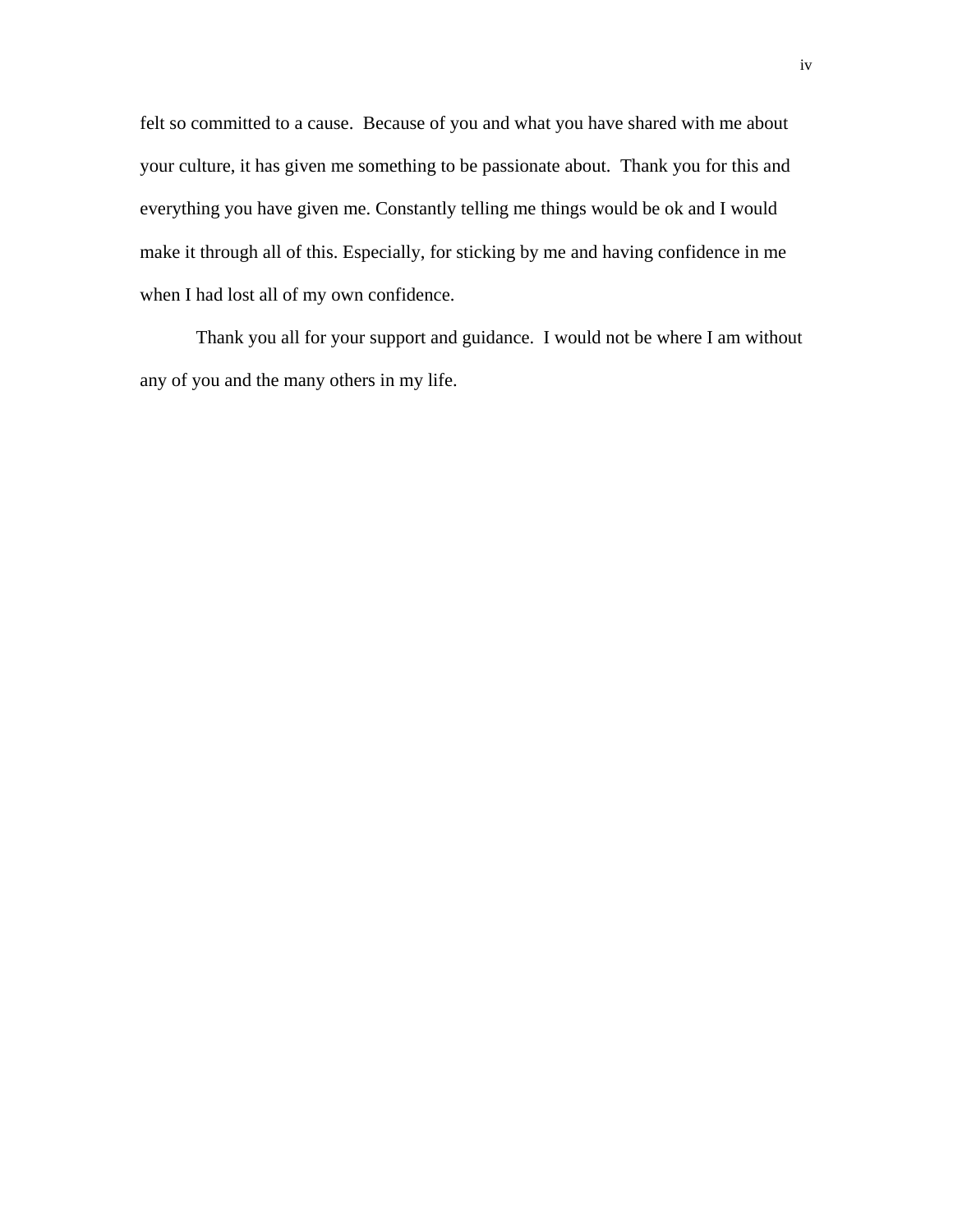felt so committed to a cause. Because of you and what you have shared with me about your culture, it has given me something to be passionate about. Thank you for this and everything you have given me. Constantly telling me things would be ok and I would make it through all of this. Especially, for sticking by me and having confidence in me when I had lost all of my own confidence.

Thank you all for your support and guidance. I would not be where I am without any of you and the many others in my life.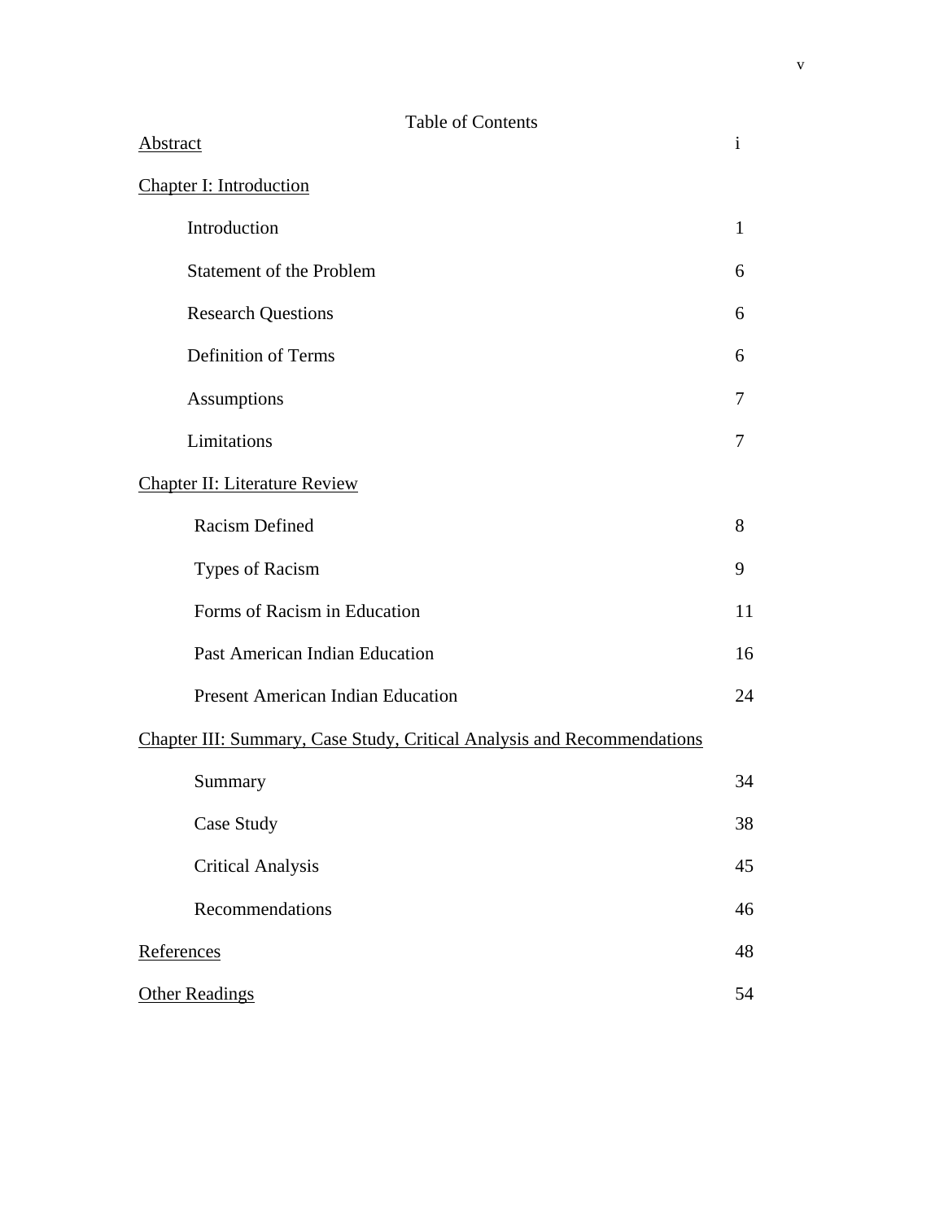# Table of Contents

| | |
|---|---|
| Abstract | i |
| **Chapter I: Introduction** | |
| Introduction | 1 |
| Statement of the Problem | 6 |
| Research Questions | 6 |
| Definition of Terms | 6 |
| Assumptions | 7 |
| Limitations | 7 |
| **Chapter II: Literature Review** | |
| Racism Defined | 8 |
| Types of Racism | 9 |
| Forms of Racism in Education | 11 |
| Past American Indian Education | 16 |
| Present American Indian Education | 24 |
| **Chapter III: Summary, Case Study, Critical Analysis and Recommendations** | |
| Summary | 34 |
| Case Study | 38 |
| Critical Analysis | 45 |
| Recommendations | 46 |
| References | 48 |
| Other Readings | 54 |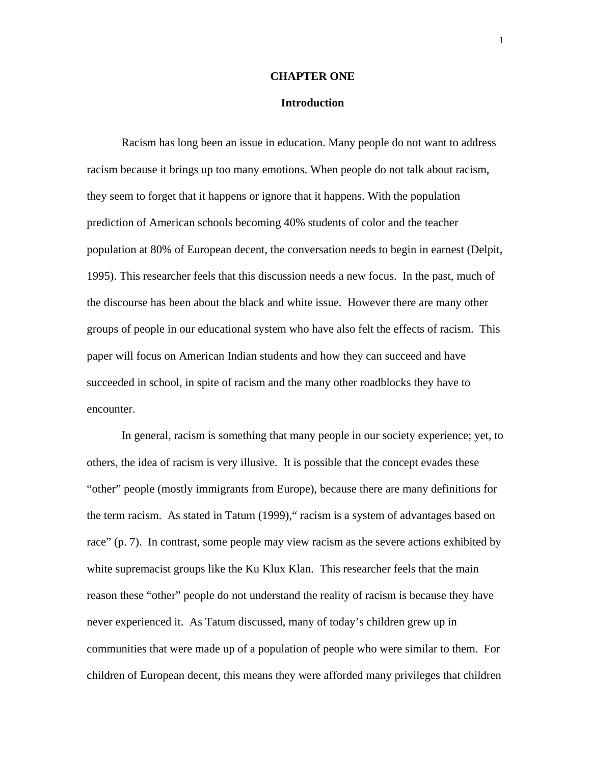# CHAPTER ONE

## Introduction

Racism has long been an issue in education. Many people do not want to address racism because it brings up too many emotions. When people do not talk about racism, they seem to forget that it happens or ignore that it happens. With the population prediction of American schools becoming 40% students of color and the teacher population at 80% of European decent, the conversation needs to begin in earnest (Delpit, 1995). This researcher feels that this discussion needs a new focus. In the past, much of the discourse has been about the black and white issue. However there are many other groups of people in our educational system who have also felt the effects of racism. This paper will focus on American Indian students and how they can succeed and have succeeded in school, in spite of racism and the many other roadblocks they have to encounter.

In general, racism is something that many people in our society experience; yet, to others, the idea of racism is very illusive. It is possible that the concept evades these "other" people (mostly immigrants from Europe), because there are many definitions for the term racism. As stated in Tatum (1999)," racism is a system of advantages based on race" (p. 7). In contrast, some people may view racism as the severe actions exhibited by white supremacist groups like the Ku Klux Klan. This researcher feels that the main reason these "other" people do not understand the reality of racism is because they have never experienced it. As Tatum discussed, many of today's children grew up in communities that were made up of a population of people who were similar to them. For children of European decent, this means they were afforded many privileges that children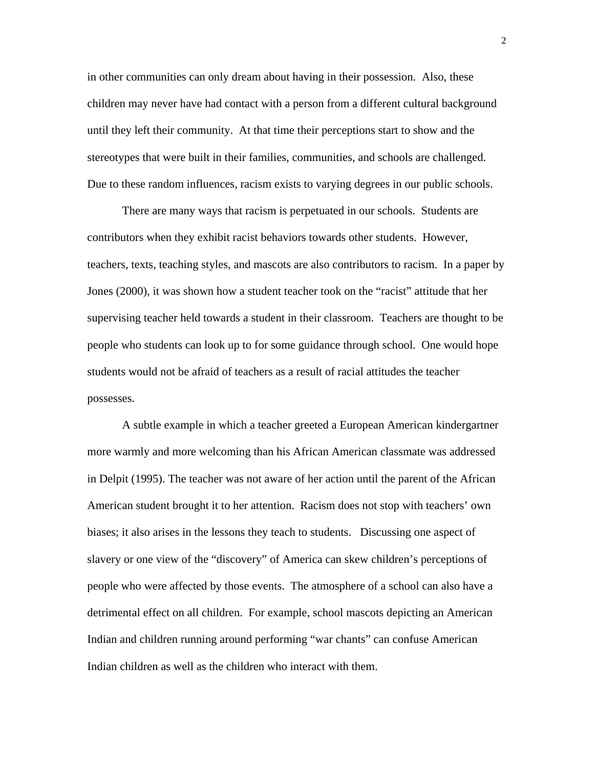in other communities can only dream about having in their possession. Also, these children may never have had contact with a person from a different cultural background until they left their community. At that time their perceptions start to show and the stereotypes that were built in their families, communities, and schools are challenged. Due to these random influences, racism exists to varying degrees in our public schools.

There are many ways that racism is perpetuated in our schools. Students are contributors when they exhibit racist behaviors towards other students. However, teachers, texts, teaching styles, and mascots are also contributors to racism. In a paper by Jones (2000), it was shown how a student teacher took on the "racist" attitude that her supervising teacher held towards a student in their classroom. Teachers are thought to be people who students can look up to for some guidance through school. One would hope students would not be afraid of teachers as a result of racial attitudes the teacher possesses.

A subtle example in which a teacher greeted a European American kindergartner more warmly and more welcoming than his African American classmate was addressed in Delpit (1995). The teacher was not aware of her action until the parent of the African American student brought it to her attention. Racism does not stop with teachers' own biases; it also arises in the lessons they teach to students. Discussing one aspect of slavery or one view of the "discovery" of America can skew children's perceptions of people who were affected by those events. The atmosphere of a school can also have a detrimental effect on all children. For example, school mascots depicting an American Indian and children running around performing "war chants" can confuse American Indian children as well as the children who interact with them.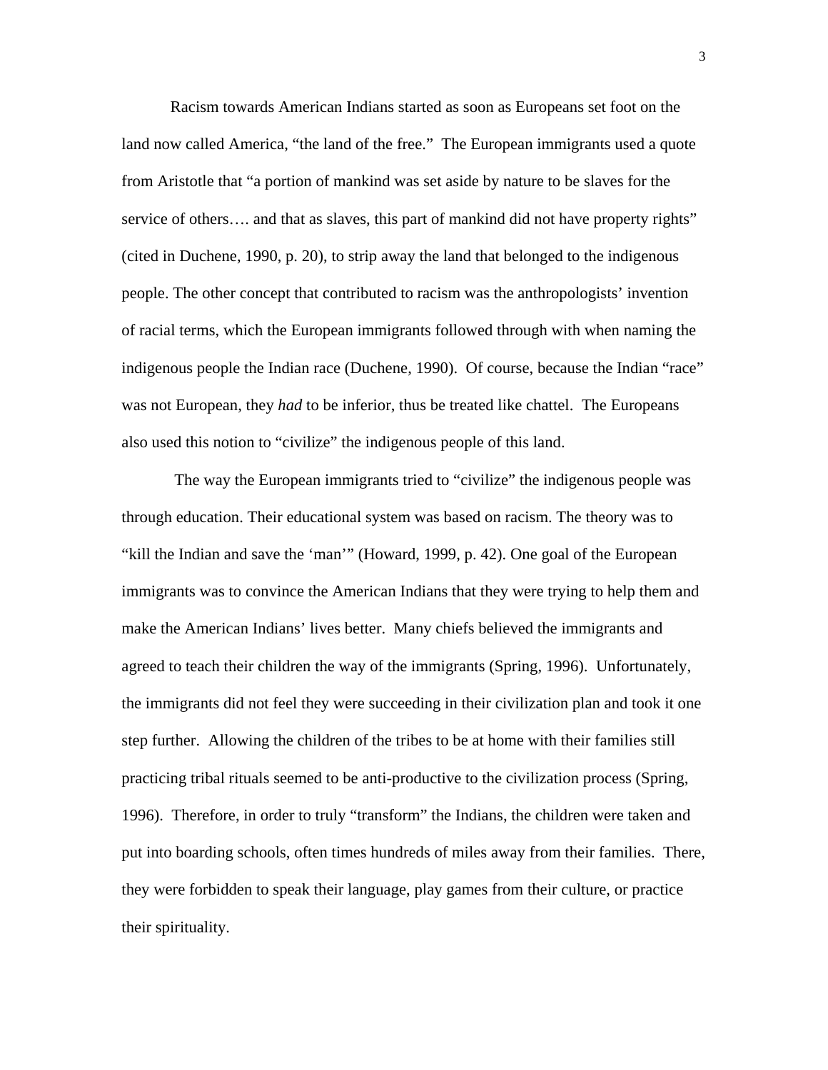Racism towards American Indians started as soon as Europeans set foot on the land now called America, "the land of the free." The European immigrants used a quote from Aristotle that "a portion of mankind was set aside by nature to be slaves for the service of others…. and that as slaves, this part of mankind did not have property rights" (cited in Duchene, 1990, p. 20), to strip away the land that belonged to the indigenous people. The other concept that contributed to racism was the anthropologists' invention of racial terms, which the European immigrants followed through with when naming the indigenous people the Indian race (Duchene, 1990). Of course, because the Indian "race" was not European, they *had* to be inferior, thus be treated like chattel. The Europeans also used this notion to "civilize" the indigenous people of this land.

The way the European immigrants tried to "civilize" the indigenous people was through education. Their educational system was based on racism. The theory was to "kill the Indian and save the 'man'" (Howard, 1999, p. 42). One goal of the European immigrants was to convince the American Indians that they were trying to help them and make the American Indians' lives better. Many chiefs believed the immigrants and agreed to teach their children the way of the immigrants (Spring, 1996). Unfortunately, the immigrants did not feel they were succeeding in their civilization plan and took it one step further. Allowing the children of the tribes to be at home with their families still practicing tribal rituals seemed to be anti-productive to the civilization process (Spring, 1996). Therefore, in order to truly "transform" the Indians, the children were taken and put into boarding schools, often times hundreds of miles away from their families. There, they were forbidden to speak their language, play games from their culture, or practice their spirituality.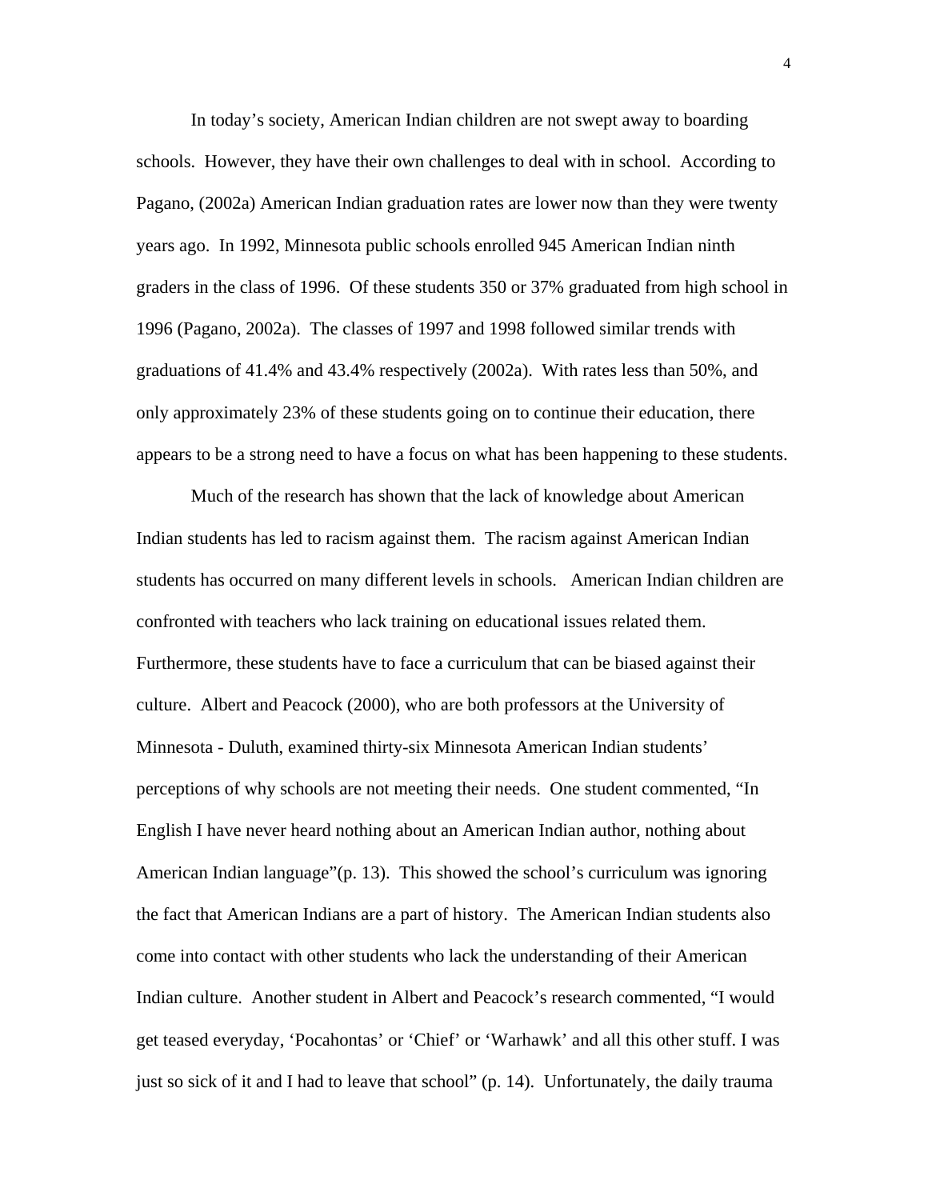In today's society, American Indian children are not swept away to boarding schools. However, they have their own challenges to deal with in school. According to Pagano, (2002a) American Indian graduation rates are lower now than they were twenty years ago. In 1992, Minnesota public schools enrolled 945 American Indian ninth graders in the class of 1996. Of these students 350 or 37% graduated from high school in 1996 (Pagano, 2002a). The classes of 1997 and 1998 followed similar trends with graduations of 41.4% and 43.4% respectively (2002a). With rates less than 50%, and only approximately 23% of these students going on to continue their education, there appears to be a strong need to have a focus on what has been happening to these students.

Much of the research has shown that the lack of knowledge about American Indian students has led to racism against them. The racism against American Indian students has occurred on many different levels in schools. American Indian children are confronted with teachers who lack training on educational issues related them. Furthermore, these students have to face a curriculum that can be biased against their culture. Albert and Peacock (2000), who are both professors at the University of Minnesota - Duluth, examined thirty-six Minnesota American Indian students' perceptions of why schools are not meeting their needs. One student commented, "In English I have never heard nothing about an American Indian author, nothing about American Indian language"(p. 13). This showed the school's curriculum was ignoring the fact that American Indians are a part of history. The American Indian students also come into contact with other students who lack the understanding of their American Indian culture. Another student in Albert and Peacock's research commented, "I would get teased everyday, 'Pocahontas' or 'Chief' or 'Warhawk' and all this other stuff. I was just so sick of it and I had to leave that school" (p. 14). Unfortunately, the daily trauma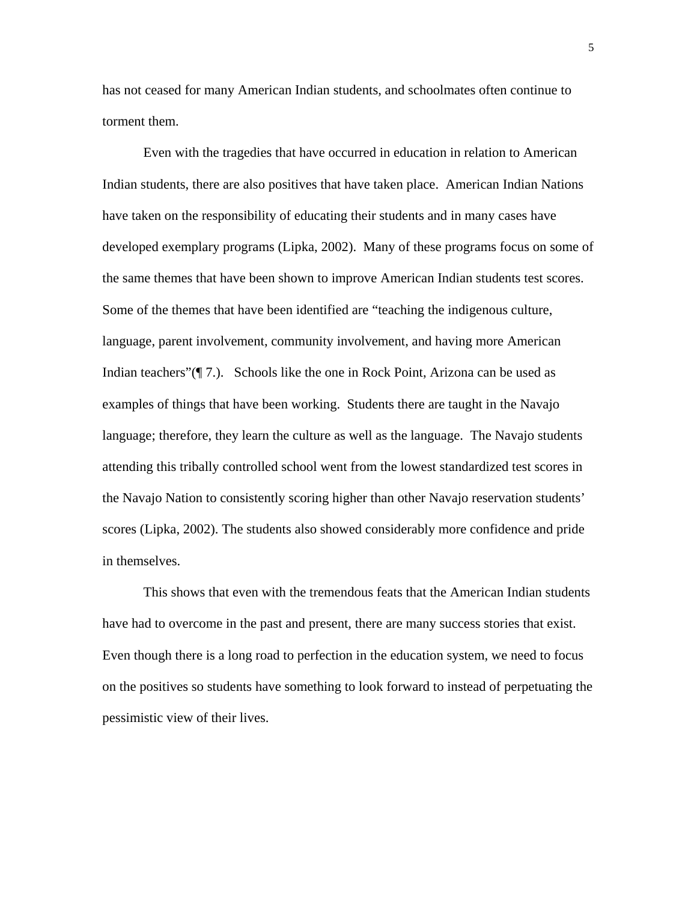has not ceased for many American Indian students, and schoolmates often continue to torment them.

Even with the tragedies that have occurred in education in relation to American Indian students, there are also positives that have taken place. American Indian Nations have taken on the responsibility of educating their students and in many cases have developed exemplary programs (Lipka, 2002). Many of these programs focus on some of the same themes that have been shown to improve American Indian students test scores. Some of the themes that have been identified are "teaching the indigenous culture, language, parent involvement, community involvement, and having more American Indian teachers"(¶ 7.). Schools like the one in Rock Point, Arizona can be used as examples of things that have been working. Students there are taught in the Navajo language; therefore, they learn the culture as well as the language. The Navajo students attending this tribally controlled school went from the lowest standardized test scores in the Navajo Nation to consistently scoring higher than other Navajo reservation students' scores (Lipka, 2002). The students also showed considerably more confidence and pride in themselves.

This shows that even with the tremendous feats that the American Indian students have had to overcome in the past and present, there are many success stories that exist. Even though there is a long road to perfection in the education system, we need to focus on the positives so students have something to look forward to instead of perpetuating the pessimistic view of their lives.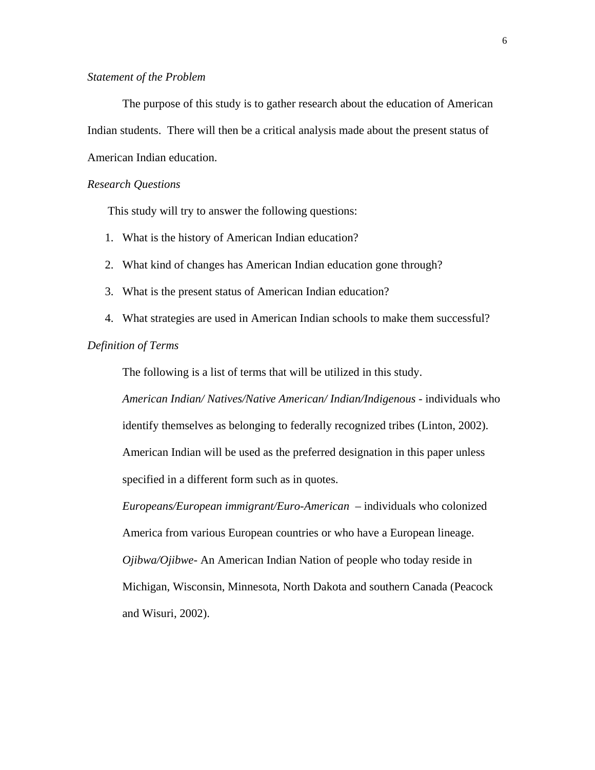*Statement of the Problem*

The purpose of this study is to gather research about the education of American Indian students. There will then be a critical analysis made about the present status of American Indian education.

*Research Questions*

This study will try to answer the following questions:

1. What is the history of American Indian education?
2. What kind of changes has American Indian education gone through?
3. What is the present status of American Indian education?
4. What strategies are used in American Indian schools to make them successful?

*Definition of Terms*

The following is a list of terms that will be utilized in this study.

*American Indian/ Natives/Native American/ Indian/Indigenous* - individuals who identify themselves as belonging to federally recognized tribes (Linton, 2002). American Indian will be used as the preferred designation in this paper unless specified in a different form such as in quotes.

*Europeans/European immigrant/Euro-American* – individuals who colonized America from various European countries or who have a European lineage.

*Ojibwa/Ojibwe*- An American Indian Nation of people who today reside in Michigan, Wisconsin, Minnesota, North Dakota and southern Canada (Peacock and Wisuri, 2002).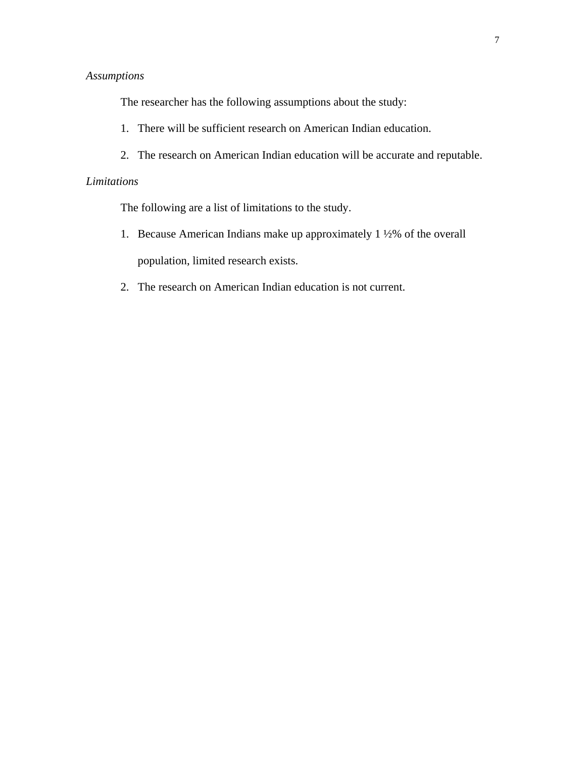### *Assumptions*

The researcher has the following assumptions about the study:

1. There will be sufficient research on American Indian education.
2. The research on American Indian education will be accurate and reputable.

### *Limitations*

The following are a list of limitations to the study.

1. Because American Indians make up approximately 1 ½% of the overall population, limited research exists.
2. The research on American Indian education is not current.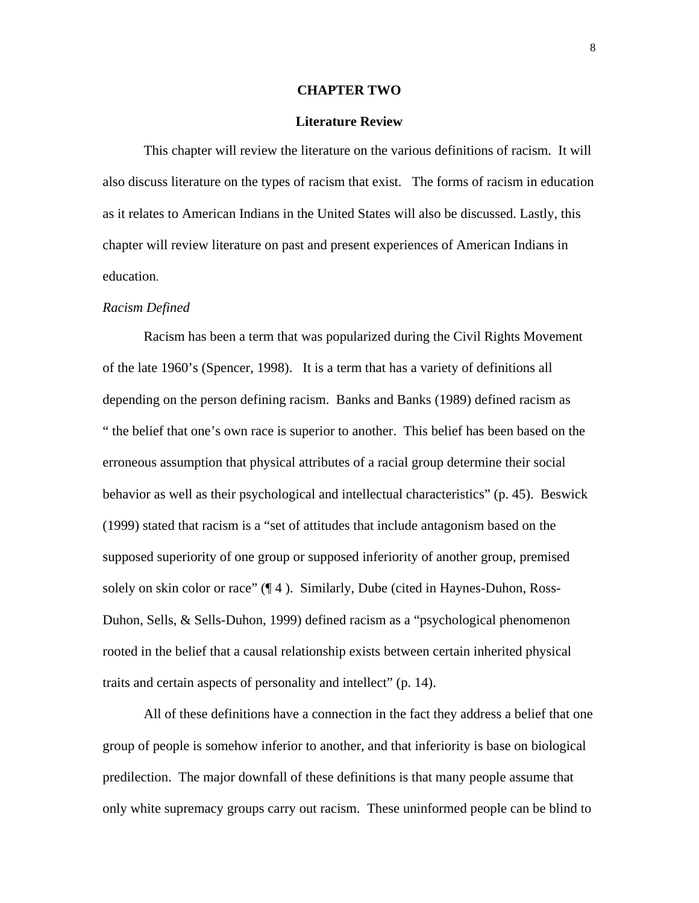# CHAPTER TWO

## Literature Review

This chapter will review the literature on the various definitions of racism. It will also discuss literature on the types of racism that exist. The forms of racism in education as it relates to American Indians in the United States will also be discussed. Lastly, this chapter will review literature on past and present experiences of American Indians in education.

*Racism Defined*

Racism has been a term that was popularized during the Civil Rights Movement of the late 1960's (Spencer, 1998). It is a term that has a variety of definitions all depending on the person defining racism. Banks and Banks (1989) defined racism as " the belief that one's own race is superior to another. This belief has been based on the erroneous assumption that physical attributes of a racial group determine their social behavior as well as their psychological and intellectual characteristics" (p. 45). Beswick (1999) stated that racism is a "set of attitudes that include antagonism based on the supposed superiority of one group or supposed inferiority of another group, premised solely on skin color or race" (¶ 4 ). Similarly, Dube (cited in Haynes-Duhon, Ross-Duhon, Sells, & Sells-Duhon, 1999) defined racism as a "psychological phenomenon rooted in the belief that a causal relationship exists between certain inherited physical traits and certain aspects of personality and intellect" (p. 14).

All of these definitions have a connection in the fact they address a belief that one group of people is somehow inferior to another, and that inferiority is base on biological predilection. The major downfall of these definitions is that many people assume that only white supremacy groups carry out racism. These uninformed people can be blind to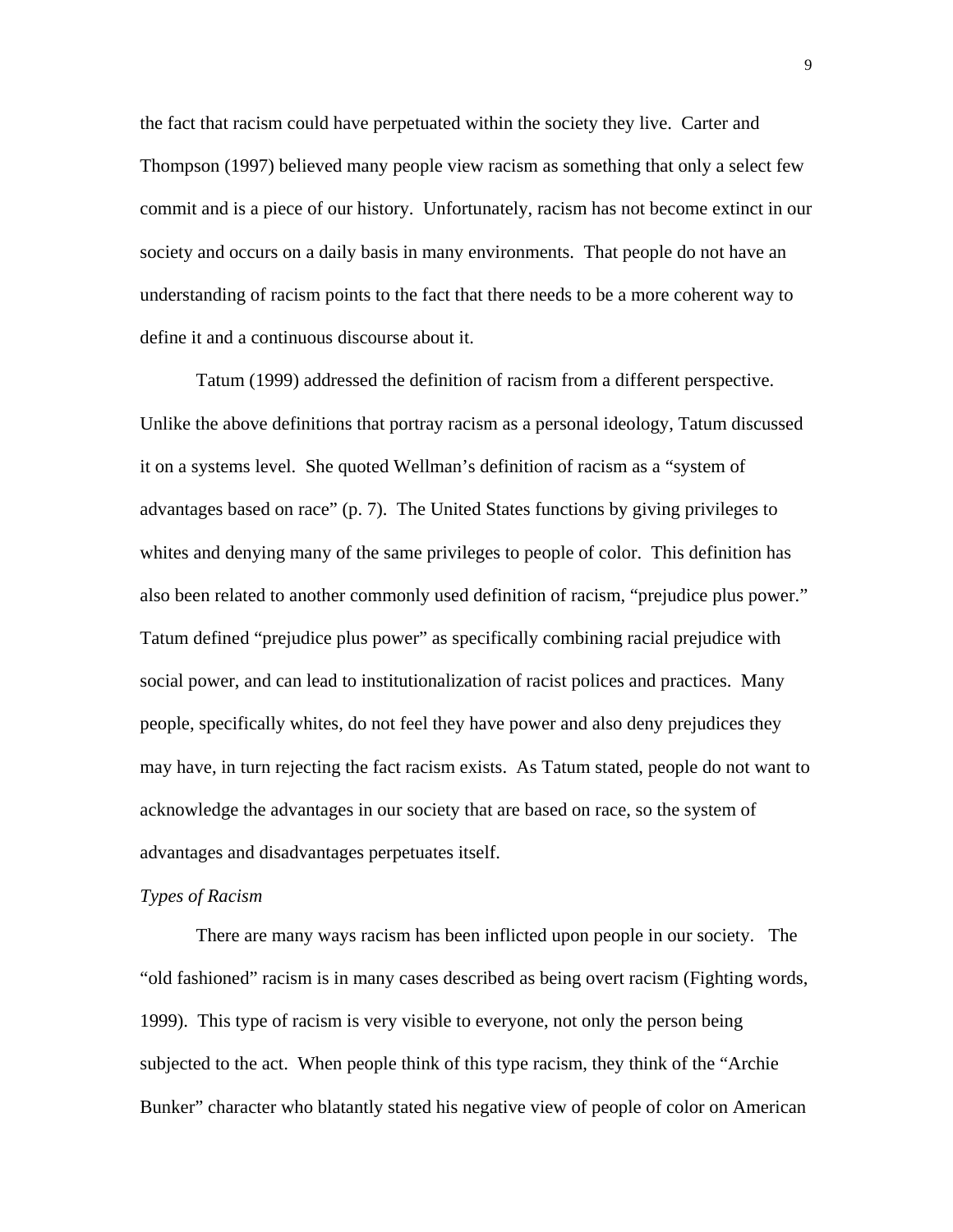the fact that racism could have perpetuated within the society they live. Carter and Thompson (1997) believed many people view racism as something that only a select few commit and is a piece of our history. Unfortunately, racism has not become extinct in our society and occurs on a daily basis in many environments. That people do not have an understanding of racism points to the fact that there needs to be a more coherent way to define it and a continuous discourse about it.

Tatum (1999) addressed the definition of racism from a different perspective. Unlike the above definitions that portray racism as a personal ideology, Tatum discussed it on a systems level. She quoted Wellman's definition of racism as a "system of advantages based on race" (p. 7). The United States functions by giving privileges to whites and denying many of the same privileges to people of color. This definition has also been related to another commonly used definition of racism, "prejudice plus power." Tatum defined "prejudice plus power" as specifically combining racial prejudice with social power, and can lead to institutionalization of racist polices and practices. Many people, specifically whites, do not feel they have power and also deny prejudices they may have, in turn rejecting the fact racism exists. As Tatum stated, people do not want to acknowledge the advantages in our society that are based on race, so the system of advantages and disadvantages perpetuates itself.

*Types of Racism*

There are many ways racism has been inflicted upon people in our society. The "old fashioned" racism is in many cases described as being overt racism (Fighting words, 1999). This type of racism is very visible to everyone, not only the person being subjected to the act. When people think of this type racism, they think of the "Archie Bunker" character who blatantly stated his negative view of people of color on American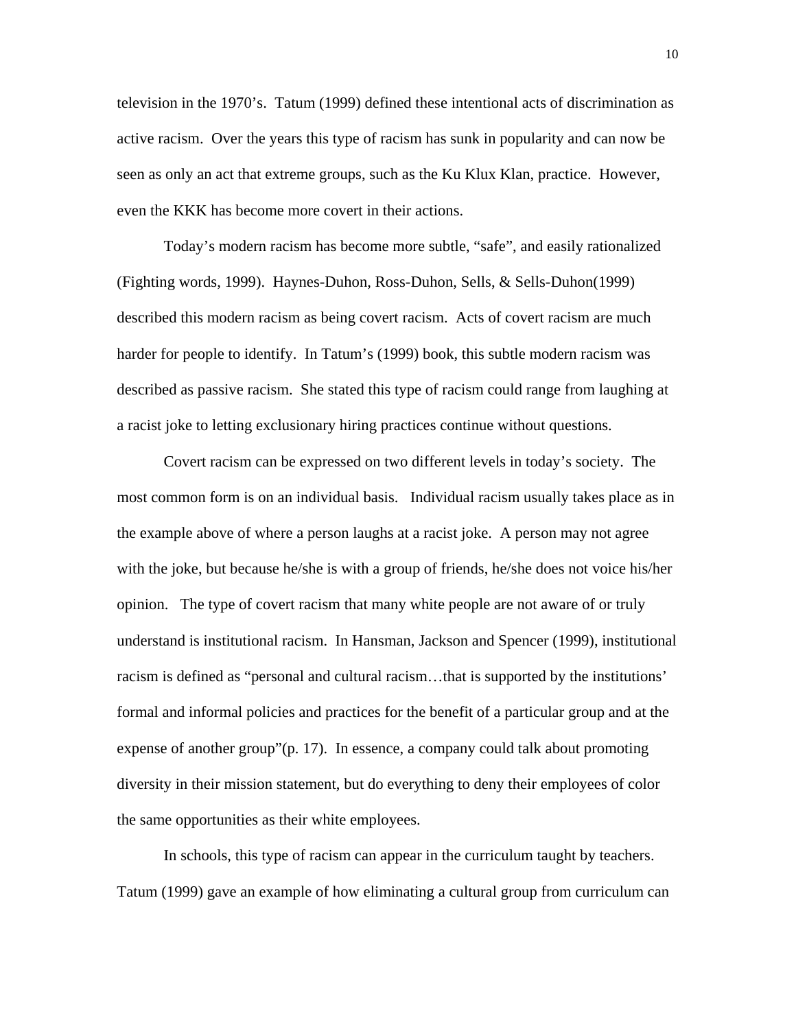television in the 1970's. Tatum (1999) defined these intentional acts of discrimination as active racism. Over the years this type of racism has sunk in popularity and can now be seen as only an act that extreme groups, such as the Ku Klux Klan, practice. However, even the KKK has become more covert in their actions.

Today's modern racism has become more subtle, "safe", and easily rationalized (Fighting words, 1999). Haynes-Duhon, Ross-Duhon, Sells, & Sells-Duhon(1999) described this modern racism as being covert racism. Acts of covert racism are much harder for people to identify. In Tatum's (1999) book, this subtle modern racism was described as passive racism. She stated this type of racism could range from laughing at a racist joke to letting exclusionary hiring practices continue without questions.

Covert racism can be expressed on two different levels in today's society. The most common form is on an individual basis. Individual racism usually takes place as in the example above of where a person laughs at a racist joke. A person may not agree with the joke, but because he/she is with a group of friends, he/she does not voice his/her opinion. The type of covert racism that many white people are not aware of or truly understand is institutional racism. In Hansman, Jackson and Spencer (1999), institutional racism is defined as "personal and cultural racism…that is supported by the institutions' formal and informal policies and practices for the benefit of a particular group and at the expense of another group"(p. 17). In essence, a company could talk about promoting diversity in their mission statement, but do everything to deny their employees of color the same opportunities as their white employees.

In schools, this type of racism can appear in the curriculum taught by teachers. Tatum (1999) gave an example of how eliminating a cultural group from curriculum can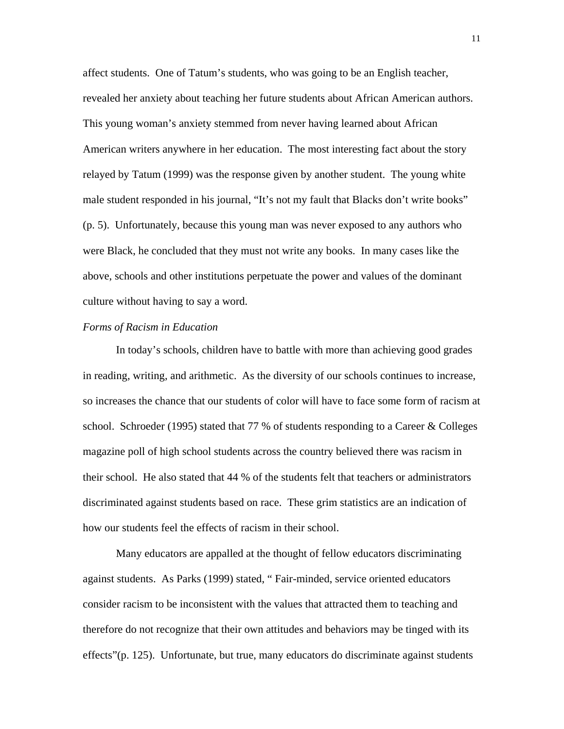affect students. One of Tatum's students, who was going to be an English teacher, revealed her anxiety about teaching her future students about African American authors. This young woman's anxiety stemmed from never having learned about African American writers anywhere in her education. The most interesting fact about the story relayed by Tatum (1999) was the response given by another student. The young white male student responded in his journal, "It's not my fault that Blacks don't write books" (p. 5). Unfortunately, because this young man was never exposed to any authors who were Black, he concluded that they must not write any books. In many cases like the above, schools and other institutions perpetuate the power and values of the dominant culture without having to say a word.

*Forms of Racism in Education*

In today's schools, children have to battle with more than achieving good grades in reading, writing, and arithmetic. As the diversity of our schools continues to increase, so increases the chance that our students of color will have to face some form of racism at school. Schroeder (1995) stated that 77 % of students responding to a Career & Colleges magazine poll of high school students across the country believed there was racism in their school. He also stated that 44 % of the students felt that teachers or administrators discriminated against students based on race. These grim statistics are an indication of how our students feel the effects of racism in their school.

Many educators are appalled at the thought of fellow educators discriminating against students. As Parks (1999) stated, " Fair-minded, service oriented educators consider racism to be inconsistent with the values that attracted them to teaching and therefore do not recognize that their own attitudes and behaviors may be tinged with its effects"(p. 125). Unfortunate, but true, many educators do discriminate against students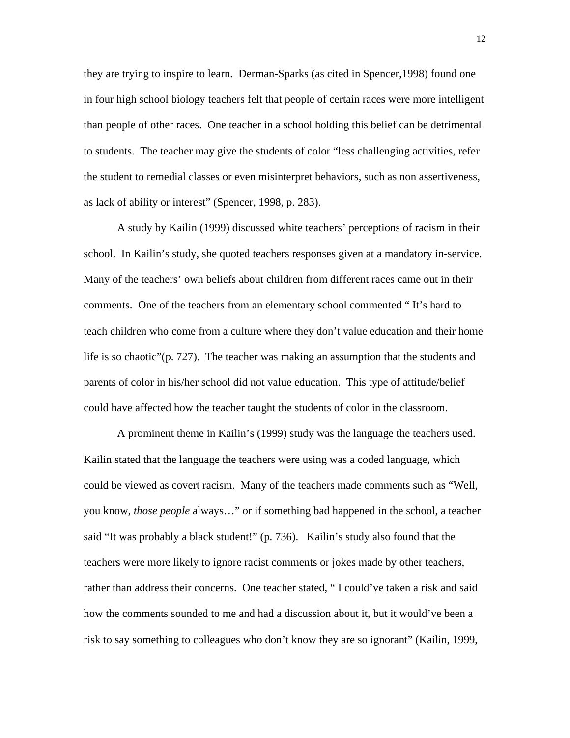they are trying to inspire to learn.  Derman-Sparks (as cited in Spencer,1998) found one in four high school biology teachers felt that people of certain races were more intelligent than people of other races.  One teacher in a school holding this belief can be detrimental to students.  The teacher may give the students of color “less challenging activities, refer the student to remedial classes or even misinterpret behaviors, such as non assertiveness, as lack of ability or interest” (Spencer, 1998, p. 283).

A study by Kailin (1999) discussed white teachers’ perceptions of racism in their school.  In Kailin’s study, she quoted teachers responses given at a mandatory in-service. Many of the teachers’ own beliefs about children from different races came out in their comments.  One of the teachers from an elementary school commented “ It’s hard to teach children who come from a culture where they don’t value education and their home life is so chaotic”(p. 727).  The teacher was making an assumption that the students and parents of color in his/her school did not value education.  This type of attitude/belief could have affected how the teacher taught the students of color in the classroom.

A prominent theme in Kailin’s (1999) study was the language the teachers used. Kailin stated that the language the teachers were using was a coded language, which could be viewed as covert racism.  Many of the teachers made comments such as “Well, you know, *those people* always…” or if something bad happened in the school, a teacher said “It was probably a black student!” (p. 736).   Kailin’s study also found that the teachers were more likely to ignore racist comments or jokes made by other teachers, rather than address their concerns.  One teacher stated, “ I could’ve taken a risk and said how the comments sounded to me and had a discussion about it, but it would’ve been a risk to say something to colleagues who don’t know they are so ignorant” (Kailin, 1999,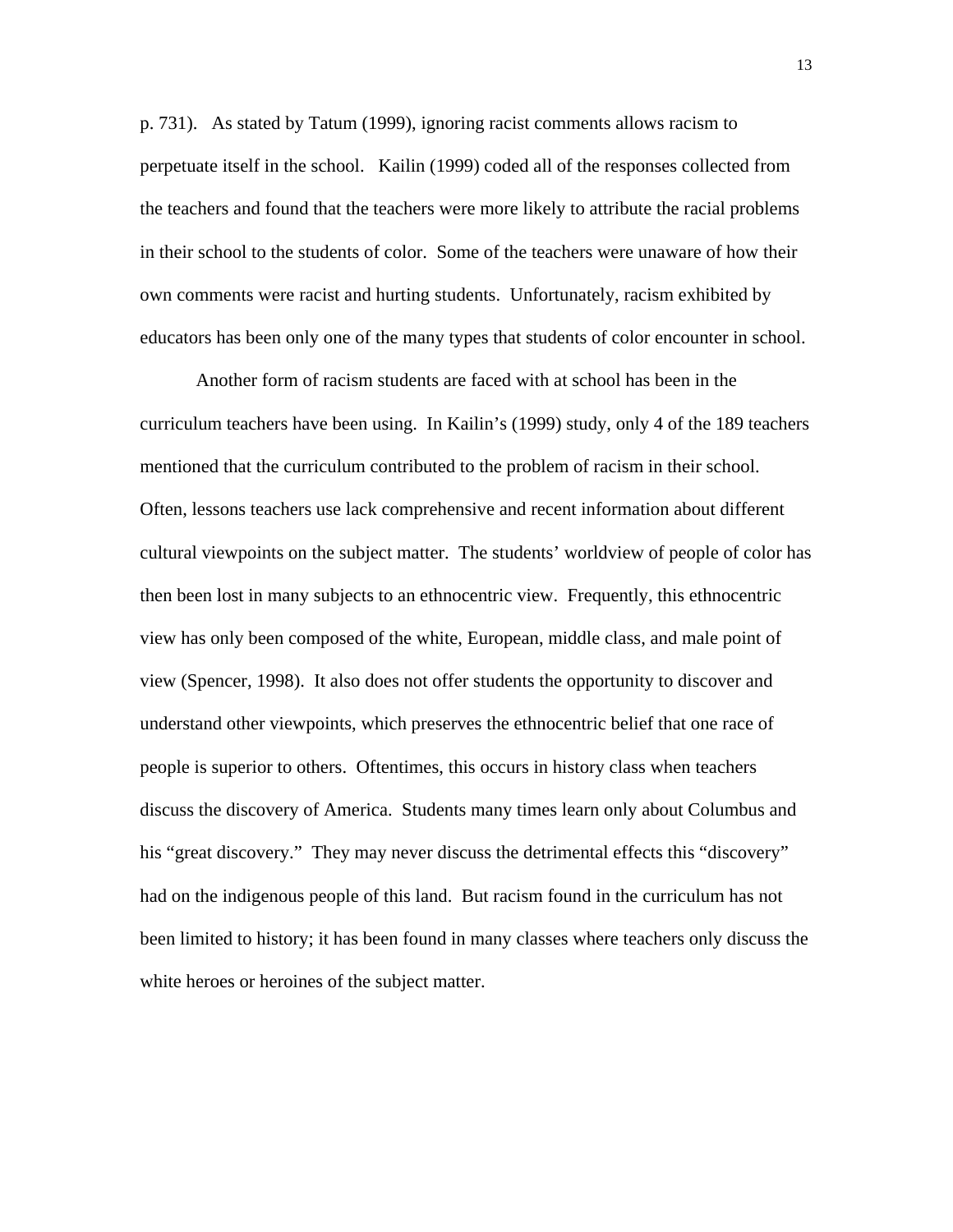p. 731). As stated by Tatum (1999), ignoring racist comments allows racism to perpetuate itself in the school. Kailin (1999) coded all of the responses collected from the teachers and found that the teachers were more likely to attribute the racial problems in their school to the students of color. Some of the teachers were unaware of how their own comments were racist and hurting students. Unfortunately, racism exhibited by educators has been only one of the many types that students of color encounter in school.

Another form of racism students are faced with at school has been in the curriculum teachers have been using. In Kailin's (1999) study, only 4 of the 189 teachers mentioned that the curriculum contributed to the problem of racism in their school. Often, lessons teachers use lack comprehensive and recent information about different cultural viewpoints on the subject matter. The students' worldview of people of color has then been lost in many subjects to an ethnocentric view. Frequently, this ethnocentric view has only been composed of the white, European, middle class, and male point of view (Spencer, 1998). It also does not offer students the opportunity to discover and understand other viewpoints, which preserves the ethnocentric belief that one race of people is superior to others. Oftentimes, this occurs in history class when teachers discuss the discovery of America. Students many times learn only about Columbus and his "great discovery." They may never discuss the detrimental effects this "discovery" had on the indigenous people of this land. But racism found in the curriculum has not been limited to history; it has been found in many classes where teachers only discuss the white heroes or heroines of the subject matter.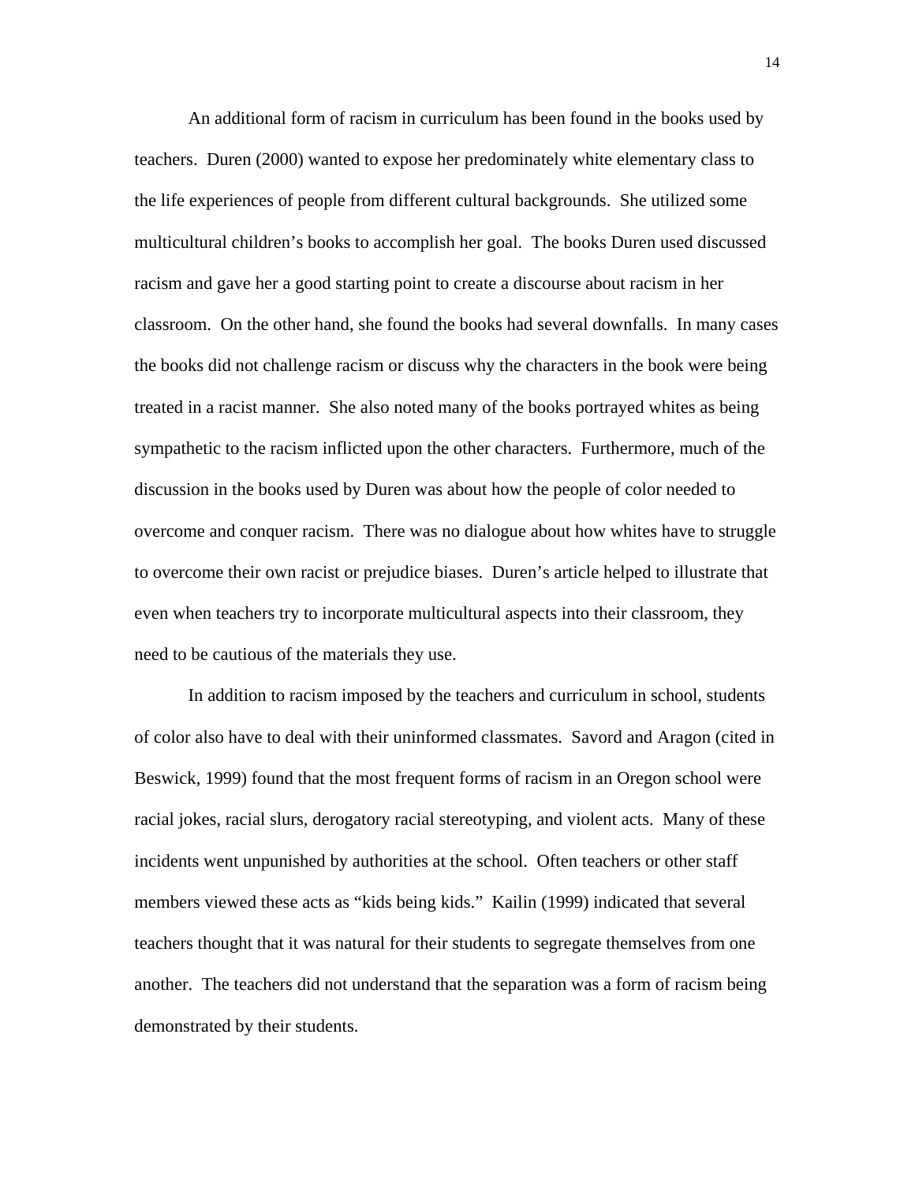An additional form of racism in curriculum has been found in the books used by teachers. Duren (2000) wanted to expose her predominately white elementary class to the life experiences of people from different cultural backgrounds. She utilized some multicultural children's books to accomplish her goal. The books Duren used discussed racism and gave her a good starting point to create a discourse about racism in her classroom. On the other hand, she found the books had several downfalls. In many cases the books did not challenge racism or discuss why the characters in the book were being treated in a racist manner. She also noted many of the books portrayed whites as being sympathetic to the racism inflicted upon the other characters. Furthermore, much of the discussion in the books used by Duren was about how the people of color needed to overcome and conquer racism. There was no dialogue about how whites have to struggle to overcome their own racist or prejudice biases. Duren's article helped to illustrate that even when teachers try to incorporate multicultural aspects into their classroom, they need to be cautious of the materials they use.

In addition to racism imposed by the teachers and curriculum in school, students of color also have to deal with their uninformed classmates. Savord and Aragon (cited in Beswick, 1999) found that the most frequent forms of racism in an Oregon school were racial jokes, racial slurs, derogatory racial stereotyping, and violent acts. Many of these incidents went unpunished by authorities at the school. Often teachers or other staff members viewed these acts as "kids being kids." Kailin (1999) indicated that several teachers thought that it was natural for their students to segregate themselves from one another. The teachers did not understand that the separation was a form of racism being demonstrated by their students.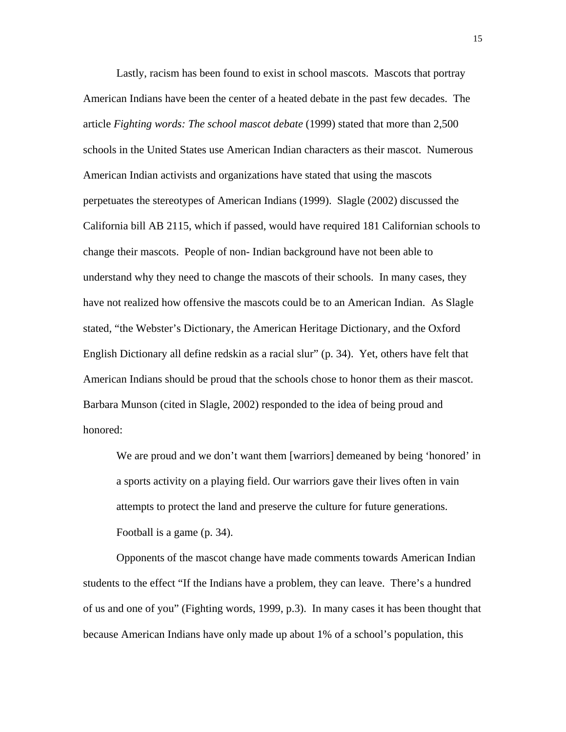Lastly, racism has been found to exist in school mascots. Mascots that portray American Indians have been the center of a heated debate in the past few decades. The article *Fighting words: The school mascot debate* (1999) stated that more than 2,500 schools in the United States use American Indian characters as their mascot. Numerous American Indian activists and organizations have stated that using the mascots perpetuates the stereotypes of American Indians (1999). Slagle (2002) discussed the California bill AB 2115, which if passed, would have required 181 Californian schools to change their mascots. People of non- Indian background have not been able to understand why they need to change the mascots of their schools. In many cases, they have not realized how offensive the mascots could be to an American Indian. As Slagle stated, "the Webster's Dictionary, the American Heritage Dictionary, and the Oxford English Dictionary all define redskin as a racial slur" (p. 34). Yet, others have felt that American Indians should be proud that the schools chose to honor them as their mascot. Barbara Munson (cited in Slagle, 2002) responded to the idea of being proud and honored:

> We are proud and we don't want them [warriors] demeaned by being 'honored' in a sports activity on a playing field. Our warriors gave their lives often in vain attempts to protect the land and preserve the culture for future generations. Football is a game (p. 34).

Opponents of the mascot change have made comments towards American Indian students to the effect "If the Indians have a problem, they can leave. There's a hundred of us and one of you" (Fighting words, 1999, p.3). In many cases it has been thought that because American Indians have only made up about 1% of a school's population, this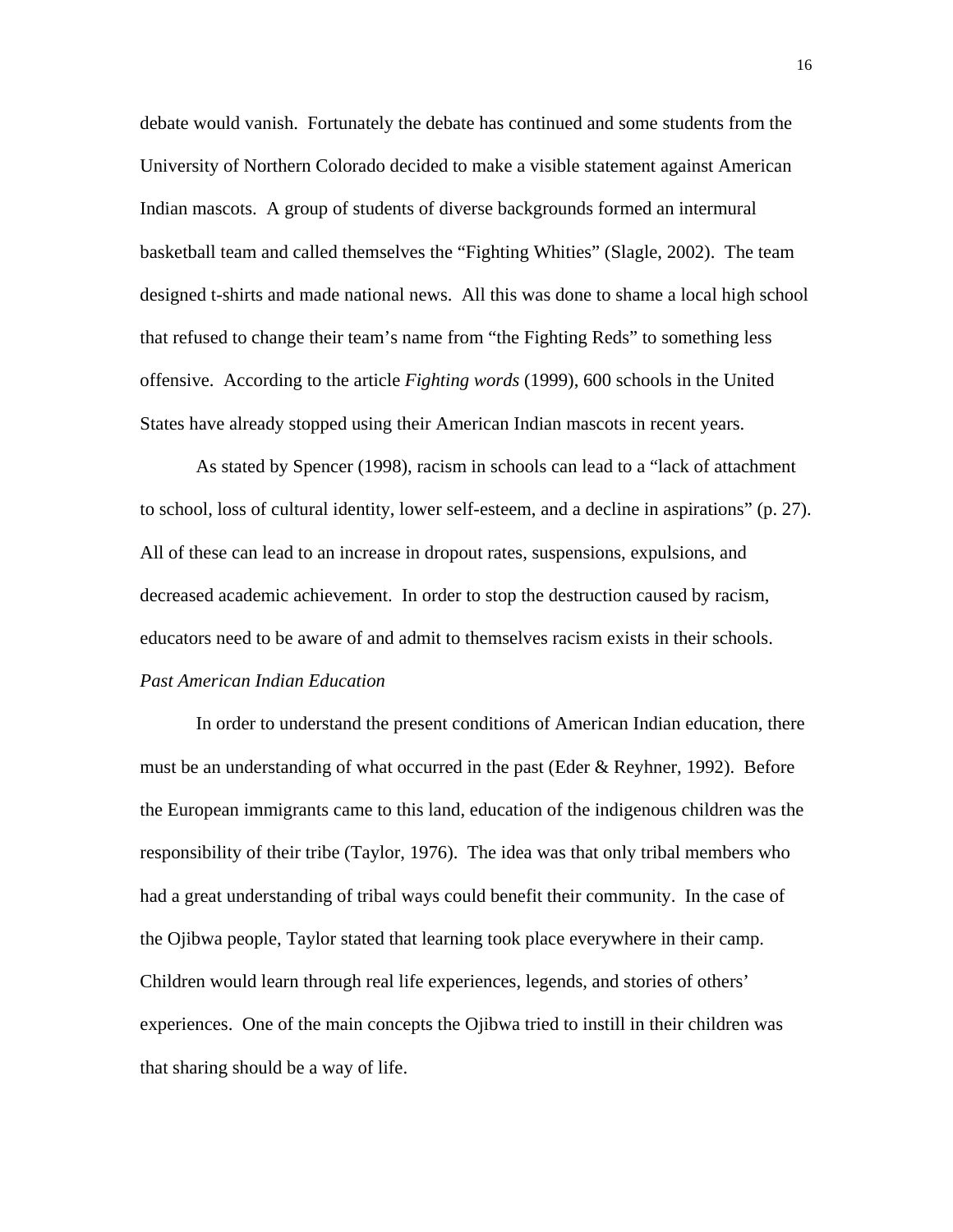debate would vanish. Fortunately the debate has continued and some students from the University of Northern Colorado decided to make a visible statement against American Indian mascots. A group of students of diverse backgrounds formed an intermural basketball team and called themselves the "Fighting Whities" (Slagle, 2002). The team designed t-shirts and made national news. All this was done to shame a local high school that refused to change their team's name from "the Fighting Reds" to something less offensive. According to the article *Fighting words* (1999), 600 schools in the United States have already stopped using their American Indian mascots in recent years.

As stated by Spencer (1998), racism in schools can lead to a "lack of attachment to school, loss of cultural identity, lower self-esteem, and a decline in aspirations" (p. 27). All of these can lead to an increase in dropout rates, suspensions, expulsions, and decreased academic achievement. In order to stop the destruction caused by racism, educators need to be aware of and admit to themselves racism exists in their schools.

*Past American Indian Education*

In order to understand the present conditions of American Indian education, there must be an understanding of what occurred in the past (Eder & Reyhner, 1992). Before the European immigrants came to this land, education of the indigenous children was the responsibility of their tribe (Taylor, 1976). The idea was that only tribal members who had a great understanding of tribal ways could benefit their community. In the case of the Ojibwa people, Taylor stated that learning took place everywhere in their camp. Children would learn through real life experiences, legends, and stories of others' experiences. One of the main concepts the Ojibwa tried to instill in their children was that sharing should be a way of life.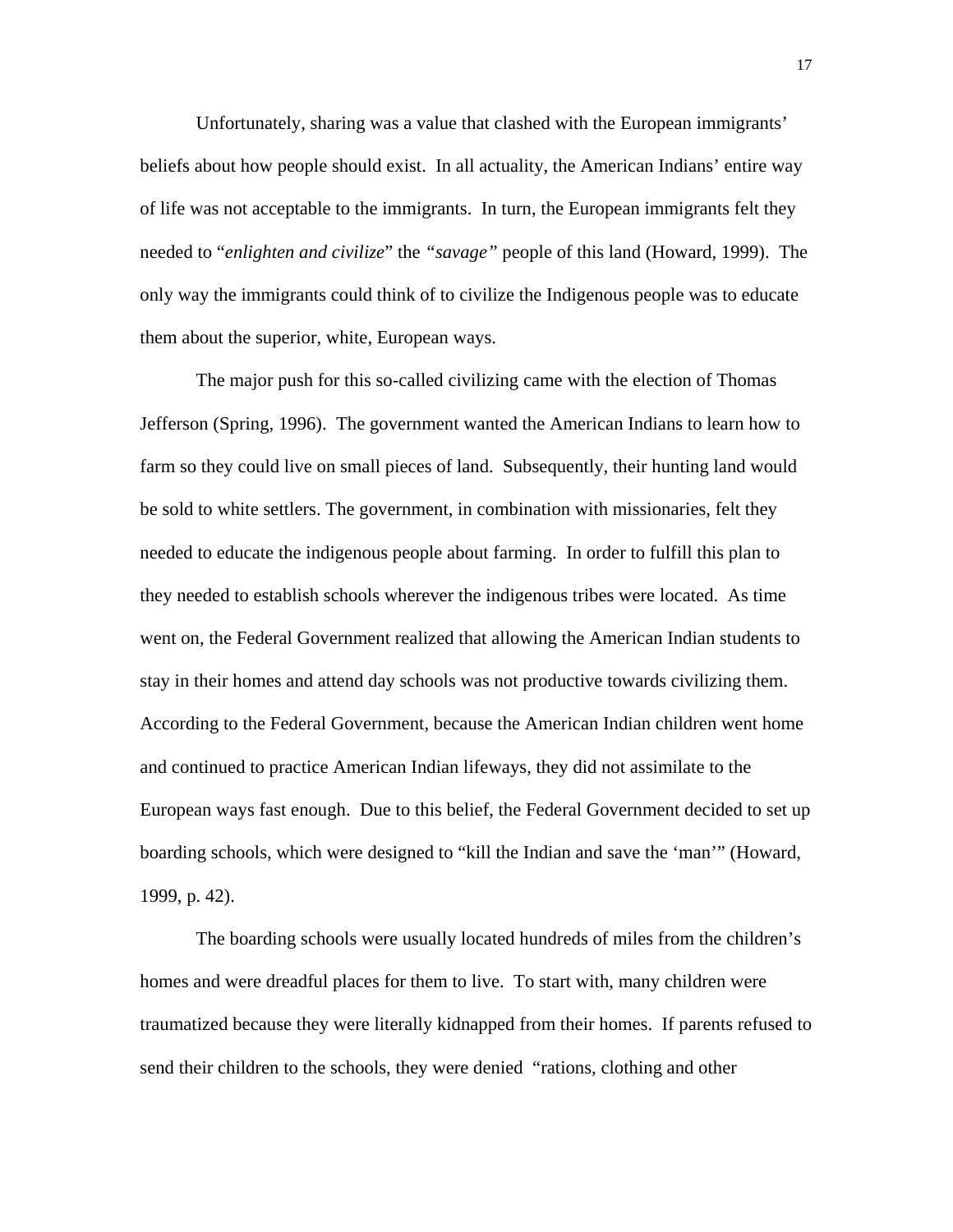Unfortunately, sharing was a value that clashed with the European immigrants' beliefs about how people should exist. In all actuality, the American Indians' entire way of life was not acceptable to the immigrants. In turn, the European immigrants felt they needed to "*enlighten and civilize*" the *"savage"* people of this land (Howard, 1999). The only way the immigrants could think of to civilize the Indigenous people was to educate them about the superior, white, European ways.

The major push for this so-called civilizing came with the election of Thomas Jefferson (Spring, 1996). The government wanted the American Indians to learn how to farm so they could live on small pieces of land. Subsequently, their hunting land would be sold to white settlers. The government, in combination with missionaries, felt they needed to educate the indigenous people about farming. In order to fulfill this plan to they needed to establish schools wherever the indigenous tribes were located. As time went on, the Federal Government realized that allowing the American Indian students to stay in their homes and attend day schools was not productive towards civilizing them. According to the Federal Government, because the American Indian children went home and continued to practice American Indian lifeways, they did not assimilate to the European ways fast enough. Due to this belief, the Federal Government decided to set up boarding schools, which were designed to "kill the Indian and save the 'man'" (Howard, 1999, p. 42).

The boarding schools were usually located hundreds of miles from the children's homes and were dreadful places for them to live. To start with, many children were traumatized because they were literally kidnapped from their homes. If parents refused to send their children to the schools, they were denied "rations, clothing and other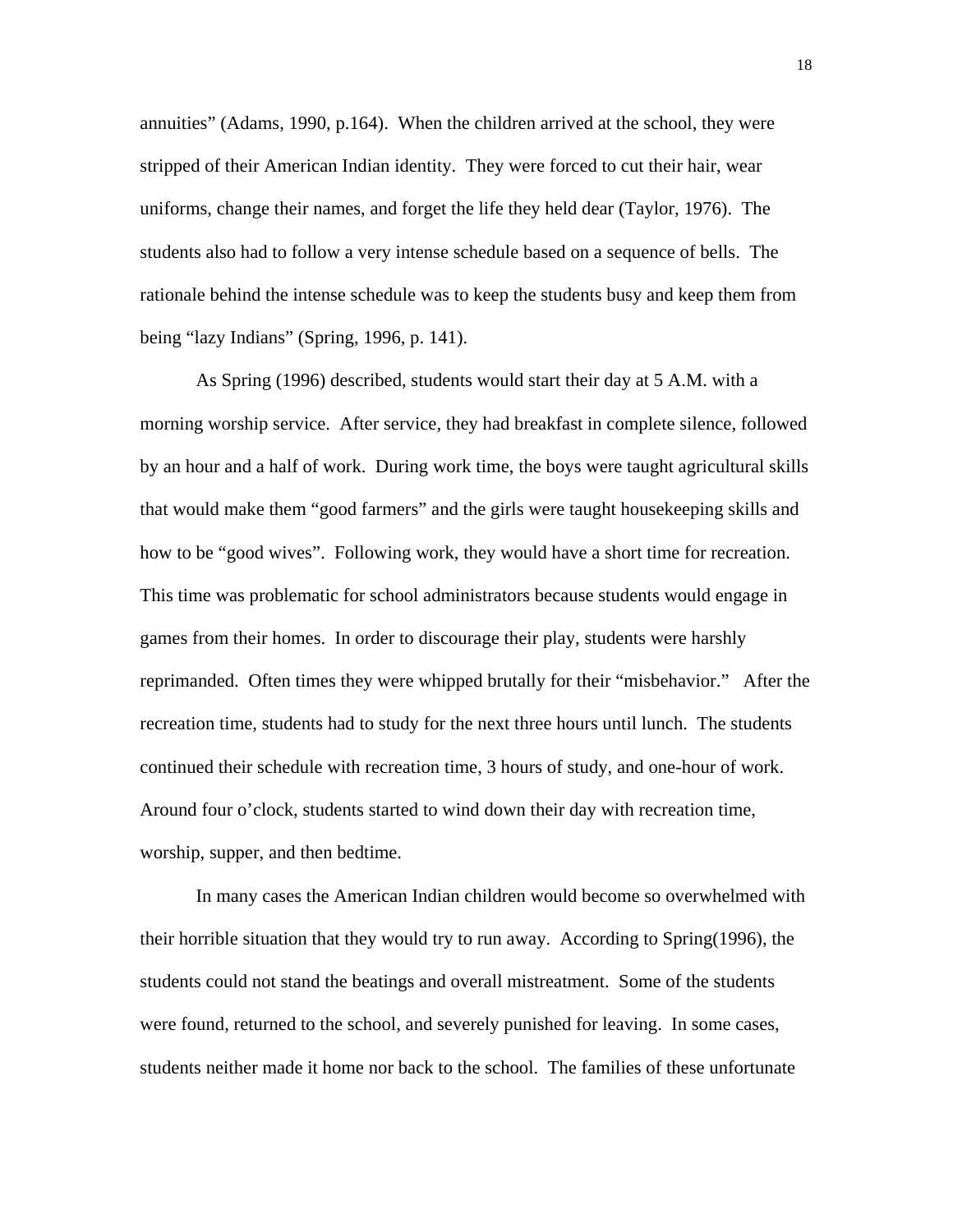annuities" (Adams, 1990, p.164). When the children arrived at the school, they were stripped of their American Indian identity. They were forced to cut their hair, wear uniforms, change their names, and forget the life they held dear (Taylor, 1976). The students also had to follow a very intense schedule based on a sequence of bells. The rationale behind the intense schedule was to keep the students busy and keep them from being "lazy Indians" (Spring, 1996, p. 141).

As Spring (1996) described, students would start their day at 5 A.M. with a morning worship service. After service, they had breakfast in complete silence, followed by an hour and a half of work. During work time, the boys were taught agricultural skills that would make them "good farmers" and the girls were taught housekeeping skills and how to be "good wives". Following work, they would have a short time for recreation. This time was problematic for school administrators because students would engage in games from their homes. In order to discourage their play, students were harshly reprimanded. Often times they were whipped brutally for their "misbehavior." After the recreation time, students had to study for the next three hours until lunch. The students continued their schedule with recreation time, 3 hours of study, and one-hour of work. Around four o'clock, students started to wind down their day with recreation time, worship, supper, and then bedtime.

In many cases the American Indian children would become so overwhelmed with their horrible situation that they would try to run away. According to Spring(1996), the students could not stand the beatings and overall mistreatment. Some of the students were found, returned to the school, and severely punished for leaving. In some cases, students neither made it home nor back to the school. The families of these unfortunate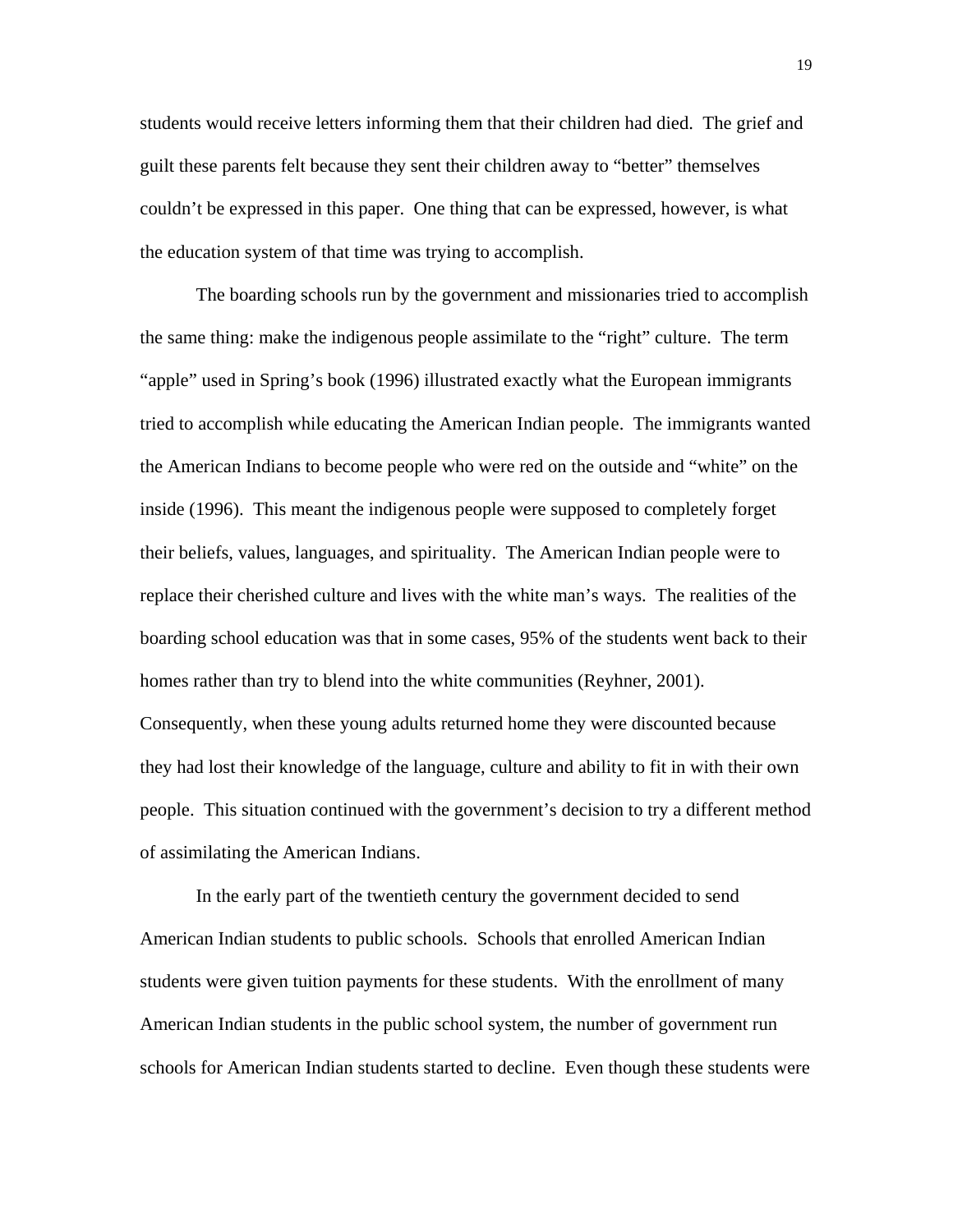students would receive letters informing them that their children had died. The grief and guilt these parents felt because they sent their children away to "better" themselves couldn't be expressed in this paper. One thing that can be expressed, however, is what the education system of that time was trying to accomplish.

The boarding schools run by the government and missionaries tried to accomplish the same thing: make the indigenous people assimilate to the "right" culture. The term "apple" used in Spring's book (1996) illustrated exactly what the European immigrants tried to accomplish while educating the American Indian people. The immigrants wanted the American Indians to become people who were red on the outside and "white" on the inside (1996). This meant the indigenous people were supposed to completely forget their beliefs, values, languages, and spirituality. The American Indian people were to replace their cherished culture and lives with the white man's ways. The realities of the boarding school education was that in some cases, 95% of the students went back to their homes rather than try to blend into the white communities (Reyhner, 2001). Consequently, when these young adults returned home they were discounted because they had lost their knowledge of the language, culture and ability to fit in with their own people. This situation continued with the government's decision to try a different method of assimilating the American Indians.

In the early part of the twentieth century the government decided to send American Indian students to public schools. Schools that enrolled American Indian students were given tuition payments for these students. With the enrollment of many American Indian students in the public school system, the number of government run schools for American Indian students started to decline. Even though these students were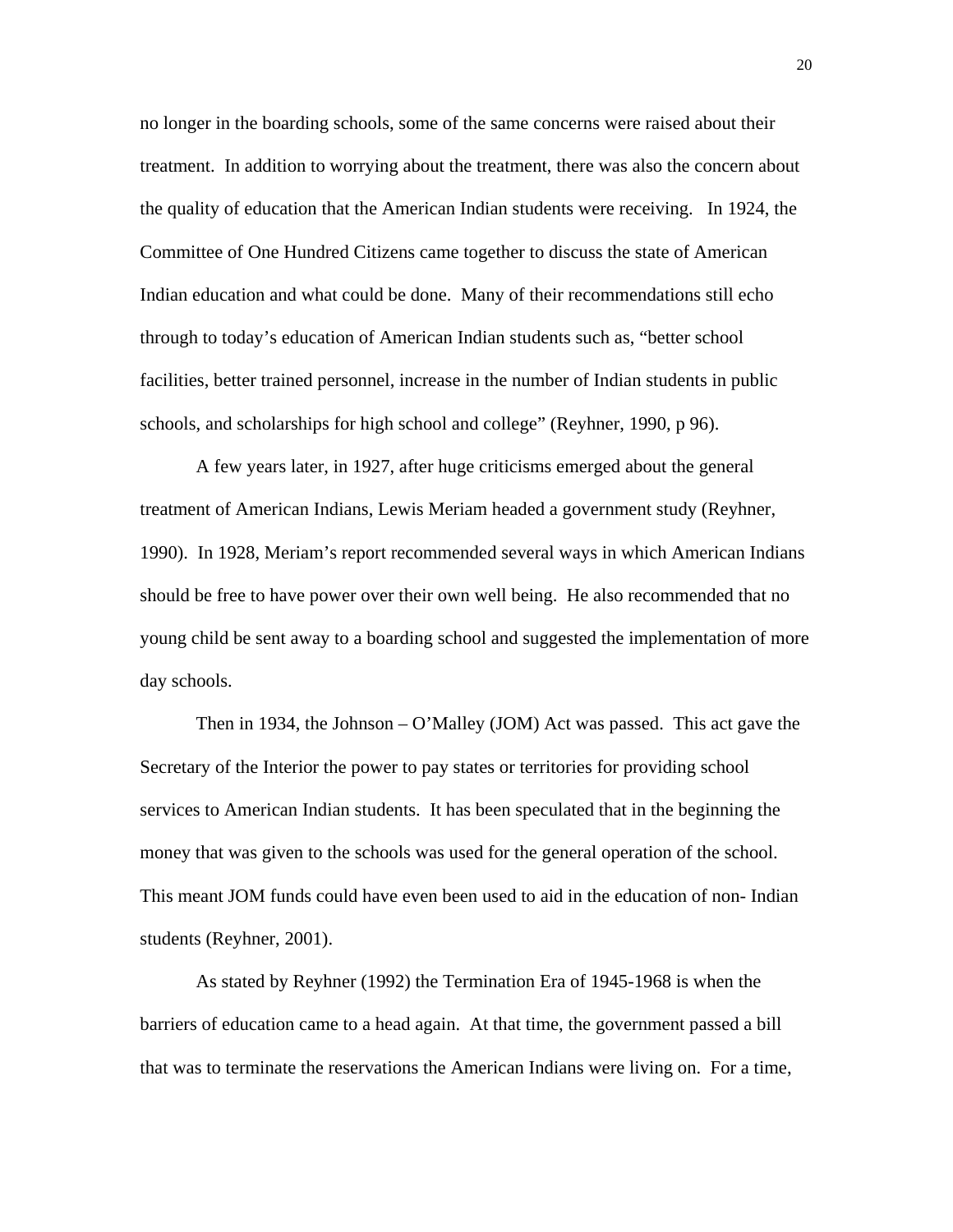no longer in the boarding schools, some of the same concerns were raised about their treatment. In addition to worrying about the treatment, there was also the concern about the quality of education that the American Indian students were receiving. In 1924, the Committee of One Hundred Citizens came together to discuss the state of American Indian education and what could be done. Many of their recommendations still echo through to today's education of American Indian students such as, "better school facilities, better trained personnel, increase in the number of Indian students in public schools, and scholarships for high school and college" (Reyhner, 1990, p 96).

A few years later, in 1927, after huge criticisms emerged about the general treatment of American Indians, Lewis Meriam headed a government study (Reyhner, 1990). In 1928, Meriam's report recommended several ways in which American Indians should be free to have power over their own well being. He also recommended that no young child be sent away to a boarding school and suggested the implementation of more day schools.

Then in 1934, the Johnson – O'Malley (JOM) Act was passed. This act gave the Secretary of the Interior the power to pay states or territories for providing school services to American Indian students. It has been speculated that in the beginning the money that was given to the schools was used for the general operation of the school. This meant JOM funds could have even been used to aid in the education of non- Indian students (Reyhner, 2001).

As stated by Reyhner (1992) the Termination Era of 1945-1968 is when the barriers of education came to a head again. At that time, the government passed a bill that was to terminate the reservations the American Indians were living on. For a time,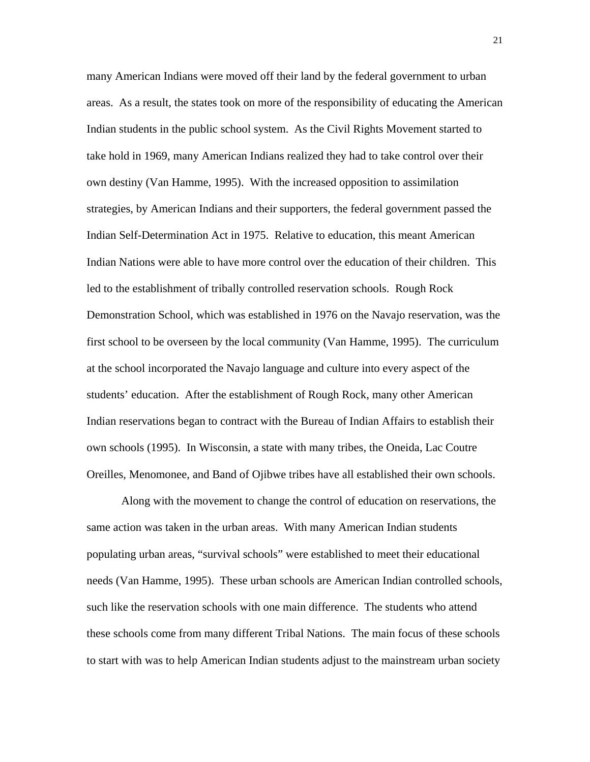many American Indians were moved off their land by the federal government to urban areas. As a result, the states took on more of the responsibility of educating the American Indian students in the public school system. As the Civil Rights Movement started to take hold in 1969, many American Indians realized they had to take control over their own destiny (Van Hamme, 1995). With the increased opposition to assimilation strategies, by American Indians and their supporters, the federal government passed the Indian Self-Determination Act in 1975. Relative to education, this meant American Indian Nations were able to have more control over the education of their children. This led to the establishment of tribally controlled reservation schools. Rough Rock Demonstration School, which was established in 1976 on the Navajo reservation, was the first school to be overseen by the local community (Van Hamme, 1995). The curriculum at the school incorporated the Navajo language and culture into every aspect of the students' education. After the establishment of Rough Rock, many other American Indian reservations began to contract with the Bureau of Indian Affairs to establish their own schools (1995). In Wisconsin, a state with many tribes, the Oneida, Lac Coutre Oreilles, Menomonee, and Band of Ojibwe tribes have all established their own schools.

Along with the movement to change the control of education on reservations, the same action was taken in the urban areas. With many American Indian students populating urban areas, "survival schools" were established to meet their educational needs (Van Hamme, 1995). These urban schools are American Indian controlled schools, such like the reservation schools with one main difference. The students who attend these schools come from many different Tribal Nations. The main focus of these schools to start with was to help American Indian students adjust to the mainstream urban society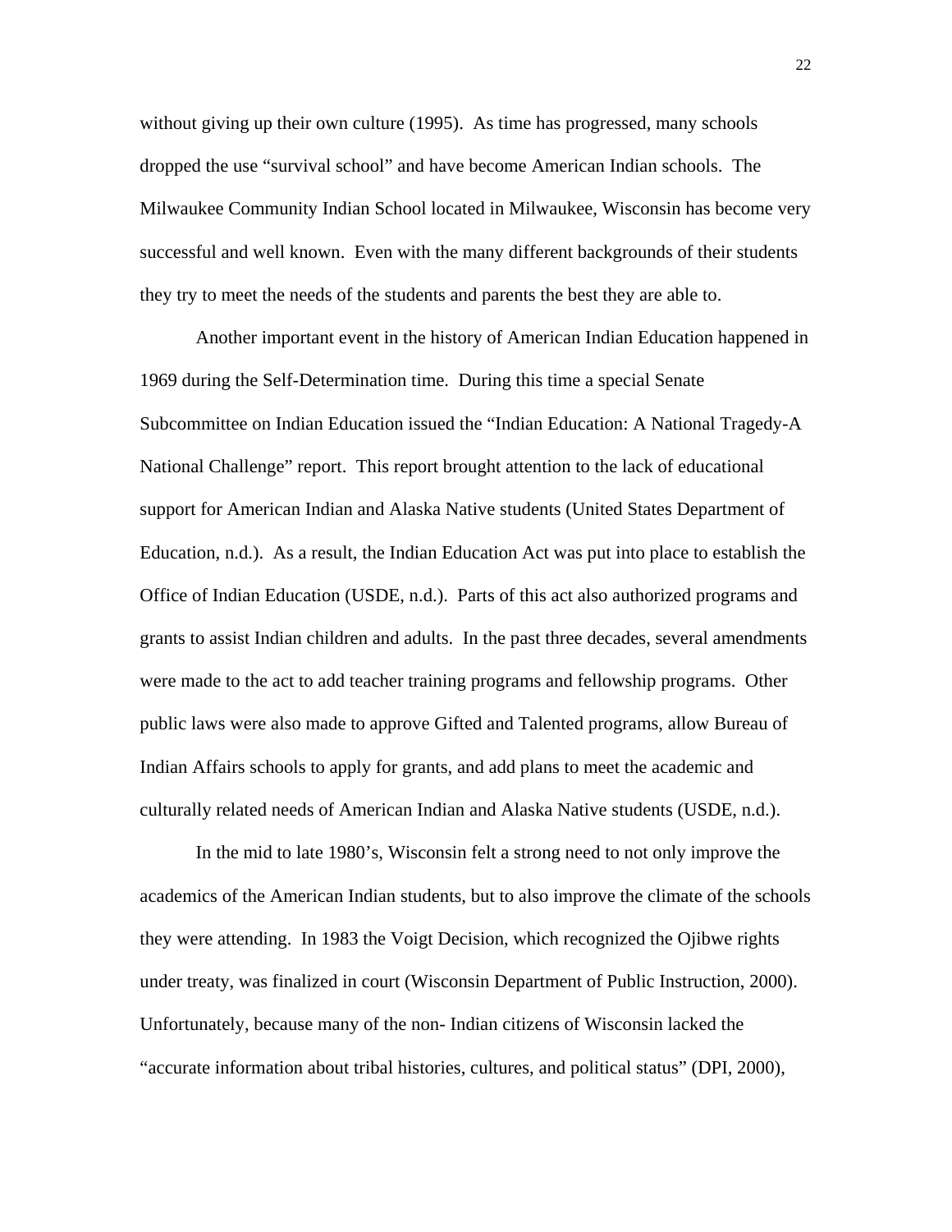without giving up their own culture (1995). As time has progressed, many schools dropped the use "survival school" and have become American Indian schools. The Milwaukee Community Indian School located in Milwaukee, Wisconsin has become very successful and well known. Even with the many different backgrounds of their students they try to meet the needs of the students and parents the best they are able to.

Another important event in the history of American Indian Education happened in 1969 during the Self-Determination time. During this time a special Senate Subcommittee on Indian Education issued the "Indian Education: A National Tragedy-A National Challenge" report. This report brought attention to the lack of educational support for American Indian and Alaska Native students (United States Department of Education, n.d.). As a result, the Indian Education Act was put into place to establish the Office of Indian Education (USDE, n.d.). Parts of this act also authorized programs and grants to assist Indian children and adults. In the past three decades, several amendments were made to the act to add teacher training programs and fellowship programs. Other public laws were also made to approve Gifted and Talented programs, allow Bureau of Indian Affairs schools to apply for grants, and add plans to meet the academic and culturally related needs of American Indian and Alaska Native students (USDE, n.d.).

In the mid to late 1980's, Wisconsin felt a strong need to not only improve the academics of the American Indian students, but to also improve the climate of the schools they were attending. In 1983 the Voigt Decision, which recognized the Ojibwe rights under treaty, was finalized in court (Wisconsin Department of Public Instruction, 2000). Unfortunately, because many of the non- Indian citizens of Wisconsin lacked the "accurate information about tribal histories, cultures, and political status" (DPI, 2000),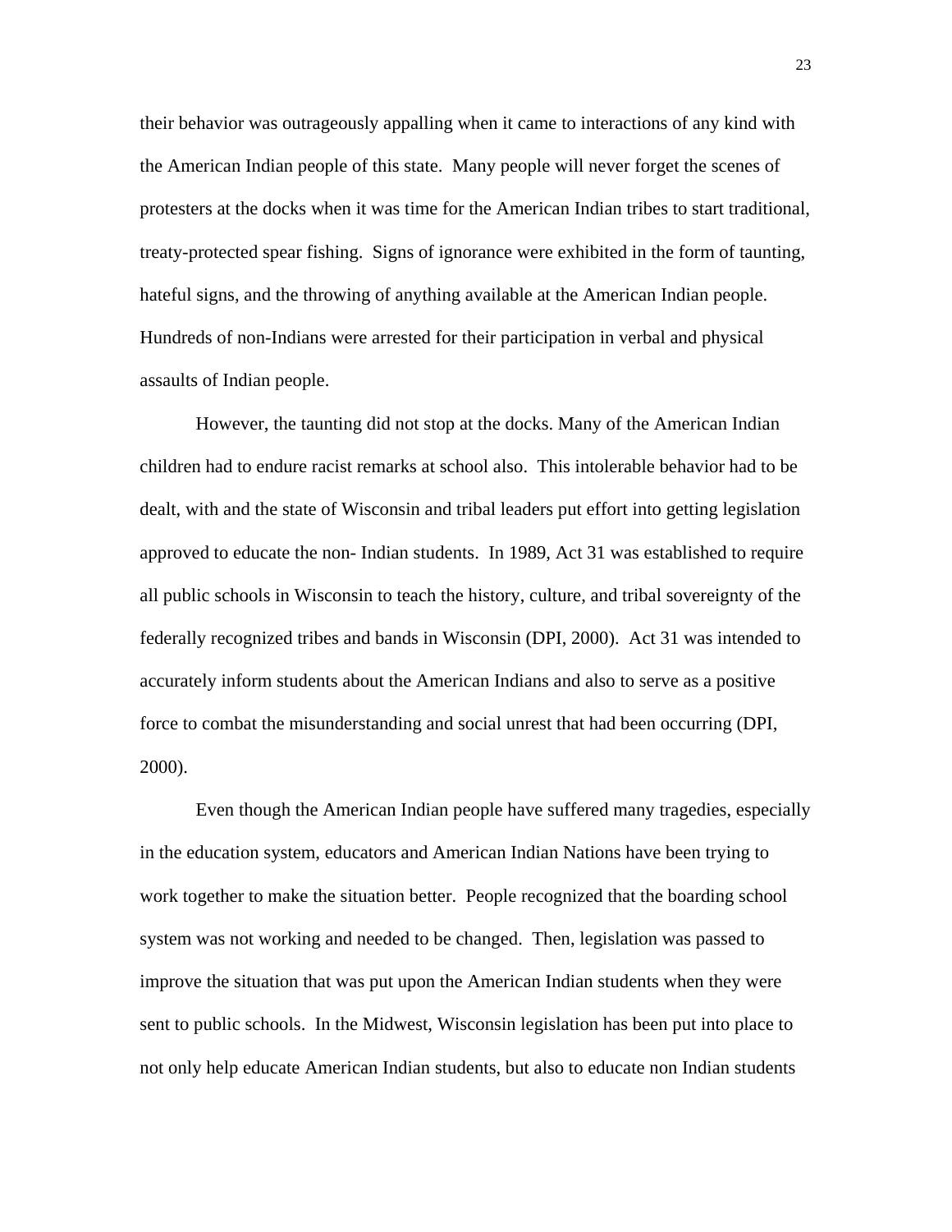their behavior was outrageously appalling when it came to interactions of any kind with the American Indian people of this state. Many people will never forget the scenes of protesters at the docks when it was time for the American Indian tribes to start traditional, treaty-protected spear fishing. Signs of ignorance were exhibited in the form of taunting, hateful signs, and the throwing of anything available at the American Indian people. Hundreds of non-Indians were arrested for their participation in verbal and physical assaults of Indian people.

However, the taunting did not stop at the docks. Many of the American Indian children had to endure racist remarks at school also. This intolerable behavior had to be dealt, with and the state of Wisconsin and tribal leaders put effort into getting legislation approved to educate the non- Indian students. In 1989, Act 31 was established to require all public schools in Wisconsin to teach the history, culture, and tribal sovereignty of the federally recognized tribes and bands in Wisconsin (DPI, 2000). Act 31 was intended to accurately inform students about the American Indians and also to serve as a positive force to combat the misunderstanding and social unrest that had been occurring (DPI, 2000).

Even though the American Indian people have suffered many tragedies, especially in the education system, educators and American Indian Nations have been trying to work together to make the situation better. People recognized that the boarding school system was not working and needed to be changed. Then, legislation was passed to improve the situation that was put upon the American Indian students when they were sent to public schools. In the Midwest, Wisconsin legislation has been put into place to not only help educate American Indian students, but also to educate non Indian students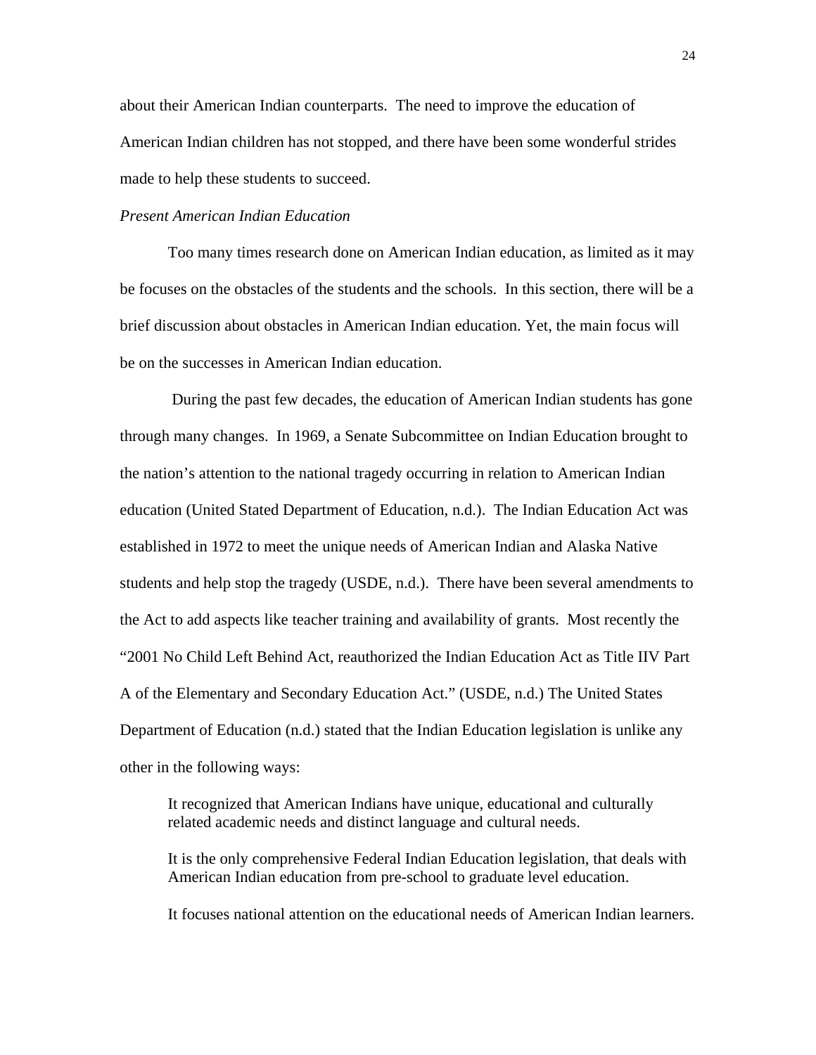about their American Indian counterparts. The need to improve the education of American Indian children has not stopped, and there have been some wonderful strides made to help these students to succeed.

*Present American Indian Education*

Too many times research done on American Indian education, as limited as it may be focuses on the obstacles of the students and the schools. In this section, there will be a brief discussion about obstacles in American Indian education. Yet, the main focus will be on the successes in American Indian education.

During the past few decades, the education of American Indian students has gone through many changes. In 1969, a Senate Subcommittee on Indian Education brought to the nation's attention to the national tragedy occurring in relation to American Indian education (United Stated Department of Education, n.d.). The Indian Education Act was established in 1972 to meet the unique needs of American Indian and Alaska Native students and help stop the tragedy (USDE, n.d.). There have been several amendments to the Act to add aspects like teacher training and availability of grants. Most recently the "2001 No Child Left Behind Act, reauthorized the Indian Education Act as Title IIV Part A of the Elementary and Secondary Education Act." (USDE, n.d.) The United States Department of Education (n.d.) stated that the Indian Education legislation is unlike any other in the following ways:

> It recognized that American Indians have unique, educational and culturally related academic needs and distinct language and cultural needs.
>
> It is the only comprehensive Federal Indian Education legislation, that deals with American Indian education from pre-school to graduate level education.
>
> It focuses national attention on the educational needs of American Indian learners.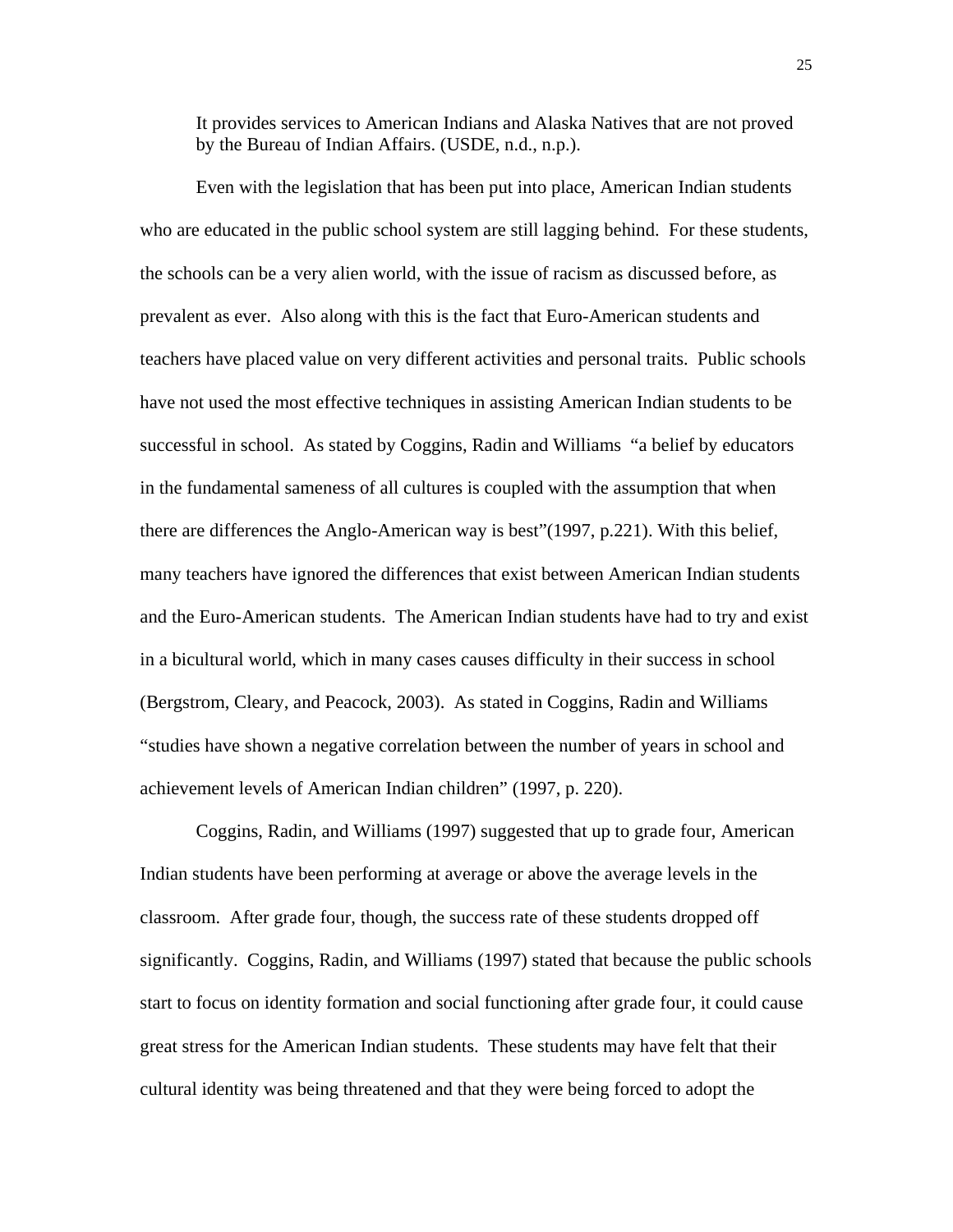> It provides services to American Indians and Alaska Natives that are not proved by the Bureau of Indian Affairs. (USDE, n.d., n.p.).

Even with the legislation that has been put into place, American Indian students who are educated in the public school system are still lagging behind. For these students, the schools can be a very alien world, with the issue of racism as discussed before, as prevalent as ever. Also along with this is the fact that Euro-American students and teachers have placed value on very different activities and personal traits. Public schools have not used the most effective techniques in assisting American Indian students to be successful in school. As stated by Coggins, Radin and Williams "a belief by educators in the fundamental sameness of all cultures is coupled with the assumption that when there are differences the Anglo-American way is best"(1997, p.221). With this belief, many teachers have ignored the differences that exist between American Indian students and the Euro-American students. The American Indian students have had to try and exist in a bicultural world, which in many cases causes difficulty in their success in school (Bergstrom, Cleary, and Peacock, 2003). As stated in Coggins, Radin and Williams "studies have shown a negative correlation between the number of years in school and achievement levels of American Indian children" (1997, p. 220).

Coggins, Radin, and Williams (1997) suggested that up to grade four, American Indian students have been performing at average or above the average levels in the classroom. After grade four, though, the success rate of these students dropped off significantly. Coggins, Radin, and Williams (1997) stated that because the public schools start to focus on identity formation and social functioning after grade four, it could cause great stress for the American Indian students. These students may have felt that their cultural identity was being threatened and that they were being forced to adopt the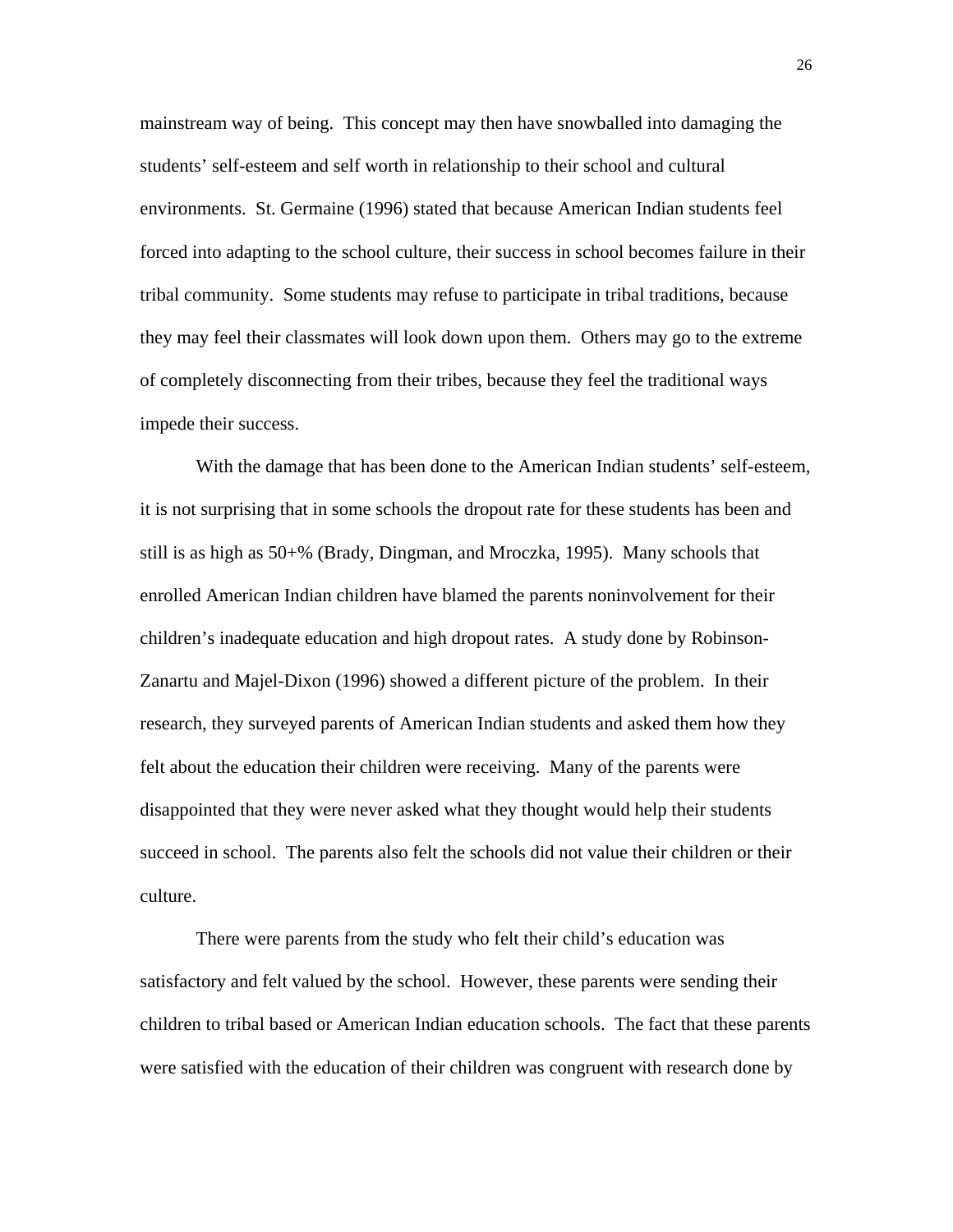mainstream way of being. This concept may then have snowballed into damaging the students' self-esteem and self worth in relationship to their school and cultural environments. St. Germaine (1996) stated that because American Indian students feel forced into adapting to the school culture, their success in school becomes failure in their tribal community. Some students may refuse to participate in tribal traditions, because they may feel their classmates will look down upon them. Others may go to the extreme of completely disconnecting from their tribes, because they feel the traditional ways impede their success.

With the damage that has been done to the American Indian students' self-esteem, it is not surprising that in some schools the dropout rate for these students has been and still is as high as 50+% (Brady, Dingman, and Mroczka, 1995). Many schools that enrolled American Indian children have blamed the parents noninvolvement for their children's inadequate education and high dropout rates. A study done by Robinson-Zanartu and Majel-Dixon (1996) showed a different picture of the problem. In their research, they surveyed parents of American Indian students and asked them how they felt about the education their children were receiving. Many of the parents were disappointed that they were never asked what they thought would help their students succeed in school. The parents also felt the schools did not value their children or their culture.

There were parents from the study who felt their child's education was satisfactory and felt valued by the school. However, these parents were sending their children to tribal based or American Indian education schools. The fact that these parents were satisfied with the education of their children was congruent with research done by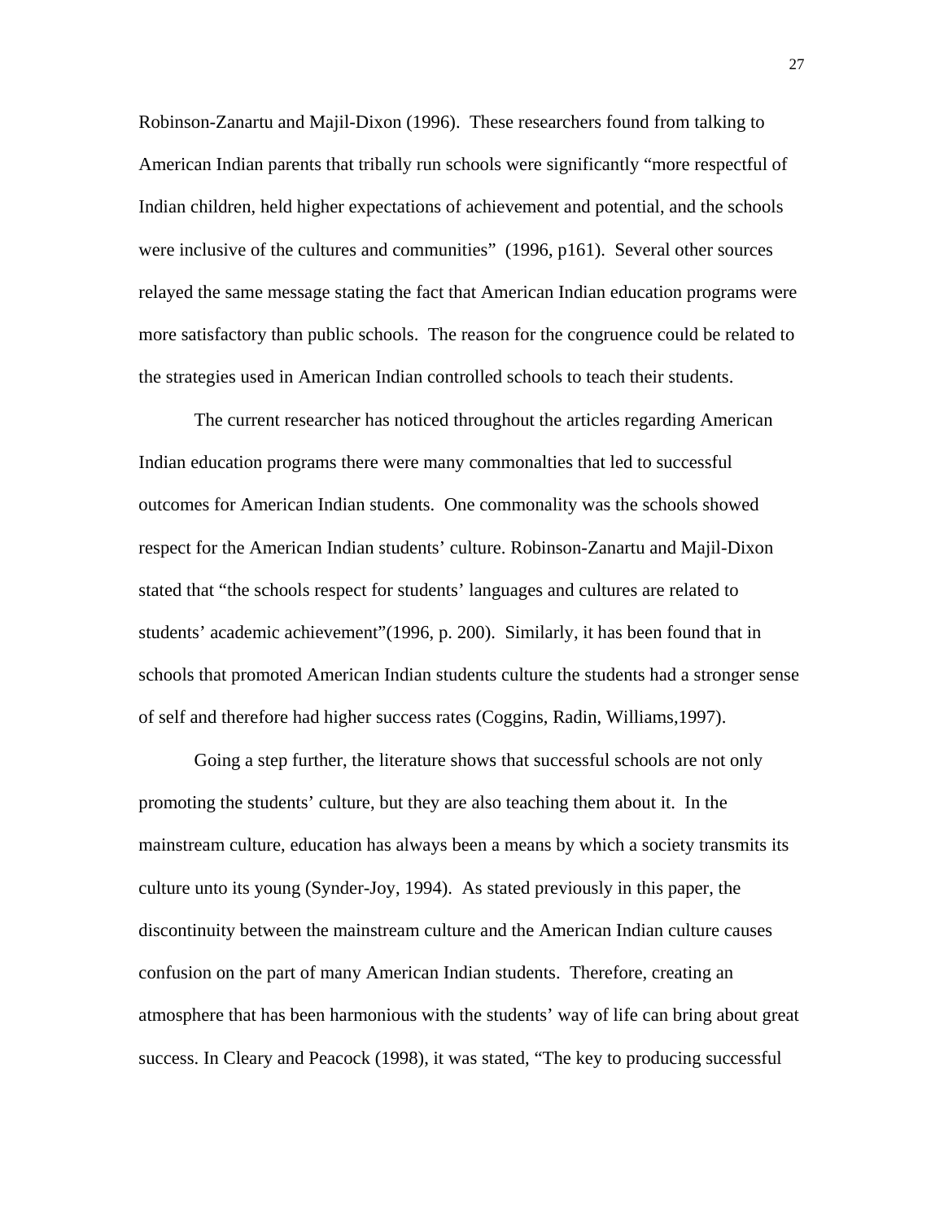Robinson-Zanartu and Majil-Dixon (1996). These researchers found from talking to American Indian parents that tribally run schools were significantly "more respectful of Indian children, held higher expectations of achievement and potential, and the schools were inclusive of the cultures and communities" (1996, p161). Several other sources relayed the same message stating the fact that American Indian education programs were more satisfactory than public schools. The reason for the congruence could be related to the strategies used in American Indian controlled schools to teach their students.

The current researcher has noticed throughout the articles regarding American Indian education programs there were many commonalties that led to successful outcomes for American Indian students. One commonality was the schools showed respect for the American Indian students' culture. Robinson-Zanartu and Majil-Dixon stated that "the schools respect for students' languages and cultures are related to students' academic achievement"(1996, p. 200). Similarly, it has been found that in schools that promoted American Indian students culture the students had a stronger sense of self and therefore had higher success rates (Coggins, Radin, Williams,1997).

Going a step further, the literature shows that successful schools are not only promoting the students' culture, but they are also teaching them about it. In the mainstream culture, education has always been a means by which a society transmits its culture unto its young (Synder-Joy, 1994). As stated previously in this paper, the discontinuity between the mainstream culture and the American Indian culture causes confusion on the part of many American Indian students. Therefore, creating an atmosphere that has been harmonious with the students' way of life can bring about great success. In Cleary and Peacock (1998), it was stated, "The key to producing successful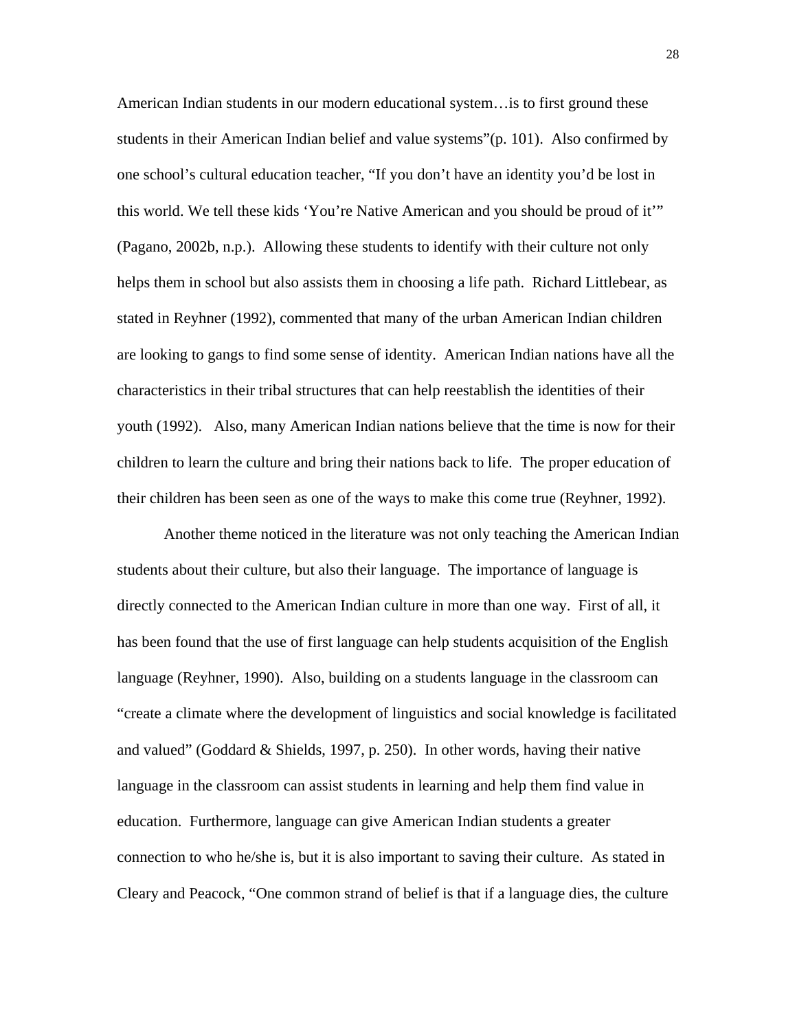American Indian students in our modern educational system…is to first ground these students in their American Indian belief and value systems"(p. 101). Also confirmed by one school's cultural education teacher, "If you don't have an identity you'd be lost in this world. We tell these kids 'You're Native American and you should be proud of it'" (Pagano, 2002b, n.p.). Allowing these students to identify with their culture not only helps them in school but also assists them in choosing a life path. Richard Littlebear, as stated in Reyhner (1992), commented that many of the urban American Indian children are looking to gangs to find some sense of identity. American Indian nations have all the characteristics in their tribal structures that can help reestablish the identities of their youth (1992). Also, many American Indian nations believe that the time is now for their children to learn the culture and bring their nations back to life. The proper education of their children has been seen as one of the ways to make this come true (Reyhner, 1992).

Another theme noticed in the literature was not only teaching the American Indian students about their culture, but also their language. The importance of language is directly connected to the American Indian culture in more than one way. First of all, it has been found that the use of first language can help students acquisition of the English language (Reyhner, 1990). Also, building on a students language in the classroom can "create a climate where the development of linguistics and social knowledge is facilitated and valued" (Goddard & Shields, 1997, p. 250). In other words, having their native language in the classroom can assist students in learning and help them find value in education. Furthermore, language can give American Indian students a greater connection to who he/she is, but it is also important to saving their culture. As stated in Cleary and Peacock, "One common strand of belief is that if a language dies, the culture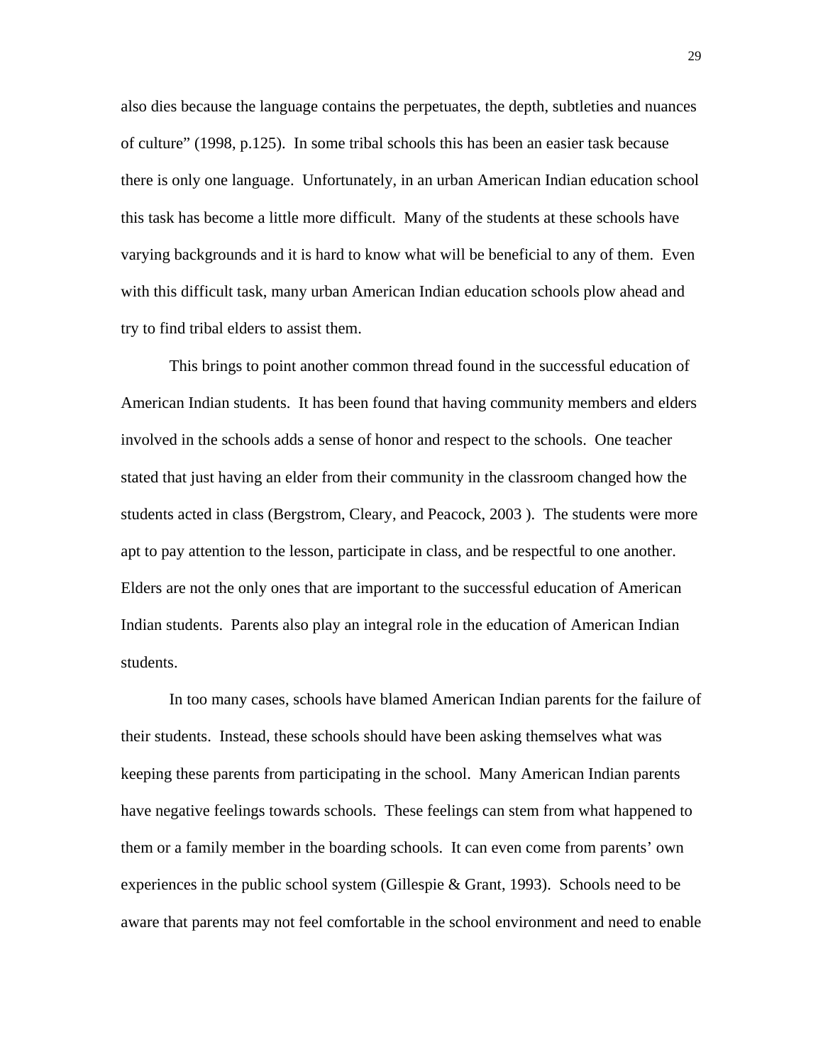also dies because the language contains the perpetuates, the depth, subtleties and nuances of culture" (1998, p.125). In some tribal schools this has been an easier task because there is only one language. Unfortunately, in an urban American Indian education school this task has become a little more difficult. Many of the students at these schools have varying backgrounds and it is hard to know what will be beneficial to any of them. Even with this difficult task, many urban American Indian education schools plow ahead and try to find tribal elders to assist them.

This brings to point another common thread found in the successful education of American Indian students. It has been found that having community members and elders involved in the schools adds a sense of honor and respect to the schools. One teacher stated that just having an elder from their community in the classroom changed how the students acted in class (Bergstrom, Cleary, and Peacock, 2003 ). The students were more apt to pay attention to the lesson, participate in class, and be respectful to one another. Elders are not the only ones that are important to the successful education of American Indian students. Parents also play an integral role in the education of American Indian students.

In too many cases, schools have blamed American Indian parents for the failure of their students. Instead, these schools should have been asking themselves what was keeping these parents from participating in the school. Many American Indian parents have negative feelings towards schools. These feelings can stem from what happened to them or a family member in the boarding schools. It can even come from parents' own experiences in the public school system (Gillespie & Grant, 1993). Schools need to be aware that parents may not feel comfortable in the school environment and need to enable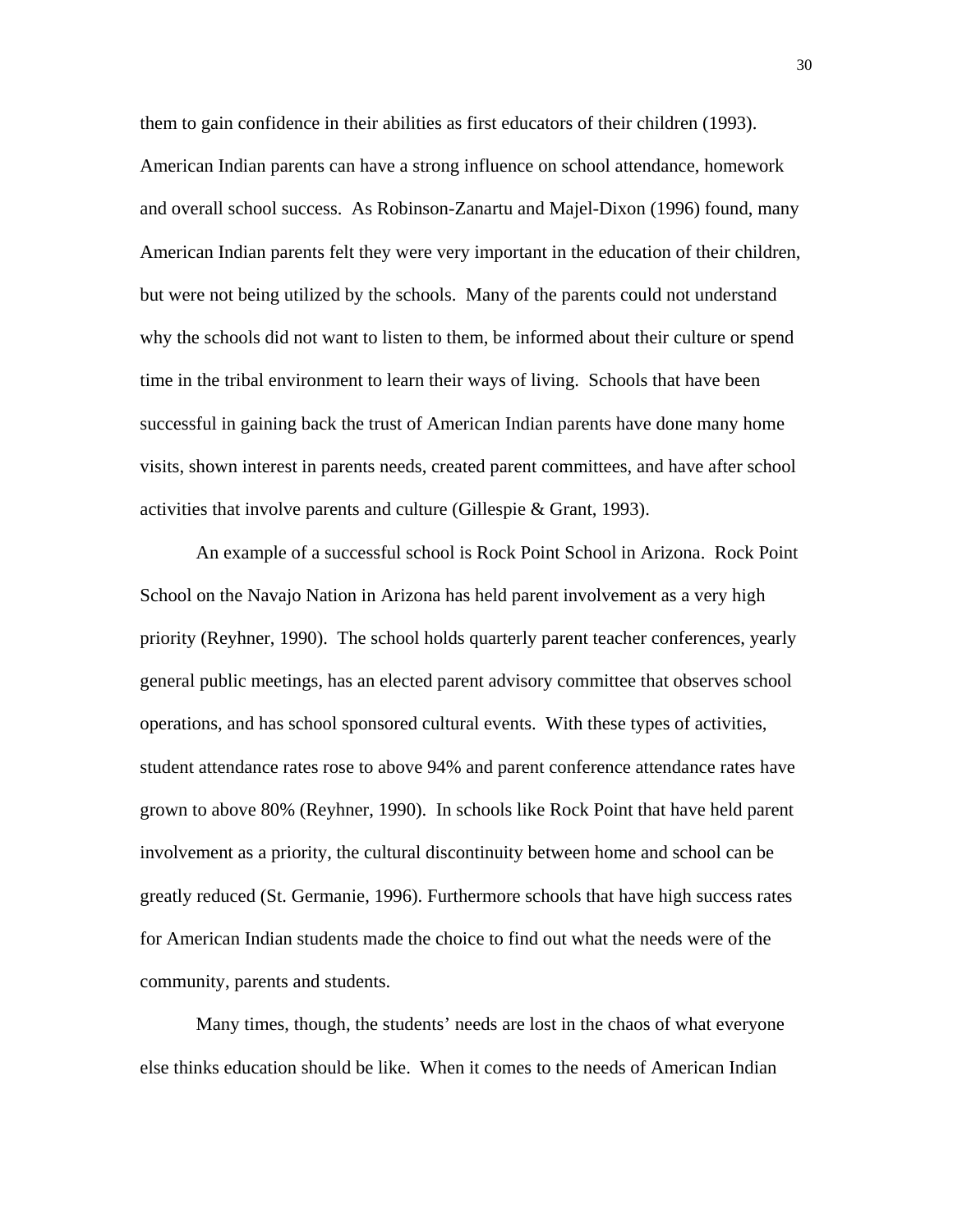them to gain confidence in their abilities as first educators of their children (1993). American Indian parents can have a strong influence on school attendance, homework and overall school success. As Robinson-Zanartu and Majel-Dixon (1996) found, many American Indian parents felt they were very important in the education of their children, but were not being utilized by the schools. Many of the parents could not understand why the schools did not want to listen to them, be informed about their culture or spend time in the tribal environment to learn their ways of living. Schools that have been successful in gaining back the trust of American Indian parents have done many home visits, shown interest in parents needs, created parent committees, and have after school activities that involve parents and culture (Gillespie & Grant, 1993).

An example of a successful school is Rock Point School in Arizona. Rock Point School on the Navajo Nation in Arizona has held parent involvement as a very high priority (Reyhner, 1990). The school holds quarterly parent teacher conferences, yearly general public meetings, has an elected parent advisory committee that observes school operations, and has school sponsored cultural events. With these types of activities, student attendance rates rose to above 94% and parent conference attendance rates have grown to above 80% (Reyhner, 1990). In schools like Rock Point that have held parent involvement as a priority, the cultural discontinuity between home and school can be greatly reduced (St. Germanie, 1996). Furthermore schools that have high success rates for American Indian students made the choice to find out what the needs were of the community, parents and students.

Many times, though, the students' needs are lost in the chaos of what everyone else thinks education should be like. When it comes to the needs of American Indian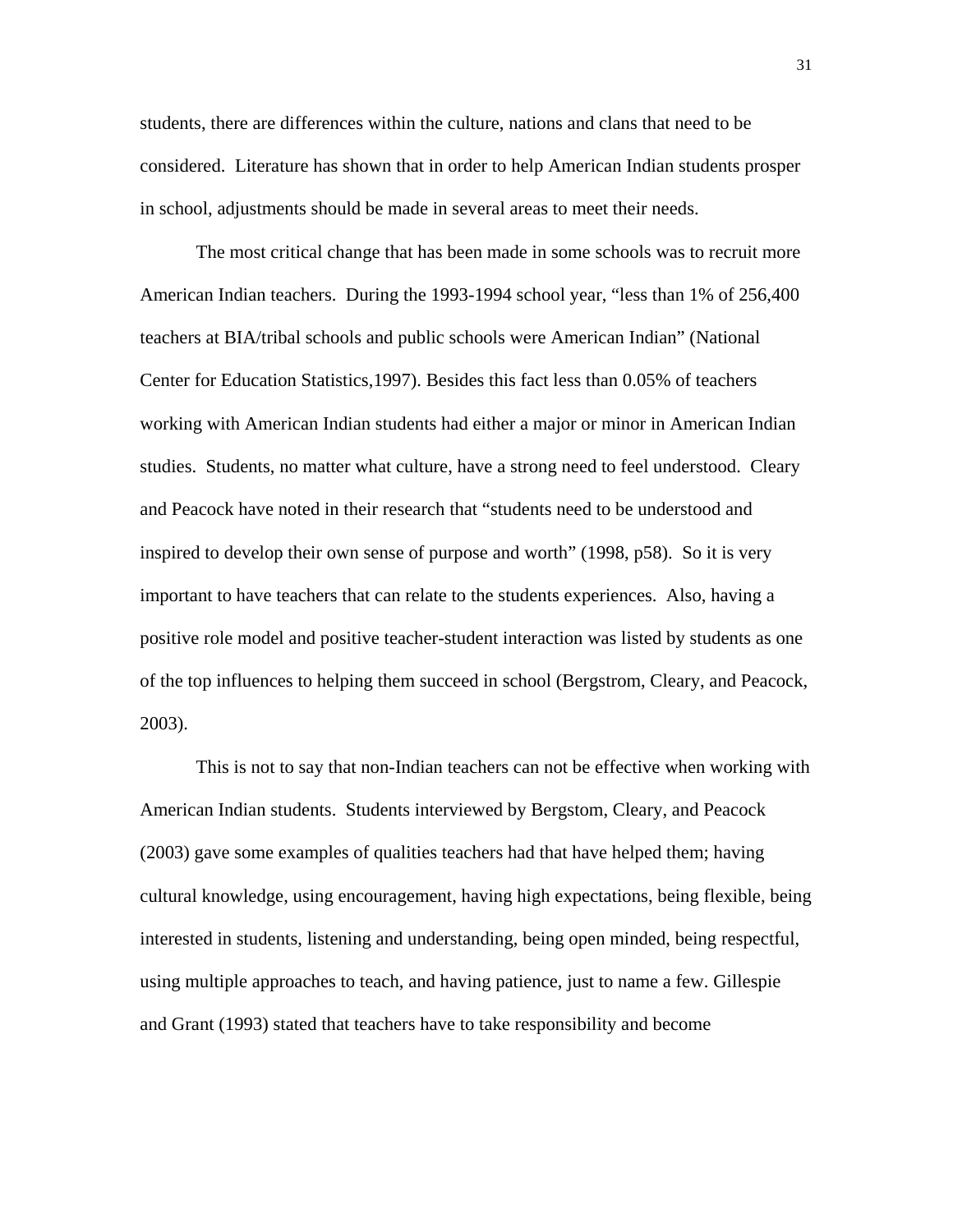students, there are differences within the culture, nations and clans that need to be considered. Literature has shown that in order to help American Indian students prosper in school, adjustments should be made in several areas to meet their needs.

The most critical change that has been made in some schools was to recruit more American Indian teachers. During the 1993-1994 school year, "less than 1% of 256,400 teachers at BIA/tribal schools and public schools were American Indian" (National Center for Education Statistics,1997). Besides this fact less than 0.05% of teachers working with American Indian students had either a major or minor in American Indian studies. Students, no matter what culture, have a strong need to feel understood. Cleary and Peacock have noted in their research that "students need to be understood and inspired to develop their own sense of purpose and worth" (1998, p58). So it is very important to have teachers that can relate to the students experiences. Also, having a positive role model and positive teacher-student interaction was listed by students as one of the top influences to helping them succeed in school (Bergstrom, Cleary, and Peacock, 2003).

This is not to say that non-Indian teachers can not be effective when working with American Indian students. Students interviewed by Bergstom, Cleary, and Peacock (2003) gave some examples of qualities teachers had that have helped them; having cultural knowledge, using encouragement, having high expectations, being flexible, being interested in students, listening and understanding, being open minded, being respectful, using multiple approaches to teach, and having patience, just to name a few. Gillespie and Grant (1993) stated that teachers have to take responsibility and become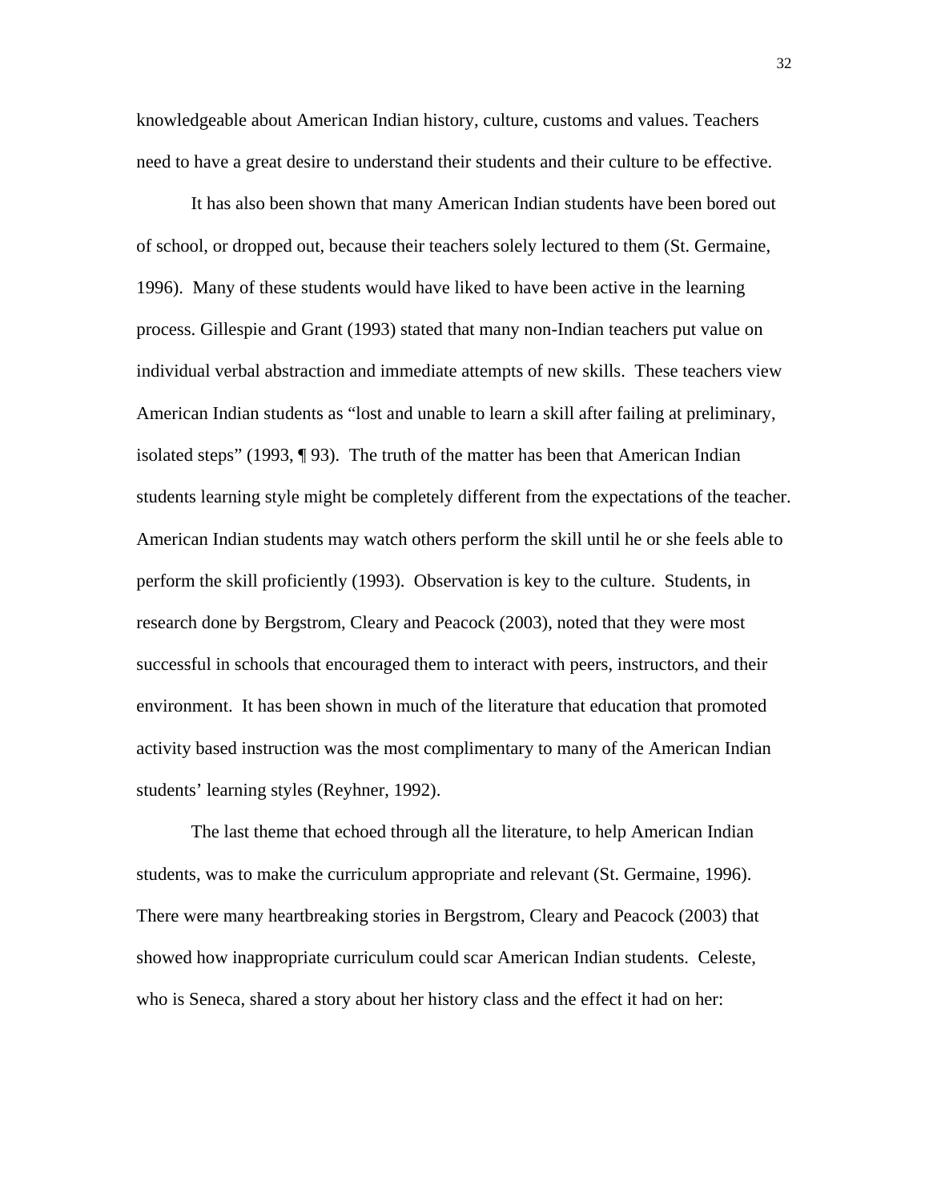knowledgeable about American Indian history, culture, customs and values. Teachers need to have a great desire to understand their students and their culture to be effective.

It has also been shown that many American Indian students have been bored out of school, or dropped out, because their teachers solely lectured to them (St. Germaine, 1996). Many of these students would have liked to have been active in the learning process. Gillespie and Grant (1993) stated that many non-Indian teachers put value on individual verbal abstraction and immediate attempts of new skills. These teachers view American Indian students as "lost and unable to learn a skill after failing at preliminary, isolated steps" (1993, ¶ 93). The truth of the matter has been that American Indian students learning style might be completely different from the expectations of the teacher. American Indian students may watch others perform the skill until he or she feels able to perform the skill proficiently (1993). Observation is key to the culture. Students, in research done by Bergstrom, Cleary and Peacock (2003), noted that they were most successful in schools that encouraged them to interact with peers, instructors, and their environment. It has been shown in much of the literature that education that promoted activity based instruction was the most complimentary to many of the American Indian students' learning styles (Reyhner, 1992).

The last theme that echoed through all the literature, to help American Indian students, was to make the curriculum appropriate and relevant (St. Germaine, 1996). There were many heartbreaking stories in Bergstrom, Cleary and Peacock (2003) that showed how inappropriate curriculum could scar American Indian students. Celeste, who is Seneca, shared a story about her history class and the effect it had on her: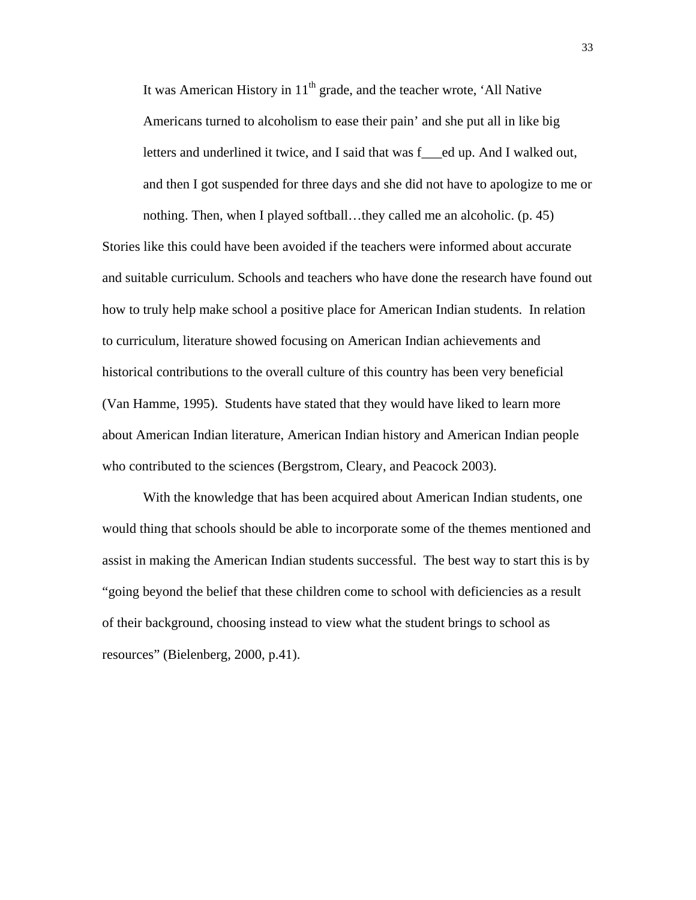> It was American History in 11th grade, and the teacher wrote, ‘All Native Americans turned to alcoholism to ease their pain’ and she put all in like big letters and underlined it twice, and I said that was f___ed up. And I walked out, and then I got suspended for three days and she did not have to apologize to me or nothing. Then, when I played softball…they called me an alcoholic. (p. 45)

Stories like this could have been avoided if the teachers were informed about accurate and suitable curriculum. Schools and teachers who have done the research have found out how to truly help make school a positive place for American Indian students. In relation to curriculum, literature showed focusing on American Indian achievements and historical contributions to the overall culture of this country has been very beneficial (Van Hamme, 1995). Students have stated that they would have liked to learn more about American Indian literature, American Indian history and American Indian people who contributed to the sciences (Bergstrom, Cleary, and Peacock 2003).

With the knowledge that has been acquired about American Indian students, one would thing that schools should be able to incorporate some of the themes mentioned and assist in making the American Indian students successful. The best way to start this is by “going beyond the belief that these children come to school with deficiencies as a result of their background, choosing instead to view what the student brings to school as resources” (Bielenberg, 2000, p.41).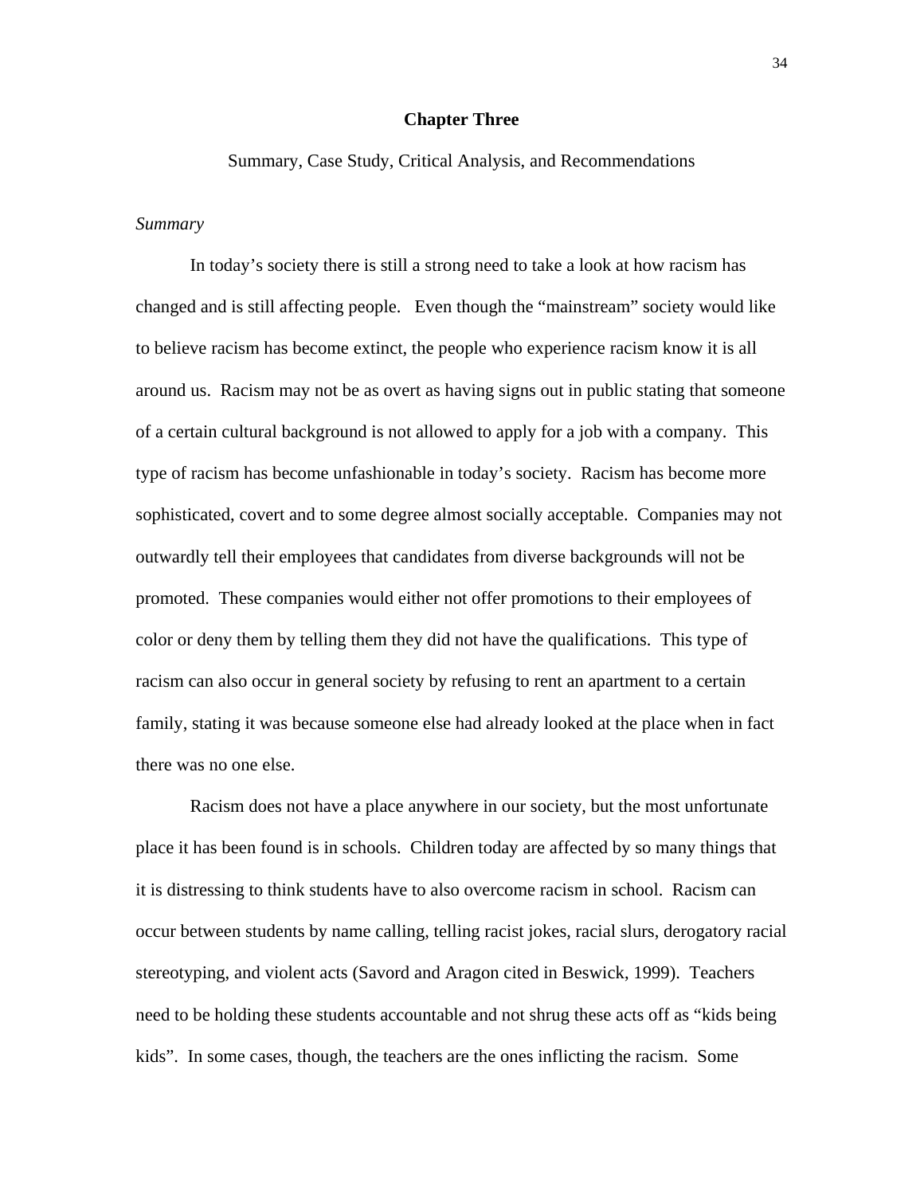# Chapter Three

Summary, Case Study, Critical Analysis, and Recommendations

*Summary*

In today's society there is still a strong need to take a look at how racism has changed and is still affecting people. Even though the "mainstream" society would like to believe racism has become extinct, the people who experience racism know it is all around us. Racism may not be as overt as having signs out in public stating that someone of a certain cultural background is not allowed to apply for a job with a company. This type of racism has become unfashionable in today's society. Racism has become more sophisticated, covert and to some degree almost socially acceptable. Companies may not outwardly tell their employees that candidates from diverse backgrounds will not be promoted. These companies would either not offer promotions to their employees of color or deny them by telling them they did not have the qualifications. This type of racism can also occur in general society by refusing to rent an apartment to a certain family, stating it was because someone else had already looked at the place when in fact there was no one else.

Racism does not have a place anywhere in our society, but the most unfortunate place it has been found is in schools. Children today are affected by so many things that it is distressing to think students have to also overcome racism in school. Racism can occur between students by name calling, telling racist jokes, racial slurs, derogatory racial stereotyping, and violent acts (Savord and Aragon cited in Beswick, 1999). Teachers need to be holding these students accountable and not shrug these acts off as "kids being kids". In some cases, though, the teachers are the ones inflicting the racism. Some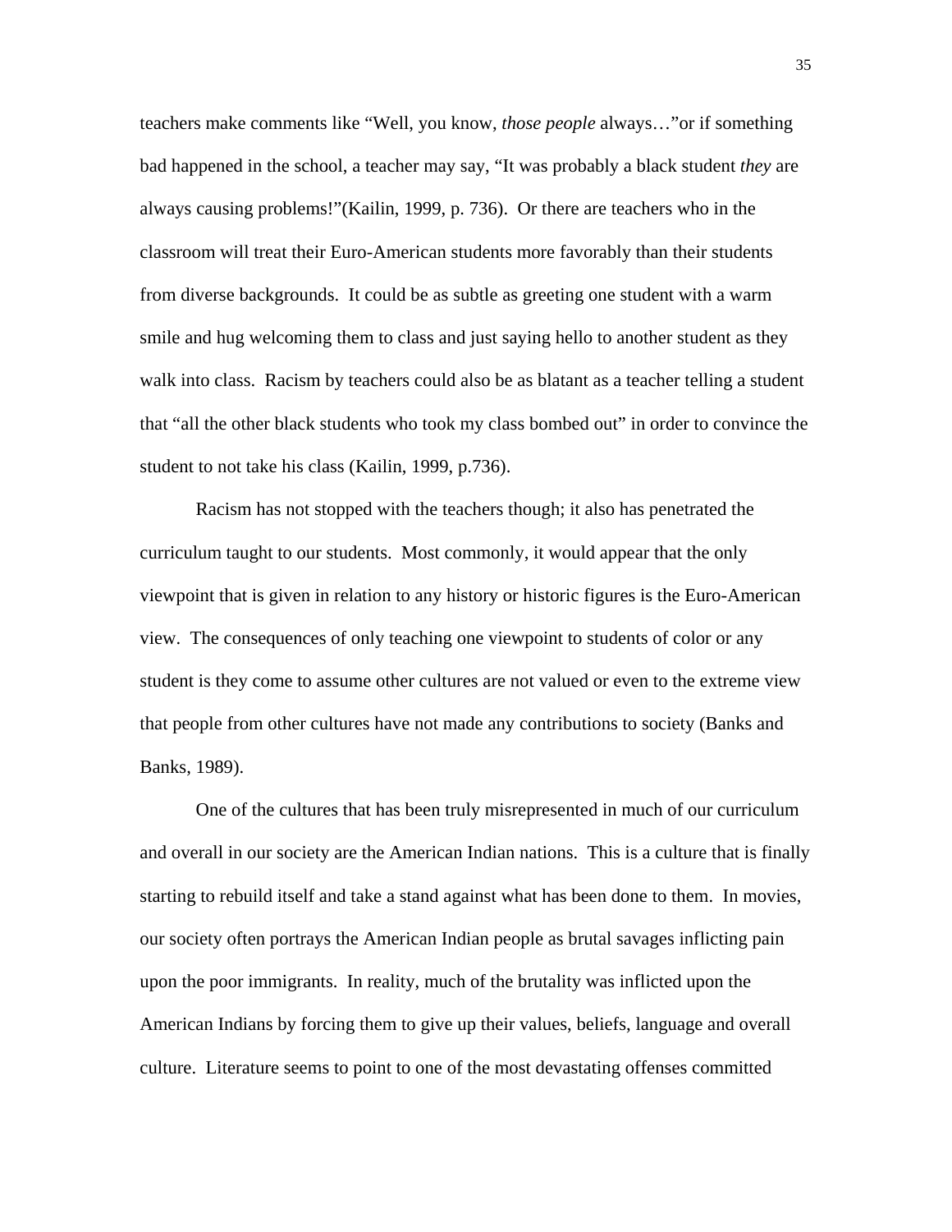teachers make comments like "Well, you know, *those people* always…"or if something bad happened in the school, a teacher may say, "It was probably a black student *they* are always causing problems!"(Kailin, 1999, p. 736). Or there are teachers who in the classroom will treat their Euro-American students more favorably than their students from diverse backgrounds. It could be as subtle as greeting one student with a warm smile and hug welcoming them to class and just saying hello to another student as they walk into class. Racism by teachers could also be as blatant as a teacher telling a student that "all the other black students who took my class bombed out" in order to convince the student to not take his class (Kailin, 1999, p.736).

Racism has not stopped with the teachers though; it also has penetrated the curriculum taught to our students. Most commonly, it would appear that the only viewpoint that is given in relation to any history or historic figures is the Euro-American view. The consequences of only teaching one viewpoint to students of color or any student is they come to assume other cultures are not valued or even to the extreme view that people from other cultures have not made any contributions to society (Banks and Banks, 1989).

One of the cultures that has been truly misrepresented in much of our curriculum and overall in our society are the American Indian nations. This is a culture that is finally starting to rebuild itself and take a stand against what has been done to them. In movies, our society often portrays the American Indian people as brutal savages inflicting pain upon the poor immigrants. In reality, much of the brutality was inflicted upon the American Indians by forcing them to give up their values, beliefs, language and overall culture. Literature seems to point to one of the most devastating offenses committed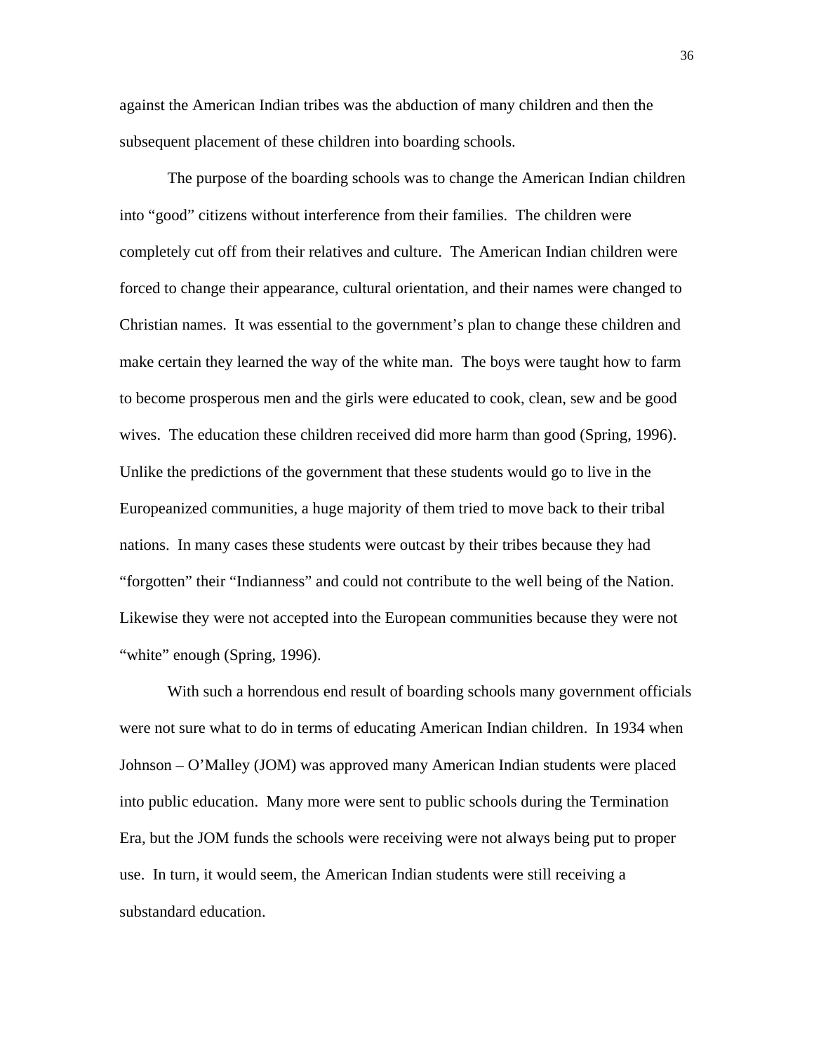against the American Indian tribes was the abduction of many children and then the subsequent placement of these children into boarding schools.

The purpose of the boarding schools was to change the American Indian children into "good" citizens without interference from their families. The children were completely cut off from their relatives and culture. The American Indian children were forced to change their appearance, cultural orientation, and their names were changed to Christian names. It was essential to the government's plan to change these children and make certain they learned the way of the white man. The boys were taught how to farm to become prosperous men and the girls were educated to cook, clean, sew and be good wives. The education these children received did more harm than good (Spring, 1996). Unlike the predictions of the government that these students would go to live in the Europeanized communities, a huge majority of them tried to move back to their tribal nations. In many cases these students were outcast by their tribes because they had "forgotten" their "Indianness" and could not contribute to the well being of the Nation. Likewise they were not accepted into the European communities because they were not "white" enough (Spring, 1996).

With such a horrendous end result of boarding schools many government officials were not sure what to do in terms of educating American Indian children. In 1934 when Johnson – O'Malley (JOM) was approved many American Indian students were placed into public education. Many more were sent to public schools during the Termination Era, but the JOM funds the schools were receiving were not always being put to proper use. In turn, it would seem, the American Indian students were still receiving a substandard education.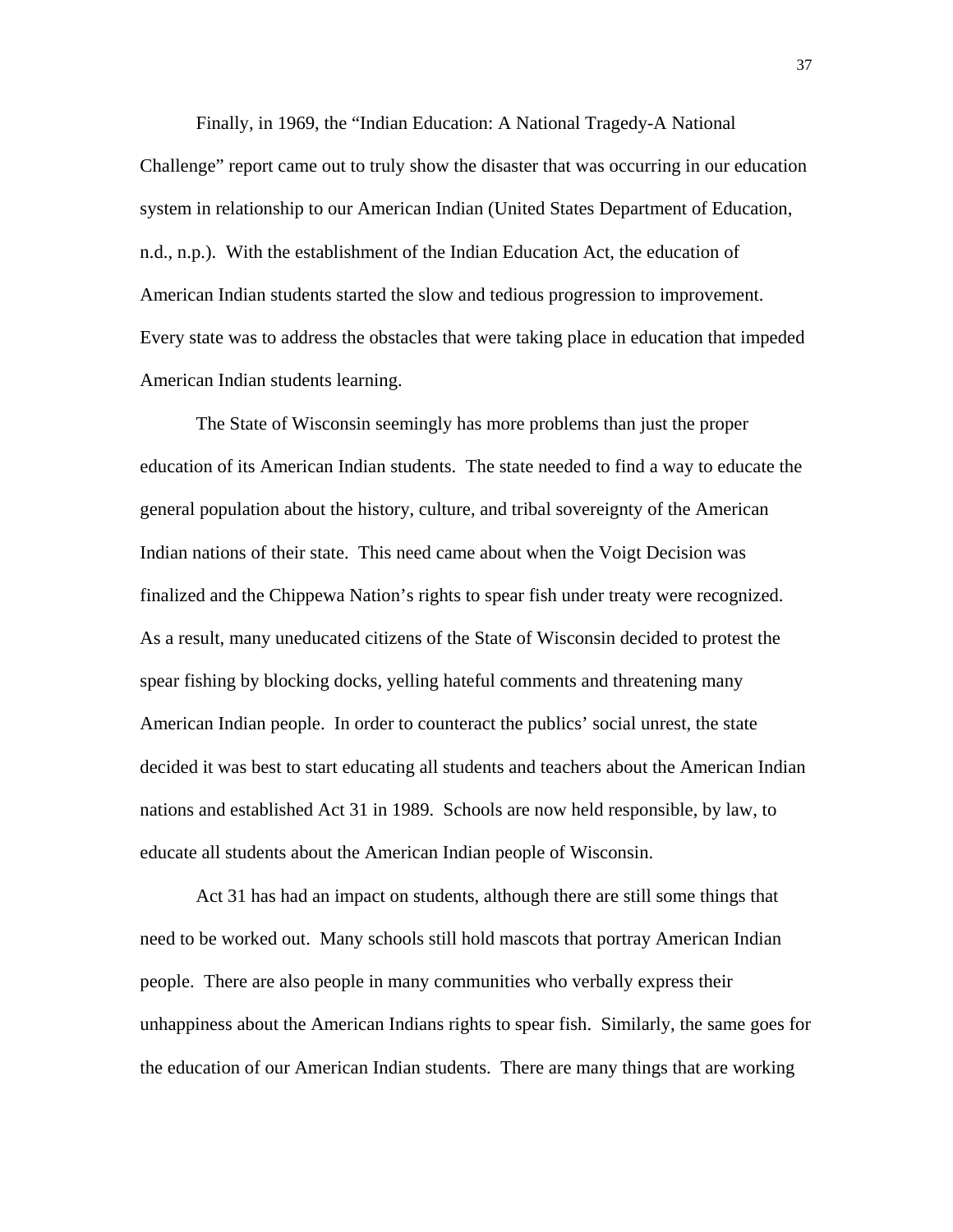Finally, in 1969, the "Indian Education: A National Tragedy-A National Challenge" report came out to truly show the disaster that was occurring in our education system in relationship to our American Indian (United States Department of Education, n.d., n.p.). With the establishment of the Indian Education Act, the education of American Indian students started the slow and tedious progression to improvement. Every state was to address the obstacles that were taking place in education that impeded American Indian students learning.

The State of Wisconsin seemingly has more problems than just the proper education of its American Indian students. The state needed to find a way to educate the general population about the history, culture, and tribal sovereignty of the American Indian nations of their state. This need came about when the Voigt Decision was finalized and the Chippewa Nation's rights to spear fish under treaty were recognized. As a result, many uneducated citizens of the State of Wisconsin decided to protest the spear fishing by blocking docks, yelling hateful comments and threatening many American Indian people. In order to counteract the publics' social unrest, the state decided it was best to start educating all students and teachers about the American Indian nations and established Act 31 in 1989. Schools are now held responsible, by law, to educate all students about the American Indian people of Wisconsin.

Act 31 has had an impact on students, although there are still some things that need to be worked out. Many schools still hold mascots that portray American Indian people. There are also people in many communities who verbally express their unhappiness about the American Indians rights to spear fish. Similarly, the same goes for the education of our American Indian students. There are many things that are working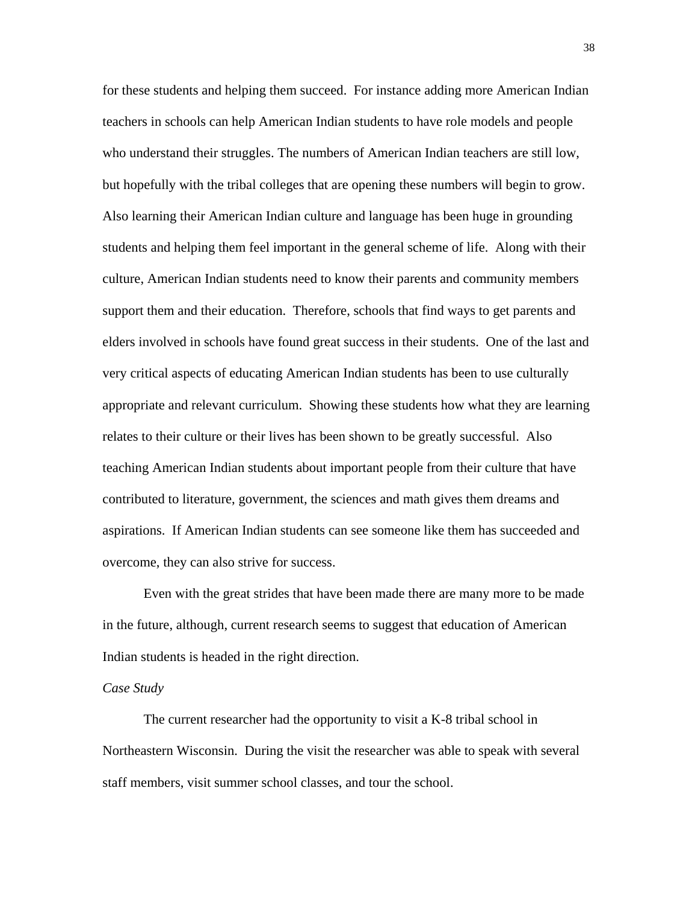for these students and helping them succeed. For instance adding more American Indian teachers in schools can help American Indian students to have role models and people who understand their struggles. The numbers of American Indian teachers are still low, but hopefully with the tribal colleges that are opening these numbers will begin to grow. Also learning their American Indian culture and language has been huge in grounding students and helping them feel important in the general scheme of life. Along with their culture, American Indian students need to know their parents and community members support them and their education. Therefore, schools that find ways to get parents and elders involved in schools have found great success in their students. One of the last and very critical aspects of educating American Indian students has been to use culturally appropriate and relevant curriculum. Showing these students how what they are learning relates to their culture or their lives has been shown to be greatly successful. Also teaching American Indian students about important people from their culture that have contributed to literature, government, the sciences and math gives them dreams and aspirations. If American Indian students can see someone like them has succeeded and overcome, they can also strive for success.

Even with the great strides that have been made there are many more to be made in the future, although, current research seems to suggest that education of American Indian students is headed in the right direction.

*Case Study*

The current researcher had the opportunity to visit a K-8 tribal school in Northeastern Wisconsin. During the visit the researcher was able to speak with several staff members, visit summer school classes, and tour the school.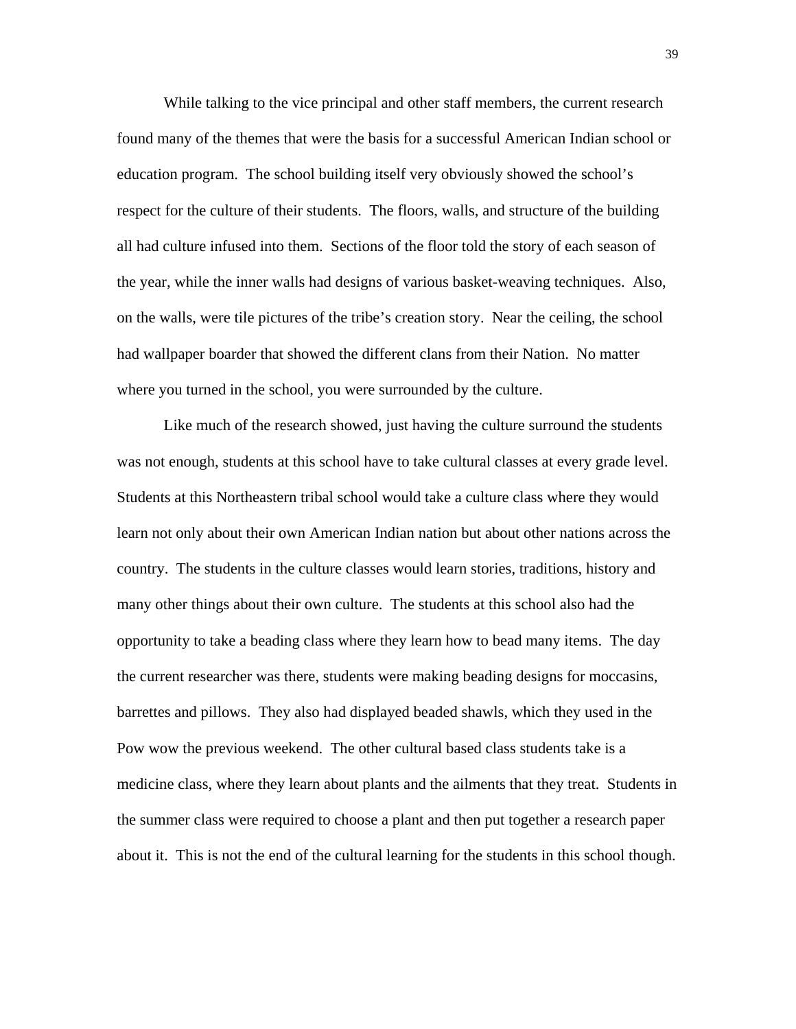While talking to the vice principal and other staff members, the current research found many of the themes that were the basis for a successful American Indian school or education program. The school building itself very obviously showed the school's respect for the culture of their students. The floors, walls, and structure of the building all had culture infused into them. Sections of the floor told the story of each season of the year, while the inner walls had designs of various basket-weaving techniques. Also, on the walls, were tile pictures of the tribe's creation story. Near the ceiling, the school had wallpaper boarder that showed the different clans from their Nation. No matter where you turned in the school, you were surrounded by the culture.

Like much of the research showed, just having the culture surround the students was not enough, students at this school have to take cultural classes at every grade level. Students at this Northeastern tribal school would take a culture class where they would learn not only about their own American Indian nation but about other nations across the country. The students in the culture classes would learn stories, traditions, history and many other things about their own culture. The students at this school also had the opportunity to take a beading class where they learn how to bead many items. The day the current researcher was there, students were making beading designs for moccasins, barrettes and pillows. They also had displayed beaded shawls, which they used in the Pow wow the previous weekend. The other cultural based class students take is a medicine class, where they learn about plants and the ailments that they treat. Students in the summer class were required to choose a plant and then put together a research paper about it. This is not the end of the cultural learning for the students in this school though.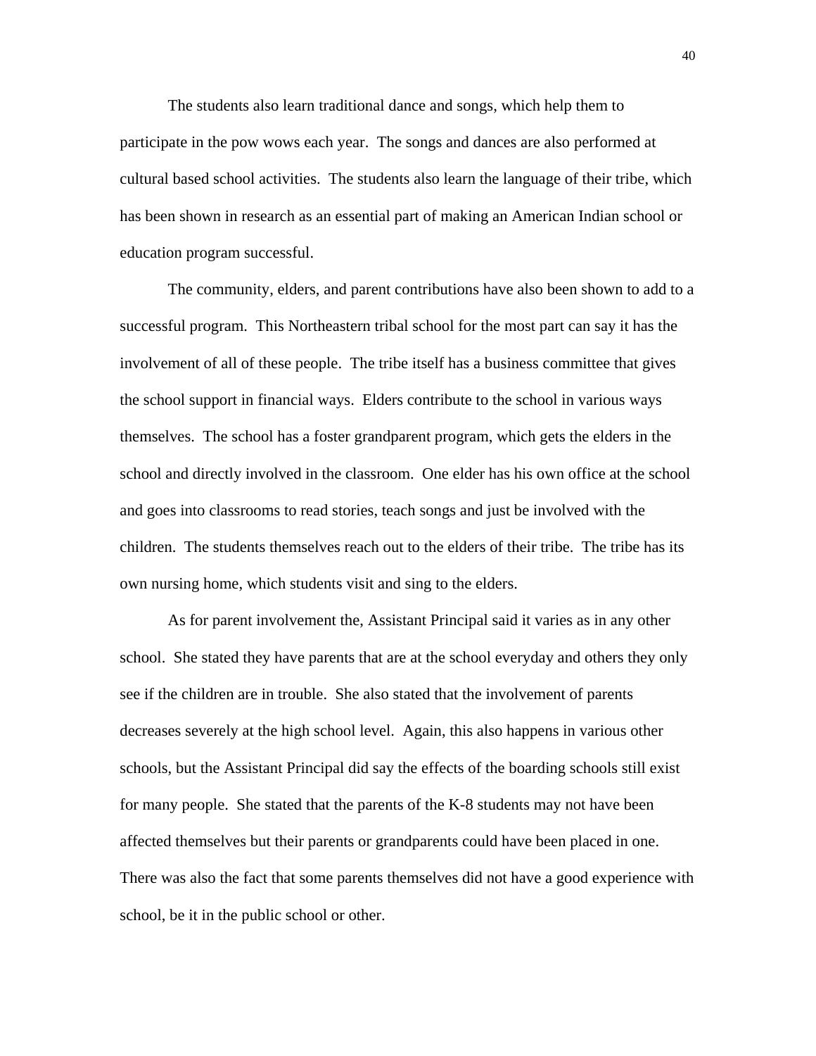The students also learn traditional dance and songs, which help them to participate in the pow wows each year. The songs and dances are also performed at cultural based school activities. The students also learn the language of their tribe, which has been shown in research as an essential part of making an American Indian school or education program successful.

The community, elders, and parent contributions have also been shown to add to a successful program. This Northeastern tribal school for the most part can say it has the involvement of all of these people. The tribe itself has a business committee that gives the school support in financial ways. Elders contribute to the school in various ways themselves. The school has a foster grandparent program, which gets the elders in the school and directly involved in the classroom. One elder has his own office at the school and goes into classrooms to read stories, teach songs and just be involved with the children. The students themselves reach out to the elders of their tribe. The tribe has its own nursing home, which students visit and sing to the elders.

As for parent involvement the, Assistant Principal said it varies as in any other school. She stated they have parents that are at the school everyday and others they only see if the children are in trouble. She also stated that the involvement of parents decreases severely at the high school level. Again, this also happens in various other schools, but the Assistant Principal did say the effects of the boarding schools still exist for many people. She stated that the parents of the K-8 students may not have been affected themselves but their parents or grandparents could have been placed in one. There was also the fact that some parents themselves did not have a good experience with school, be it in the public school or other.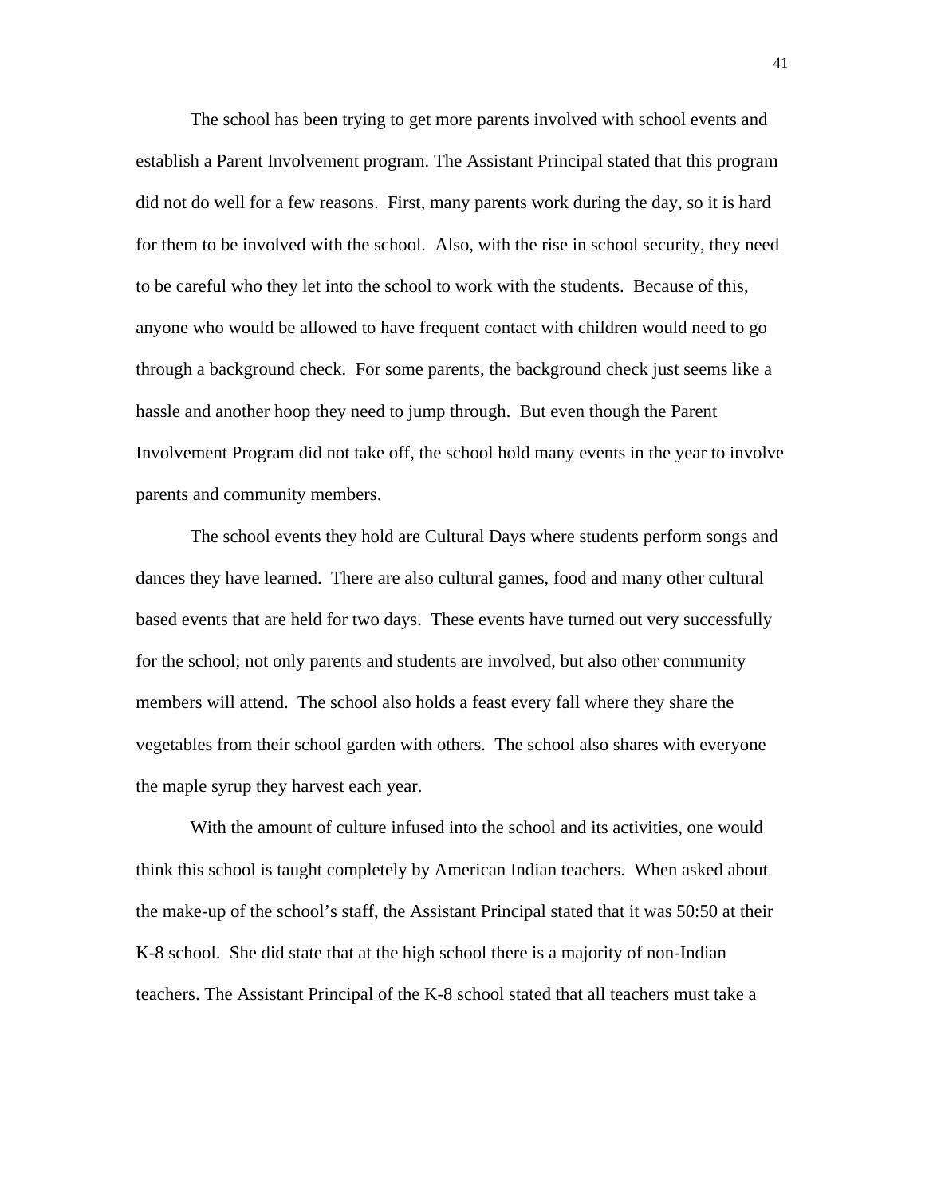The school has been trying to get more parents involved with school events and establish a Parent Involvement program. The Assistant Principal stated that this program did not do well for a few reasons. First, many parents work during the day, so it is hard for them to be involved with the school. Also, with the rise in school security, they need to be careful who they let into the school to work with the students. Because of this, anyone who would be allowed to have frequent contact with children would need to go through a background check. For some parents, the background check just seems like a hassle and another hoop they need to jump through. But even though the Parent Involvement Program did not take off, the school hold many events in the year to involve parents and community members.

The school events they hold are Cultural Days where students perform songs and dances they have learned. There are also cultural games, food and many other cultural based events that are held for two days. These events have turned out very successfully for the school; not only parents and students are involved, but also other community members will attend. The school also holds a feast every fall where they share the vegetables from their school garden with others. The school also shares with everyone the maple syrup they harvest each year.

With the amount of culture infused into the school and its activities, one would think this school is taught completely by American Indian teachers. When asked about the make-up of the school's staff, the Assistant Principal stated that it was 50:50 at their K-8 school. She did state that at the high school there is a majority of non-Indian teachers. The Assistant Principal of the K-8 school stated that all teachers must take a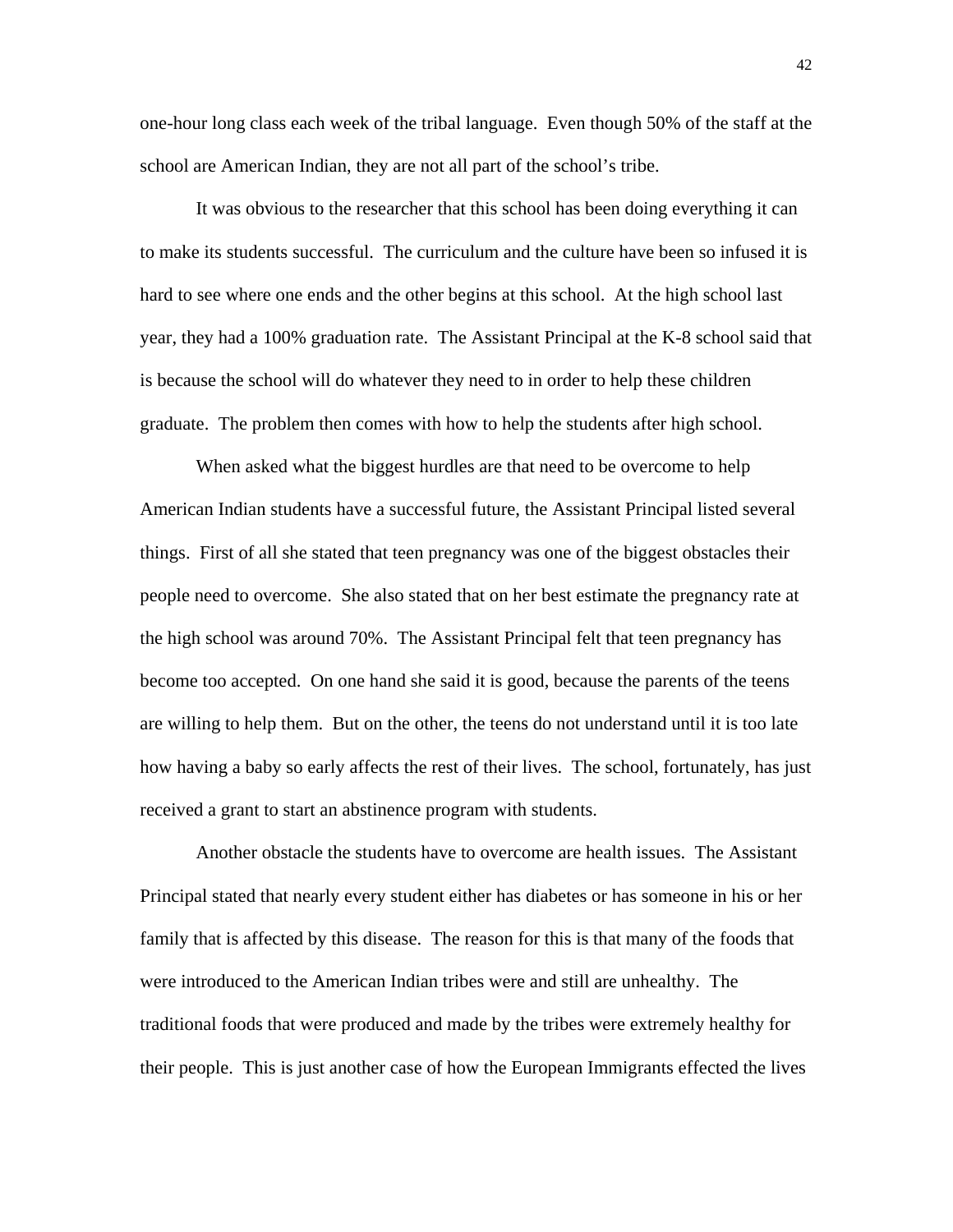one-hour long class each week of the tribal language.  Even though 50% of the staff at the school are American Indian, they are not all part of the school's tribe.

It was obvious to the researcher that this school has been doing everything it can to make its students successful.  The curriculum and the culture have been so infused it is hard to see where one ends and the other begins at this school.  At the high school last year, they had a 100% graduation rate.  The Assistant Principal at the K-8 school said that is because the school will do whatever they need to in order to help these children graduate.  The problem then comes with how to help the students after high school.

When asked what the biggest hurdles are that need to be overcome to help American Indian students have a successful future, the Assistant Principal listed several things.  First of all she stated that teen pregnancy was one of the biggest obstacles their people need to overcome.  She also stated that on her best estimate the pregnancy rate at the high school was around 70%.  The Assistant Principal felt that teen pregnancy has become too accepted.  On one hand she said it is good, because the parents of the teens are willing to help them.  But on the other, the teens do not understand until it is too late how having a baby so early affects the rest of their lives.  The school, fortunately, has just received a grant to start an abstinence program with students.

Another obstacle the students have to overcome are health issues.  The Assistant Principal stated that nearly every student either has diabetes or has someone in his or her family that is affected by this disease.  The reason for this is that many of the foods that were introduced to the American Indian tribes were and still are unhealthy.  The traditional foods that were produced and made by the tribes were extremely healthy for their people.  This is just another case of how the European Immigrants effected the lives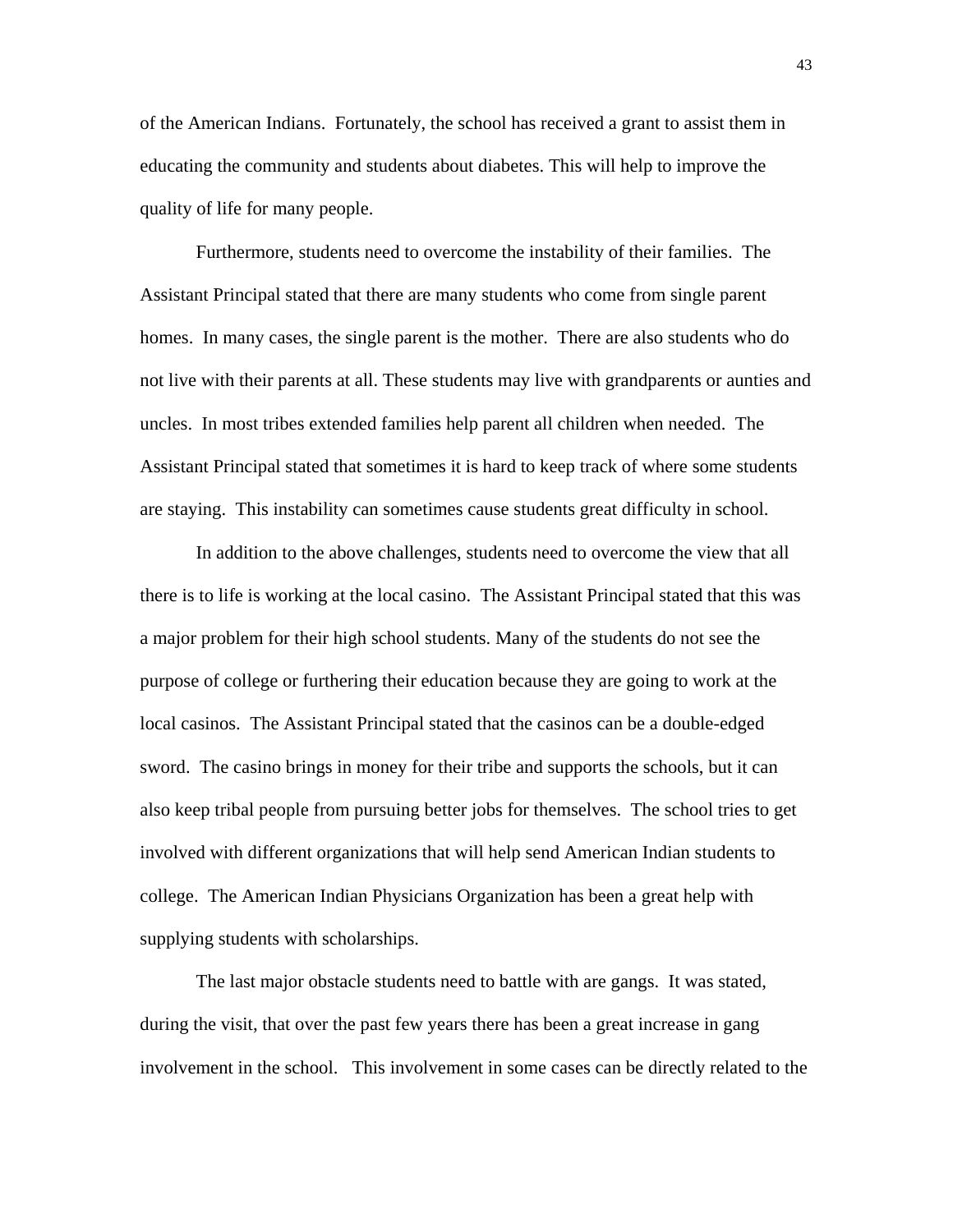of the American Indians.  Fortunately, the school has received a grant to assist them in educating the community and students about diabetes. This will help to improve the quality of life for many people.

Furthermore, students need to overcome the instability of their families.  The Assistant Principal stated that there are many students who come from single parent homes.  In many cases, the single parent is the mother.  There are also students who do not live with their parents at all. These students may live with grandparents or aunties and uncles.  In most tribes extended families help parent all children when needed.  The Assistant Principal stated that sometimes it is hard to keep track of where some students are staying.  This instability can sometimes cause students great difficulty in school.

In addition to the above challenges, students need to overcome the view that all there is to life is working at the local casino.  The Assistant Principal stated that this was a major problem for their high school students. Many of the students do not see the purpose of college or furthering their education because they are going to work at the local casinos.  The Assistant Principal stated that the casinos can be a double-edged sword.  The casino brings in money for their tribe and supports the schools, but it can also keep tribal people from pursuing better jobs for themselves.  The school tries to get involved with different organizations that will help send American Indian students to college.  The American Indian Physicians Organization has been a great help with supplying students with scholarships.

The last major obstacle students need to battle with are gangs.  It was stated, during the visit, that over the past few years there has been a great increase in gang involvement in the school.   This involvement in some cases can be directly related to the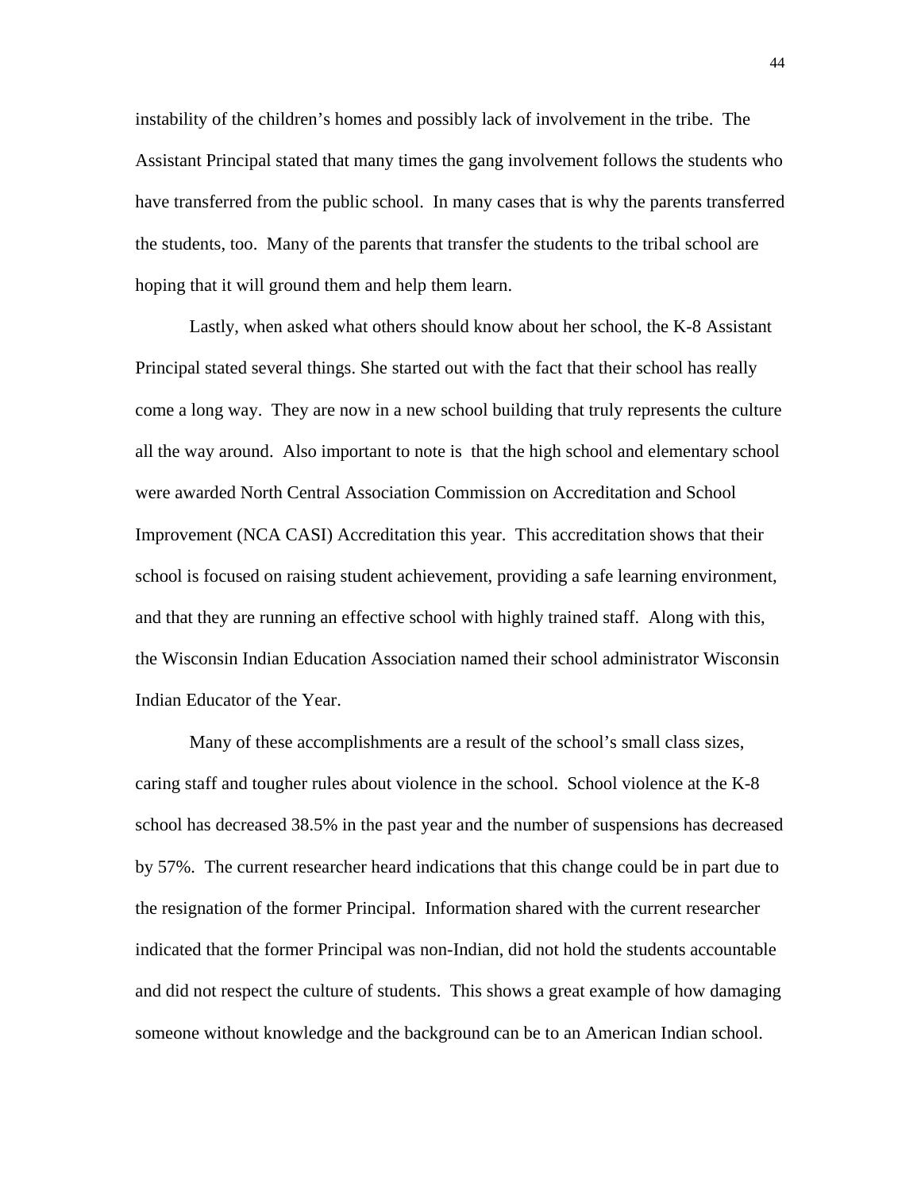instability of the children's homes and possibly lack of involvement in the tribe. The Assistant Principal stated that many times the gang involvement follows the students who have transferred from the public school. In many cases that is why the parents transferred the students, too. Many of the parents that transfer the students to the tribal school are hoping that it will ground them and help them learn.

Lastly, when asked what others should know about her school, the K-8 Assistant Principal stated several things. She started out with the fact that their school has really come a long way. They are now in a new school building that truly represents the culture all the way around. Also important to note is that the high school and elementary school were awarded North Central Association Commission on Accreditation and School Improvement (NCA CASI) Accreditation this year. This accreditation shows that their school is focused on raising student achievement, providing a safe learning environment, and that they are running an effective school with highly trained staff. Along with this, the Wisconsin Indian Education Association named their school administrator Wisconsin Indian Educator of the Year.

Many of these accomplishments are a result of the school's small class sizes, caring staff and tougher rules about violence in the school. School violence at the K-8 school has decreased 38.5% in the past year and the number of suspensions has decreased by 57%. The current researcher heard indications that this change could be in part due to the resignation of the former Principal. Information shared with the current researcher indicated that the former Principal was non-Indian, did not hold the students accountable and did not respect the culture of students. This shows a great example of how damaging someone without knowledge and the background can be to an American Indian school.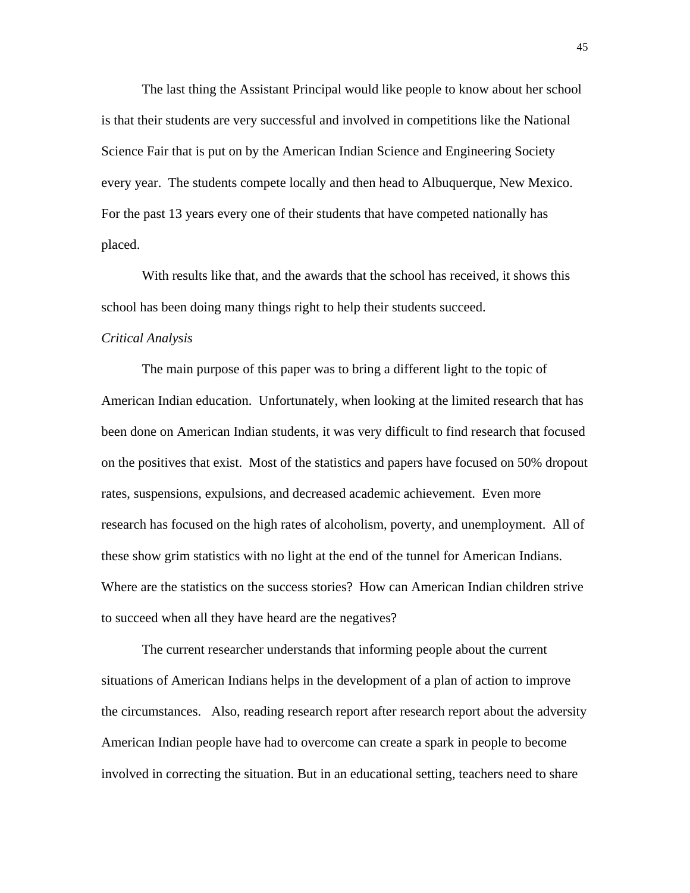The last thing the Assistant Principal would like people to know about her school is that their students are very successful and involved in competitions like the National Science Fair that is put on by the American Indian Science and Engineering Society every year. The students compete locally and then head to Albuquerque, New Mexico. For the past 13 years every one of their students that have competed nationally has placed.

With results like that, and the awards that the school has received, it shows this school has been doing many things right to help their students succeed.

*Critical Analysis*

The main purpose of this paper was to bring a different light to the topic of American Indian education. Unfortunately, when looking at the limited research that has been done on American Indian students, it was very difficult to find research that focused on the positives that exist. Most of the statistics and papers have focused on 50% dropout rates, suspensions, expulsions, and decreased academic achievement. Even more research has focused on the high rates of alcoholism, poverty, and unemployment. All of these show grim statistics with no light at the end of the tunnel for American Indians. Where are the statistics on the success stories? How can American Indian children strive to succeed when all they have heard are the negatives?

The current researcher understands that informing people about the current situations of American Indians helps in the development of a plan of action to improve the circumstances. Also, reading research report after research report about the adversity American Indian people have had to overcome can create a spark in people to become involved in correcting the situation. But in an educational setting, teachers need to share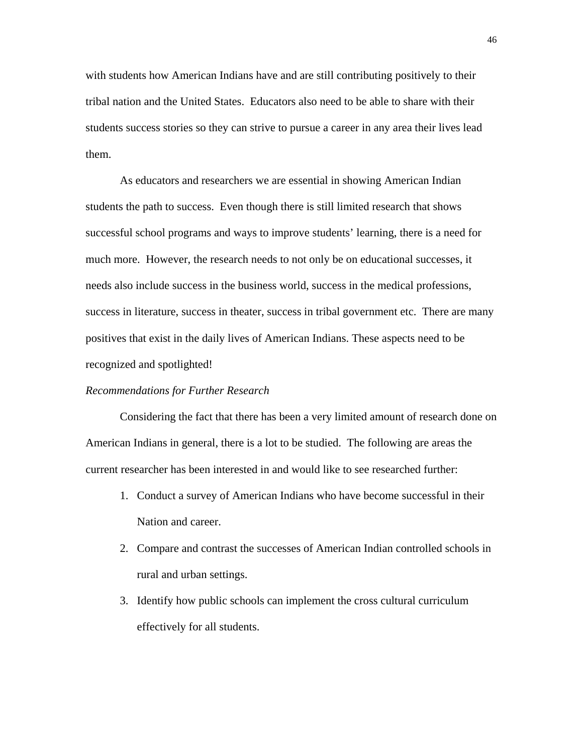with students how American Indians have and are still contributing positively to their tribal nation and the United States. Educators also need to be able to share with their students success stories so they can strive to pursue a career in any area their lives lead them.

As educators and researchers we are essential in showing American Indian students the path to success. Even though there is still limited research that shows successful school programs and ways to improve students' learning, there is a need for much more. However, the research needs to not only be on educational successes, it needs also include success in the business world, success in the medical professions, success in literature, success in theater, success in tribal government etc. There are many positives that exist in the daily lives of American Indians. These aspects need to be recognized and spotlighted!

*Recommendations for Further Research*

Considering the fact that there has been a very limited amount of research done on American Indians in general, there is a lot to be studied. The following are areas the current researcher has been interested in and would like to see researched further:

1. Conduct a survey of American Indians who have become successful in their Nation and career.
2. Compare and contrast the successes of American Indian controlled schools in rural and urban settings.
3. Identify how public schools can implement the cross cultural curriculum effectively for all students.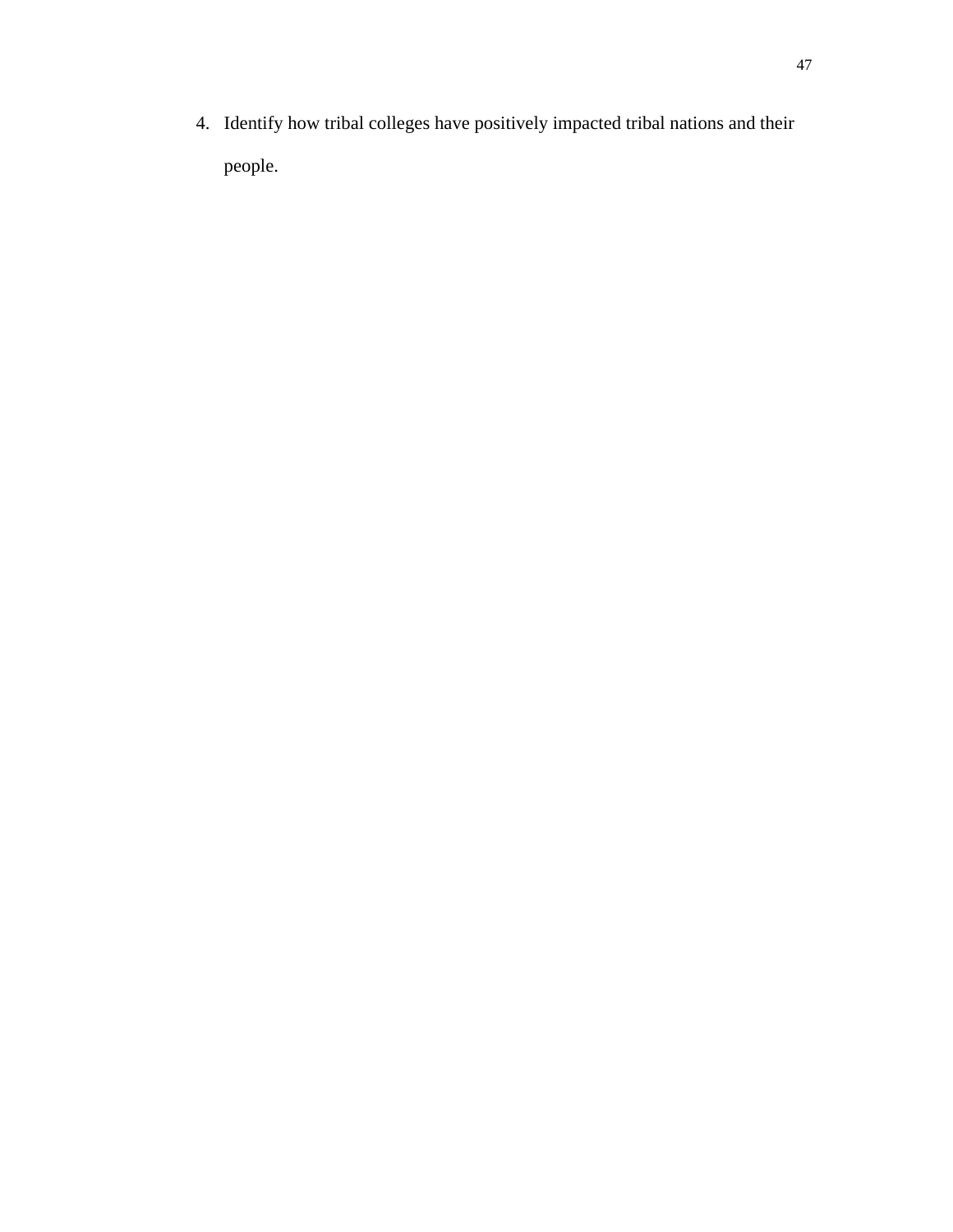4. Identify how tribal colleges have positively impacted tribal nations and their people.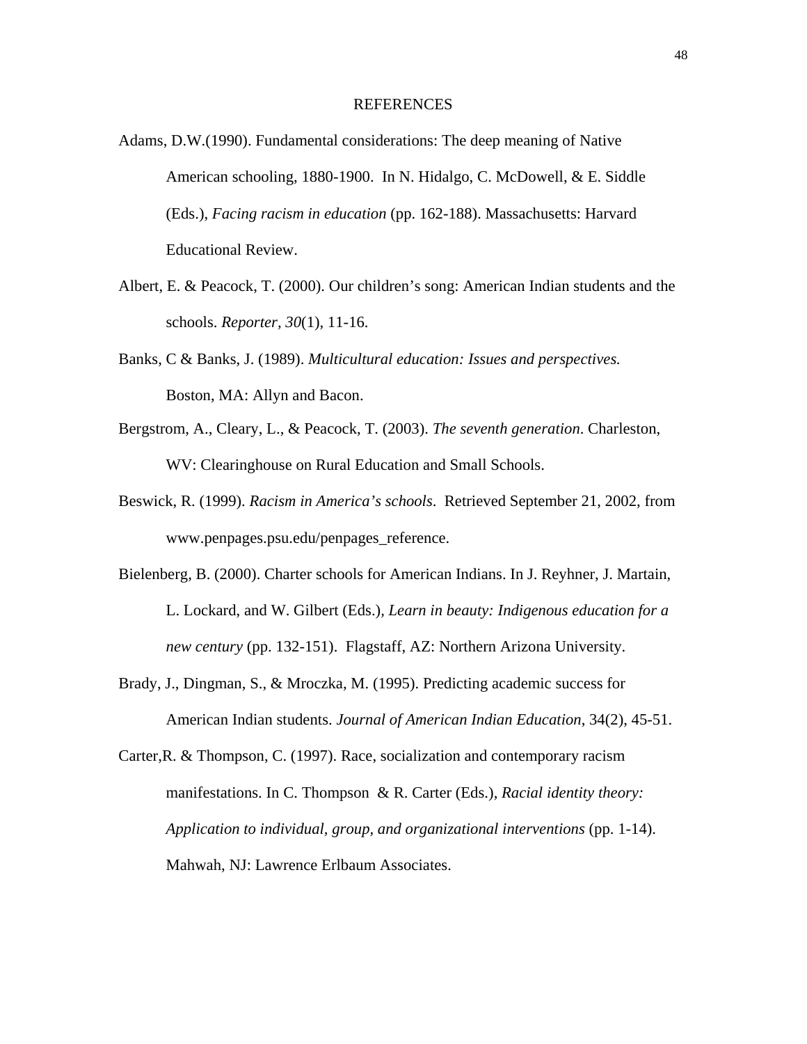# REFERENCES

Adams, D.W.(1990). Fundamental considerations: The deep meaning of Native American schooling, 1880-1900. In N. Hidalgo, C. McDowell, & E. Siddle (Eds.), *Facing racism in education* (pp. 162-188). Massachusetts: Harvard Educational Review.

Albert, E. & Peacock, T. (2000). Our children's song: American Indian students and the schools. *Reporter*, *30*(1), 11-16.

Banks, C & Banks, J. (1989). *Multicultural education: Issues and perspectives.* Boston, MA: Allyn and Bacon.

Bergstrom, A., Cleary, L., & Peacock, T. (2003). *The seventh generation*. Charleston, WV: Clearinghouse on Rural Education and Small Schools.

Beswick, R. (1999). *Racism in America's schools*. Retrieved September 21, 2002, from www.penpages.psu.edu/penpages_reference.

Bielenberg, B. (2000). Charter schools for American Indians. In J. Reyhner, J. Martain, L. Lockard, and W. Gilbert (Eds.), *Learn in beauty: Indigenous education for a new century* (pp. 132-151). Flagstaff, AZ: Northern Arizona University.

Brady, J., Dingman, S., & Mroczka, M. (1995). Predicting academic success for American Indian students. *Journal of American Indian Education*, 34(2), 45-51.

Carter,R. & Thompson, C. (1997). Race, socialization and contemporary racism manifestations. In C. Thompson & R. Carter (Eds.), *Racial identity theory: Application to individual, group, and organizational interventions* (pp. 1-14). Mahwah, NJ: Lawrence Erlbaum Associates.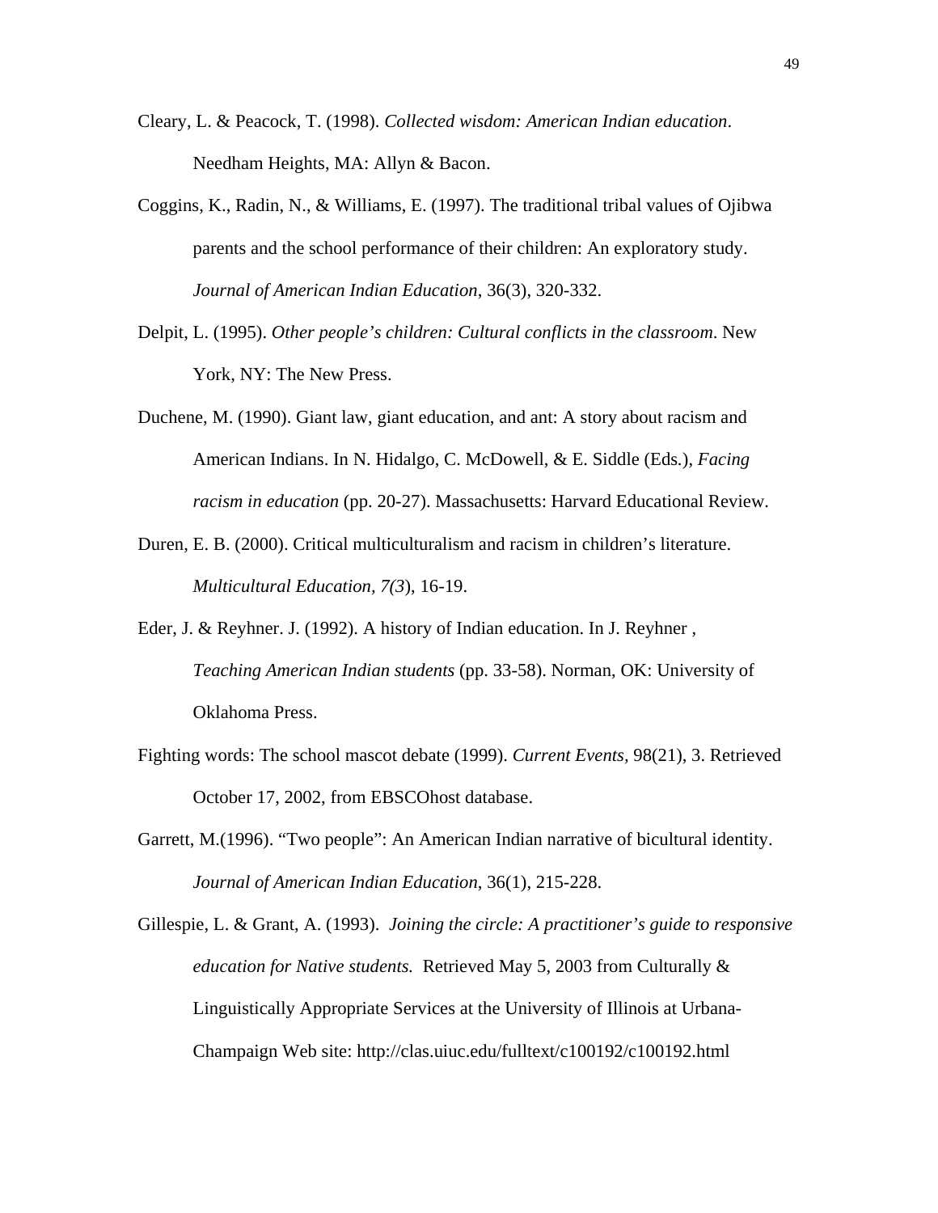Cleary, L. & Peacock, T. (1998). *Collected wisdom: American Indian education*. Needham Heights, MA: Allyn & Bacon.

Coggins, K., Radin, N., & Williams, E. (1997). The traditional tribal values of Ojibwa parents and the school performance of their children: An exploratory study. *Journal of American Indian Education*, 36(3), 320-332.

Delpit, L. (1995). *Other people's children: Cultural conflicts in the classroom*. New York, NY: The New Press.

Duchene, M. (1990). Giant law, giant education, and ant: A story about racism and American Indians. In N. Hidalgo, C. McDowell, & E. Siddle (Eds.), *Facing racism in education* (pp. 20-27). Massachusetts: Harvard Educational Review.

Duren, E. B. (2000). Critical multiculturalism and racism in children's literature. *Multicultural Education, 7(3*), 16-19.

Eder, J. & Reyhner. J. (1992). A history of Indian education. In J. Reyhner , *Teaching American Indian students* (pp. 33-58). Norman, OK: University of Oklahoma Press.

Fighting words: The school mascot debate (1999). *Current Events,* 98(21), 3. Retrieved October 17, 2002, from EBSCOhost database.

Garrett, M.(1996). "Two people": An American Indian narrative of bicultural identity. *Journal of American Indian Education*, 36(1), 215-228.

Gillespie, L. & Grant, A. (1993). *Joining the circle: A practitioner's guide to responsive education for Native students.* Retrieved May 5, 2003 from Culturally & Linguistically Appropriate Services at the University of Illinois at Urbana-Champaign Web site: http://clas.uiuc.edu/fulltext/c100192/c100192.html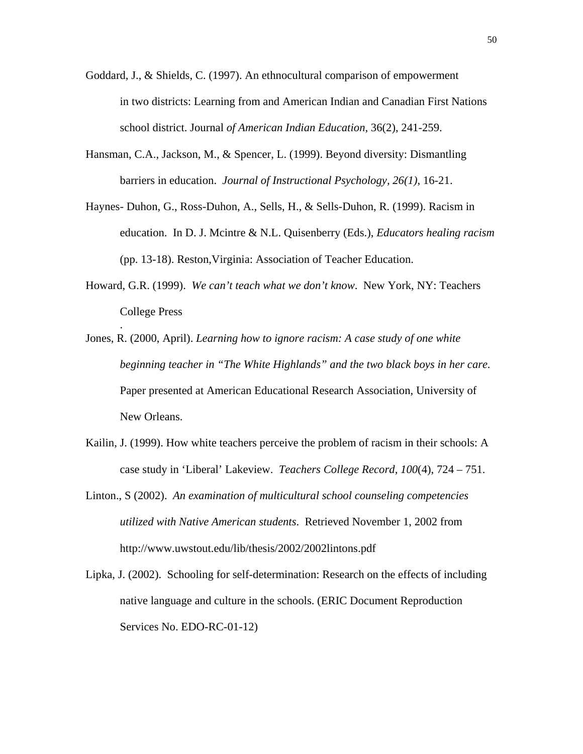Goddard, J., & Shields, C. (1997). An ethnocultural comparison of empowerment in two districts: Learning from and American Indian and Canadian First Nations school district. Journal *of American Indian Education*, 36(2), 241-259.

Hansman, C.A., Jackson, M., & Spencer, L. (1999). Beyond diversity: Dismantling barriers in education. *Journal of Instructional Psychology, 26(1)*, 16-21.

Haynes- Duhon, G., Ross-Duhon, A., Sells, H., & Sells-Duhon, R. (1999). Racism in education. In D. J. Mcintre & N.L. Quisenberry (Eds.), *Educators healing racism* (pp. 13-18). Reston,Virginia: Association of Teacher Education.

Howard, G.R. (1999). *We can't teach what we don't know*. New York, NY: Teachers College Press
.

Jones, R. (2000, April). *Learning how to ignore racism: A case study of one white beginning teacher in "The White Highlands" and the two black boys in her care.* Paper presented at American Educational Research Association, University of New Orleans.

Kailin, J. (1999). How white teachers perceive the problem of racism in their schools: A case study in 'Liberal' Lakeview. *Teachers College Record, 100*(4), 724 – 751.

Linton., S (2002). *An examination of multicultural school counseling competencies utilized with Native American students*. Retrieved November 1, 2002 from http://www.uwstout.edu/lib/thesis/2002/2002lintons.pdf

Lipka, J. (2002). Schooling for self-determination: Research on the effects of including native language and culture in the schools. (ERIC Document Reproduction Services No. EDO-RC-01-12)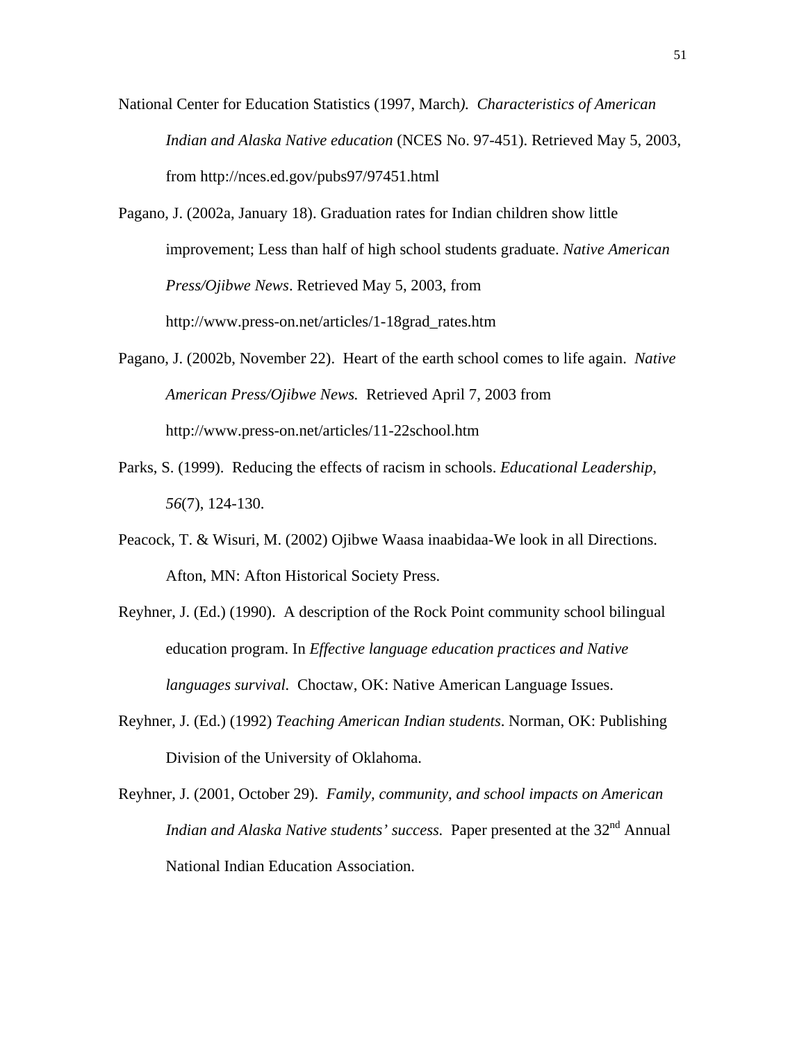National Center for Education Statistics (1997, March*).* *Characteristics of American Indian and Alaska Native education* (NCES No. 97-451). Retrieved May 5, 2003, from http://nces.ed.gov/pubs97/97451.html

Pagano, J. (2002a, January 18). Graduation rates for Indian children show little improvement; Less than half of high school students graduate. *Native American Press/Ojibwe News*. Retrieved May 5, 2003, from http://www.press-on.net/articles/1-18grad_rates.htm

Pagano, J. (2002b, November 22). Heart of the earth school comes to life again. *Native American Press/Ojibwe News.* Retrieved April 7, 2003 from http://www.press-on.net/articles/11-22school.htm

Parks, S. (1999). Reducing the effects of racism in schools. *Educational Leadership, 56*(7), 124-130.

Peacock, T. & Wisuri, M. (2002) Ojibwe Waasa inaabidaa-We look in all Directions. Afton, MN: Afton Historical Society Press.

Reyhner, J. (Ed.) (1990). A description of the Rock Point community school bilingual education program. In *Effective language education practices and Native languages survival.* Choctaw, OK: Native American Language Issues.

Reyhner, J. (Ed.) (1992) *Teaching American Indian students*. Norman, OK: Publishing Division of the University of Oklahoma.

Reyhner, J. (2001, October 29). *Family, community, and school impacts on American Indian and Alaska Native students' success.* Paper presented at the 32nd Annual National Indian Education Association.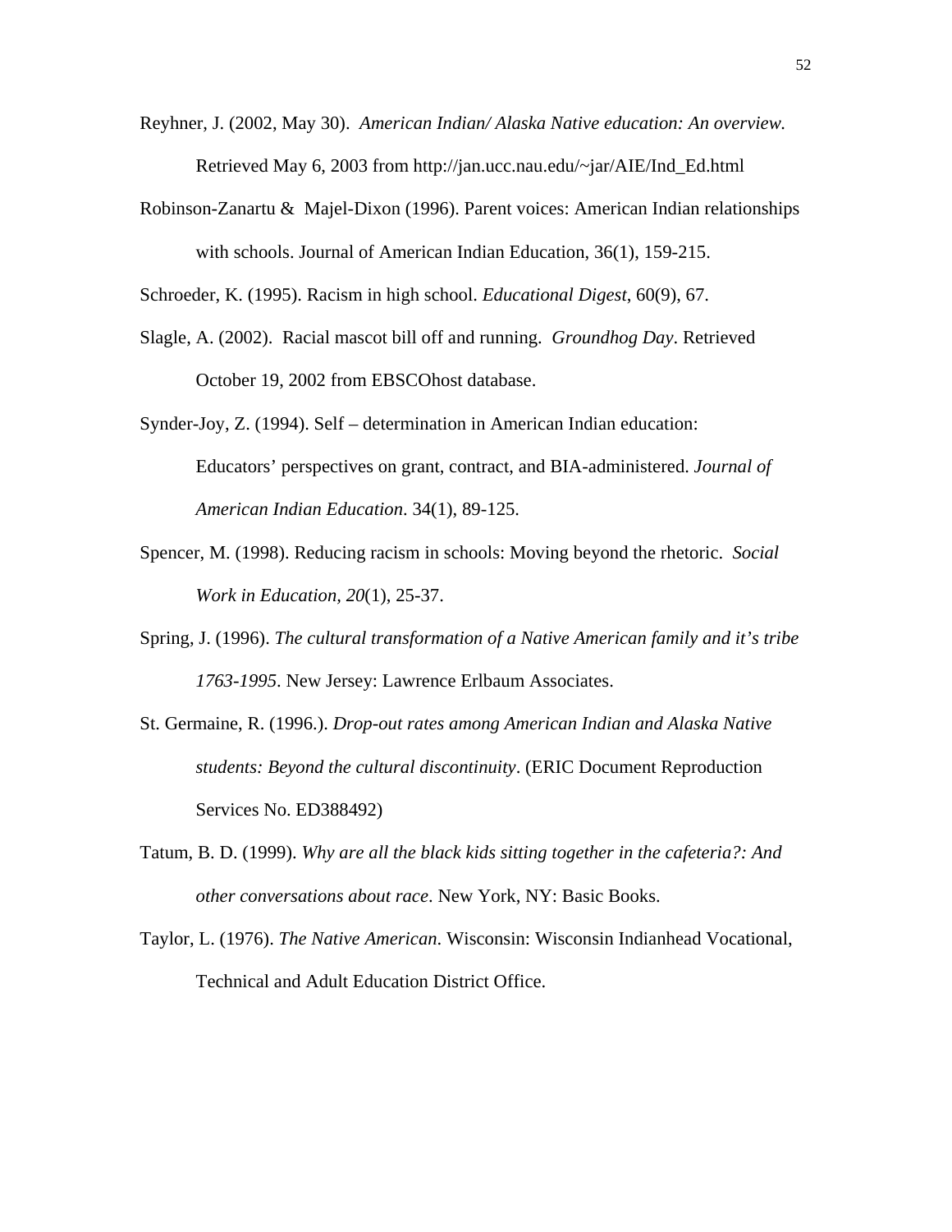Reyhner, J. (2002, May 30). *American Indian/ Alaska Native education: An overview.* Retrieved May 6, 2003 from http://jan.ucc.nau.edu/~jar/AIE/Ind_Ed.html

Robinson-Zanartu & Majel-Dixon (1996). Parent voices: American Indian relationships with schools. Journal of American Indian Education, 36(1), 159-215.

Schroeder, K. (1995). Racism in high school. *Educational Digest*, 60(9), 67.

Slagle, A. (2002). Racial mascot bill off and running. *Groundhog Day*. Retrieved October 19, 2002 from EBSCOhost database.

Synder-Joy, Z. (1994). Self – determination in American Indian education: Educators' perspectives on grant, contract, and BIA-administered. *Journal of American Indian Education*. 34(1), 89-125.

Spencer, M. (1998). Reducing racism in schools: Moving beyond the rhetoric. *Social Work in Education, 20*(1), 25-37.

Spring, J. (1996). *The cultural transformation of a Native American family and it's tribe 1763-1995*. New Jersey: Lawrence Erlbaum Associates.

St. Germaine, R. (1996.). *Drop-out rates among American Indian and Alaska Native students: Beyond the cultural discontinuity*. (ERIC Document Reproduction Services No. ED388492)

Tatum, B. D. (1999). *Why are all the black kids sitting together in the cafeteria?: And other conversations about race*. New York, NY: Basic Books.

Taylor, L. (1976). *The Native American*. Wisconsin: Wisconsin Indianhead Vocational, Technical and Adult Education District Office.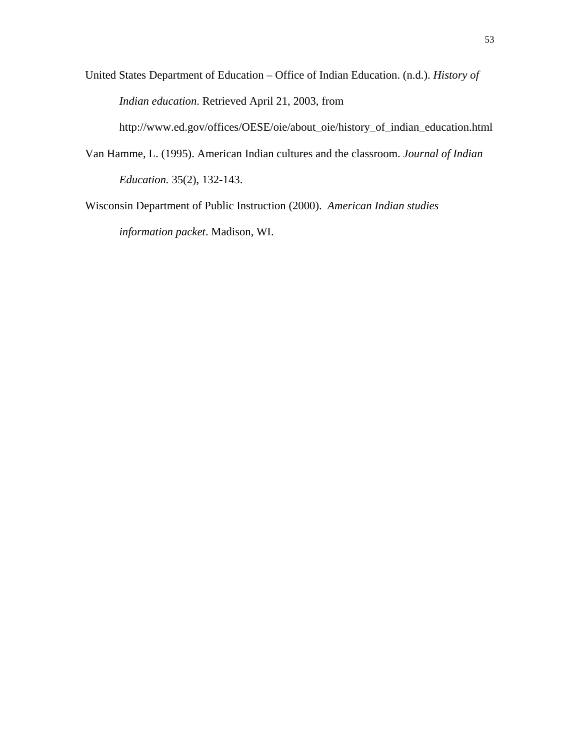United States Department of Education – Office of Indian Education. (n.d.). *History of Indian education*. Retrieved April 21, 2003, from http://www.ed.gov/offices/OESE/oie/about_oie/history_of_indian_education.html

Van Hamme, L. (1995). American Indian cultures and the classroom. *Journal of Indian Education.* 35(2), 132-143.

Wisconsin Department of Public Instruction (2000). *American Indian studies information packet*. Madison, WI.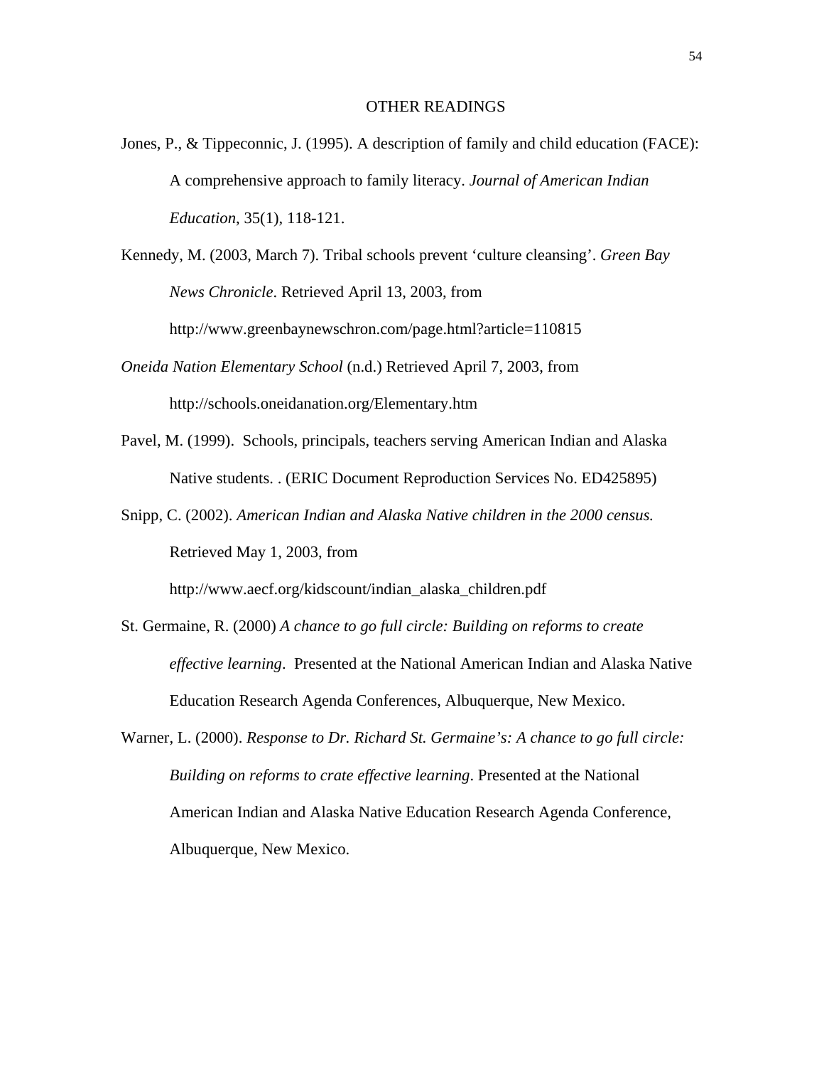# OTHER READINGS

Jones, P., & Tippeconnic, J. (1995). A description of family and child education (FACE): A comprehensive approach to family literacy. *Journal of American Indian Education*, 35(1), 118-121.

Kennedy, M. (2003, March 7). Tribal schools prevent 'culture cleansing'. *Green Bay News Chronicle*. Retrieved April 13, 2003, from http://www.greenbaynewschron.com/page.html?article=110815

*Oneida Nation Elementary School* (n.d.) Retrieved April 7, 2003, from http://schools.oneidanation.org/Elementary.htm

Pavel, M. (1999). Schools, principals, teachers serving American Indian and Alaska Native students. . (ERIC Document Reproduction Services No. ED425895)

Snipp, C. (2002). *American Indian and Alaska Native children in the 2000 census.* Retrieved May 1, 2003, from http://www.aecf.org/kidscount/indian_alaska_children.pdf

St. Germaine, R. (2000) *A chance to go full circle: Building on reforms to create effective learning*. Presented at the National American Indian and Alaska Native Education Research Agenda Conferences, Albuquerque, New Mexico.

Warner, L. (2000). *Response to Dr. Richard St. Germaine's: A chance to go full circle: Building on reforms to crate effective learning*. Presented at the National American Indian and Alaska Native Education Research Agenda Conference, Albuquerque, New Mexico.